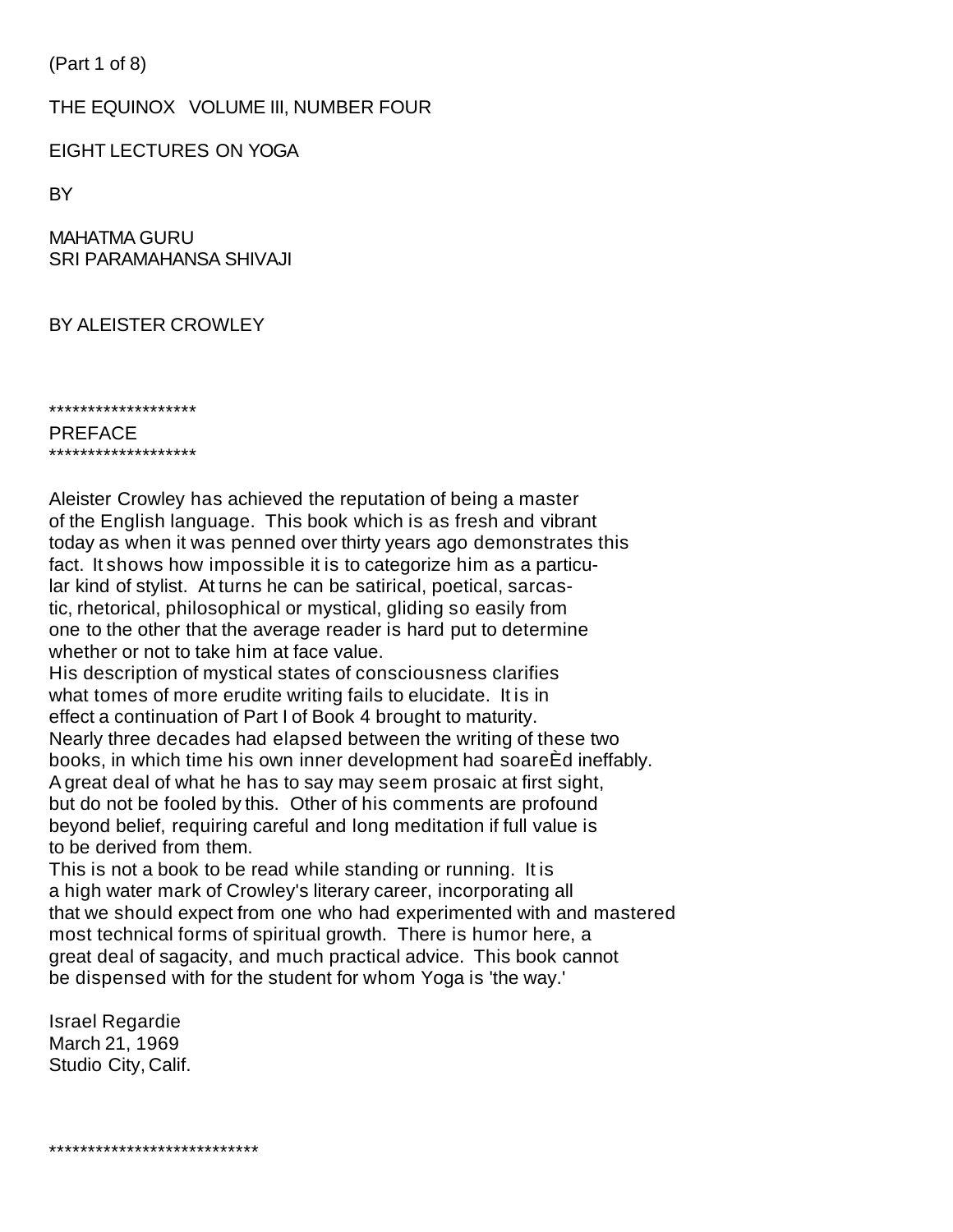(Part 1 of 8)

THE EQUINOX VOLUME III, NUMBER FOUR

# EIGHT LECTURES ON YOGA

BY

MAHATMA GURU
SRI PARAMAHANSA SHIVAJI

BY ALEISTER CROWLEY

*******************
## PREFACE
*******************

Aleister Crowley has achieved the reputation of being a master of the English language. This book which is as fresh and vibrant today as when it was penned over thirty years ago demonstrates this fact. It shows how impossible it is to categorize him as a particular kind of stylist. At turns he can be satirical, poetical, sarcastic, rhetorical, philosophical or mystical, gliding so easily from one to the other that the average reader is hard put to determine whether or not to take him at face value.
His description of mystical states of consciousness clarifies what tomes of more erudite writing fails to elucidate. It is in effect a continuation of Part I of Book 4 brought to maturity. Nearly three decades had elapsed between the writing of these two books, in which time his own inner development had soareÈd ineffably. A great deal of what he has to say may seem prosaic at first sight, but do not be fooled by this. Other of his comments are profound beyond belief, requiring careful and long meditation if full value is to be derived from them.
This is not a book to be read while standing or running. It is a high water mark of Crowley's literary career, incorporating all that we should expect from one who had experimented with and mastered most technical forms of spiritual growth. There is humor here, a great deal of sagacity, and much practical advice. This book cannot be dispensed with for the student for whom Yoga is 'the way.'

Israel Regardie
March 21, 1969
Studio City, Calif.

***************************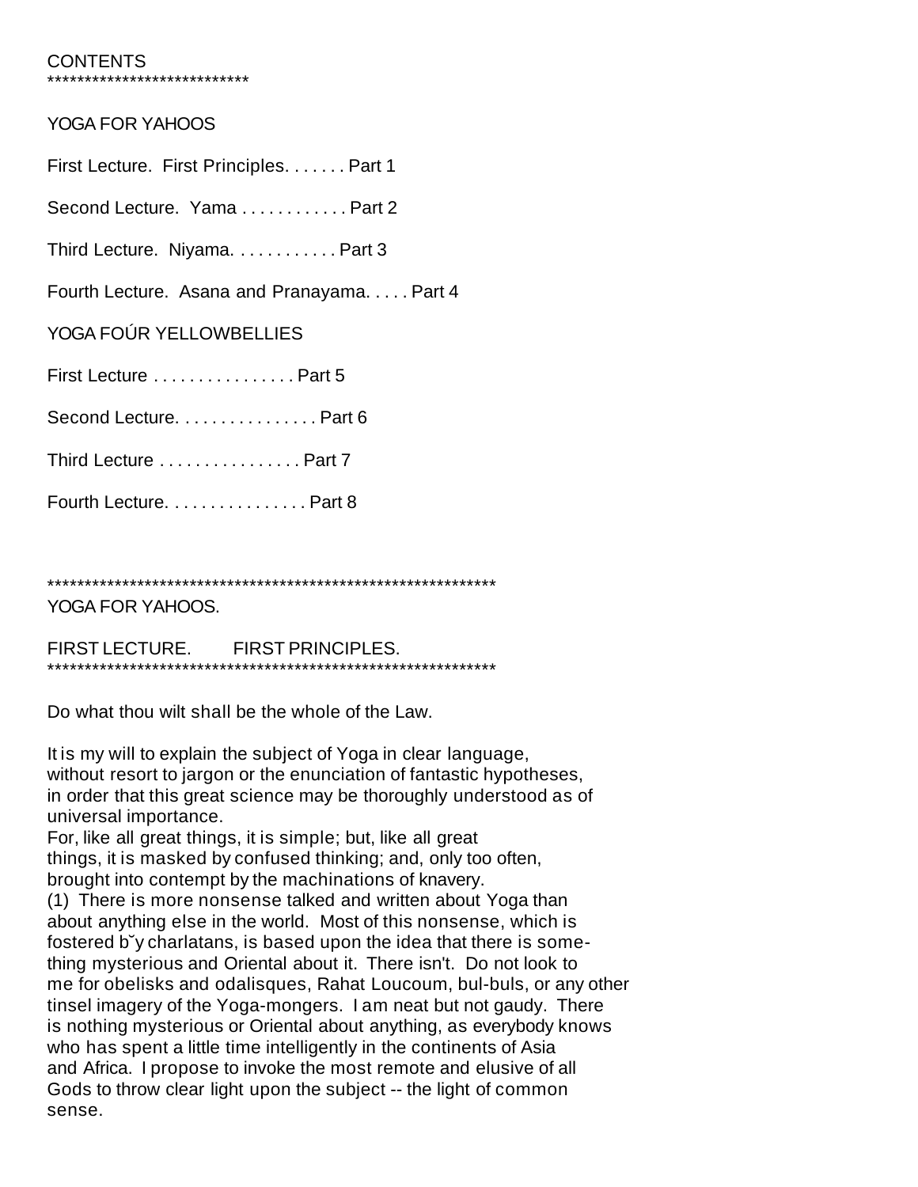CONTENTS
***************************

YOGA FOR YAHOOS

First Lecture. First Principles. . . . . . . Part 1

Second Lecture. Yama . . . . . . . . . . . . Part 2

Third Lecture. Niyama. . . . . . . . . . . . Part 3

Fourth Lecture. Asana and Pranayama. . . . . Part 4

YOGA FOÚR YELLOWBELLIES

First Lecture . . . . . . . . . . . . . . . . Part 5

Second Lecture. . . . . . . . . . . . . . . . Part 6

Third Lecture . . . . . . . . . . . . . . . . Part 7

Fourth Lecture. . . . . . . . . . . . . . . . Part 8

*************************************************************

YOGA FOR YAHOOS.

FIRST LECTURE. FIRST PRINCIPLES.

*************************************************************

Do what thou wilt shall be the whole of the Law.

It is my will to explain the subject of Yoga in clear language, without resort to jargon or the enunciation of fantastic hypotheses, in order that this great science may be thoroughly understood as of universal importance.

For, like all great things, it is simple; but, like all great things, it is masked by confused thinking; and, only too often, brought into contempt by the machinations of knavery.

(1) There is more nonsense talked and written about Yoga than about anything else in the world. Most of this nonsense, which is fostered b˘y charlatans, is based upon the idea that there is something mysterious and Oriental about it. There isn't. Do not look to me for obelisks and odalisques, Rahat Loucoum, bul-buls, or any other tinsel imagery of the Yoga-mongers. I am neat but not gaudy. There is nothing mysterious or Oriental about anything, as everybody knows who has spent a little time intelligently in the continents of Asia and Africa. I propose to invoke the most remote and elusive of all Gods to throw clear light upon the subject -- the light of common sense.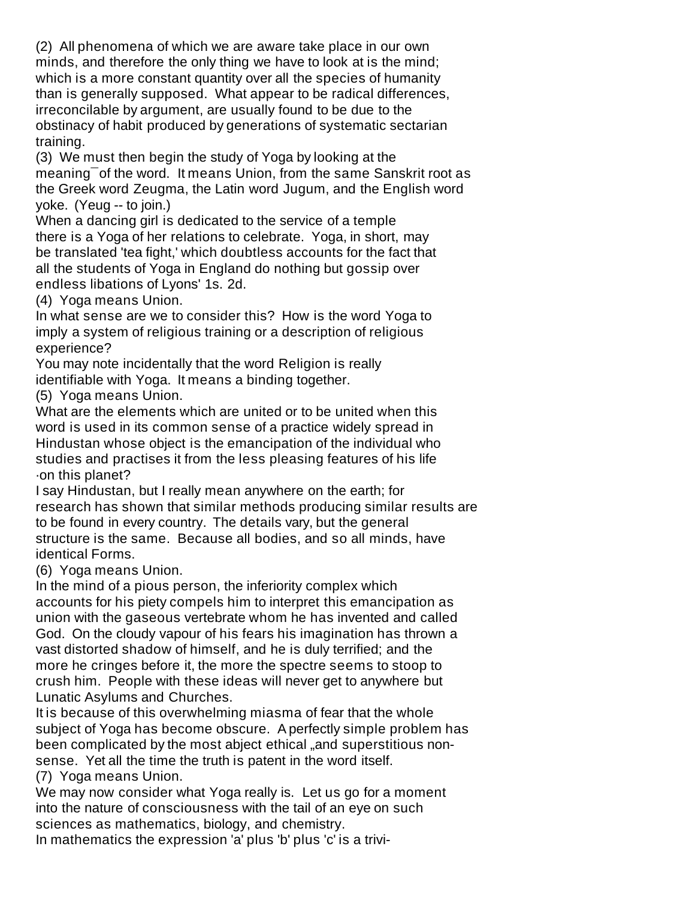(2) All phenomena of which we are aware take place in our own minds, and therefore the only thing we have to look at is the mind; which is a more constant quantity over all the species of humanity than is generally supposed. What appear to be radical differences, irreconcilable by argument, are usually found to be due to the obstinacy of habit produced by generations of systematic sectarian training.

(3) We must then begin the study of Yoga by looking at the meaning¯of the word. It means Union, from the same Sanskrit root as the Greek word Zeugma, the Latin word Jugum, and the English word yoke. (Yeug -- to join.)

When a dancing girl is dedicated to the service of a temple there is a Yoga of her relations to celebrate. Yoga, in short, may be translated 'tea fight,' which doubtless accounts for the fact that all the students of Yoga in England do nothing but gossip over endless libations of Lyons' 1s. 2d.

(4) Yoga means Union.

In what sense are we to consider this? How is the word Yoga to imply a system of religious training or a description of religious experience?

You may note incidentally that the word Religion is really identifiable with Yoga. It means a binding together.

(5) Yoga means Union.

What are the elements which are united or to be united when this word is used in its common sense of a practice widely spread in Hindustan whose object is the emancipation of the individual who studies and practises it from the less pleasing features of his life ·on this planet?

I say Hindustan, but I really mean anywhere on the earth; for research has shown that similar methods producing similar results are to be found in every country. The details vary, but the general structure is the same. Because all bodies, and so all minds, have identical Forms.

(6) Yoga means Union.

In the mind of a pious person, the inferiority complex which accounts for his piety compels him to interpret this emancipation as union with the gaseous vertebrate whom he has invented and called God. On the cloudy vapour of his fears his imagination has thrown a vast distorted shadow of himself, and he is duly terrified; and the more he cringes before it, the more the spectre seems to stoop to crush him. People with these ideas will never get to anywhere but Lunatic Asylums and Churches.

It is because of this overwhelming miasma of fear that the whole subject of Yoga has become obscure. A perfectly simple problem has been complicated by the most abject ethical „and superstitious non-sense. Yet all the time the truth is patent in the word itself.

(7) Yoga means Union.

We may now consider what Yoga really is. Let us go for a moment into the nature of consciousness with the tail of an eye on such sciences as mathematics, biology, and chemistry.

In mathematics the expression 'a' plus 'b' plus 'c' is a trivi-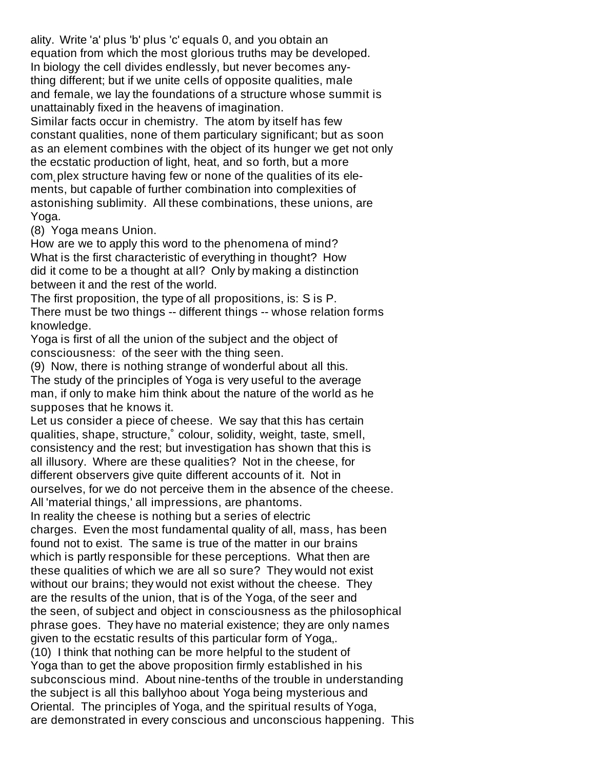ality. Write 'a' plus 'b' plus 'c' equals 0, and you obtain an equation from which the most glorious truths may be developed. In biology the cell divides endlessly, but never becomes anything different; but if we unite cells of opposite qualities, male and female, we lay the foundations of a structure whose summit is unattainably fixed in the heavens of imagination.

Similar facts occur in chemistry. The atom by itself has few constant qualities, none of them particulary significant; but as soon as an element combines with the object of its hunger we get not only the ecstatic production of light, heat, and so forth, but a more com plex structure having few or none of the qualities of its elements, but capable of further combination into complexities of astonishing sublimity. All these combinations, these unions, are Yoga.

(8) Yoga means Union.

How are we to apply this word to the phenomena of mind? What is the first characteristic of everything in thought? How did it come to be a thought at all? Only by making a distinction between it and the rest of the world.

The first proposition, the type of all propositions, is: S is P. There must be two things -- different things -- whose relation forms knowledge.

Yoga is first of all the union of the subject and the object of consciousness: of the seer with the thing seen.

(9) Now, there is nothing strange of wonderful about all this. The study of the principles of Yoga is very useful to the average man, if only to make him think about the nature of the world as he supposes that he knows it.

Let us consider a piece of cheese. We say that this has certain qualities, shape, structure, colour, solidity, weight, taste, smell, consistency and the rest; but investigation has shown that this is all illusory. Where are these qualities? Not in the cheese, for different observers give quite different accounts of it. Not in ourselves, for we do not perceive them in the absence of the cheese. All 'material things,' all impressions, are phantoms.

In reality the cheese is nothing but a series of electric charges. Even the most fundamental quality of all, mass, has been found not to exist. The same is true of the matter in our brains which is partly responsible for these perceptions. What then are these qualities of which we are all so sure? They would not exist without our brains; they would not exist without the cheese. They are the results of the union, that is of the Yoga, of the seer and the seen, of subject and object in consciousness as the philosophical phrase goes. They have no material existence; they are only names given to the ecstatic results of this particular form of Yoga,.

(10) I think that nothing can be more helpful to the student of Yoga than to get the above proposition firmly established in his subconscious mind. About nine-tenths of the trouble in understanding the subject is all this ballyhoo about Yoga being mysterious and Oriental. The principles of Yoga, and the spiritual results of Yoga, are demonstrated in every conscious and unconscious happening. This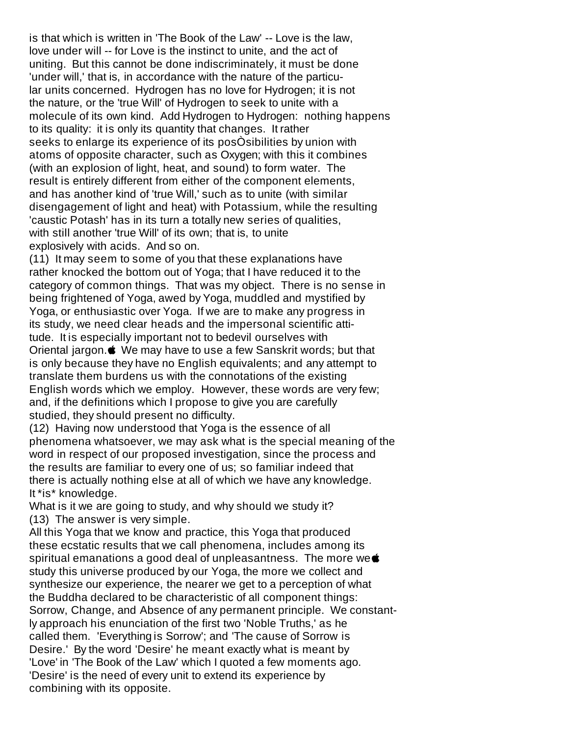is that which is written in 'The Book of the Law' -- Love is the law, love under will -- for Love is the instinct to unite, and the act of uniting. But this cannot be done indiscriminately, it must be done 'under will,' that is, in accordance with the nature of the particular units concerned. Hydrogen has no love for Hydrogen; it is not the nature, or the 'true Will' of Hydrogen to seek to unite with a molecule of its own kind. Add Hydrogen to Hydrogen: nothing happens to its quality: it is only its quantity that changes. It rather seeks to enlarge its experience of its posÒsibilities by union with atoms of opposite character, such as Oxygen; with this it combines (with an explosion of light, heat, and sound) to form water. The result is entirely different from either of the component elements, and has another kind of 'true Will,' such as to unite (with similar disengagement of light and heat) with Potassium, while the resulting 'caustic Potash' has in its turn a totally new series of qualities, with still another 'true Will' of its own; that is, to unite explosively with acids. And so on.

(11) It may seem to some of you that these explanations have rather knocked the bottom out of Yoga; that I have reduced it to the category of common things. That was my object. There is no sense in being frightened of Yoga, awed by Yoga, muddled and mystified by Yoga, or enthusiastic over Yoga. If we are to make any progress in its study, we need clear heads and the impersonal scientific attitude. It is especially important not to bedevil ourselves with Oriental jargon. We may have to use a few Sanskrit words; but that is only because they have no English equivalents; and any attempt to translate them burdens us with the connotations of the existing English words which we employ. However, these words are very few; and, if the definitions which I propose to give you are carefully studied, they should present no difficulty.

(12) Having now understood that Yoga is the essence of all phenomena whatsoever, we may ask what is the special meaning of the word in respect of our proposed investigation, since the process and the results are familiar to every one of us; so familiar indeed that there is actually nothing else at all of which we have any knowledge. It *is* knowledge.

What is it we are going to study, and why should we study it?

(13) The answer is very simple.

All this Yoga that we know and practice, this Yoga that produced these ecstatic results that we call phenomena, includes among its spiritual emanations a good deal of unpleasantness. The more we study this universe produced by our Yoga, the more we collect and synthesize our experience, the nearer we get to a perception of what the Buddha declared to be characteristic of all component things: Sorrow, Change, and Absence of any permanent principle. We constantly approach his enunciation of the first two 'Noble Truths,' as he called them. 'Everything is Sorrow'; and 'The cause of Sorrow is Desire.' By the word 'Desire' he meant exactly what is meant by 'Love' in 'The Book of the Law' which I quoted a few moments ago. 'Desire' is the need of every unit to extend its experience by combining with its opposite.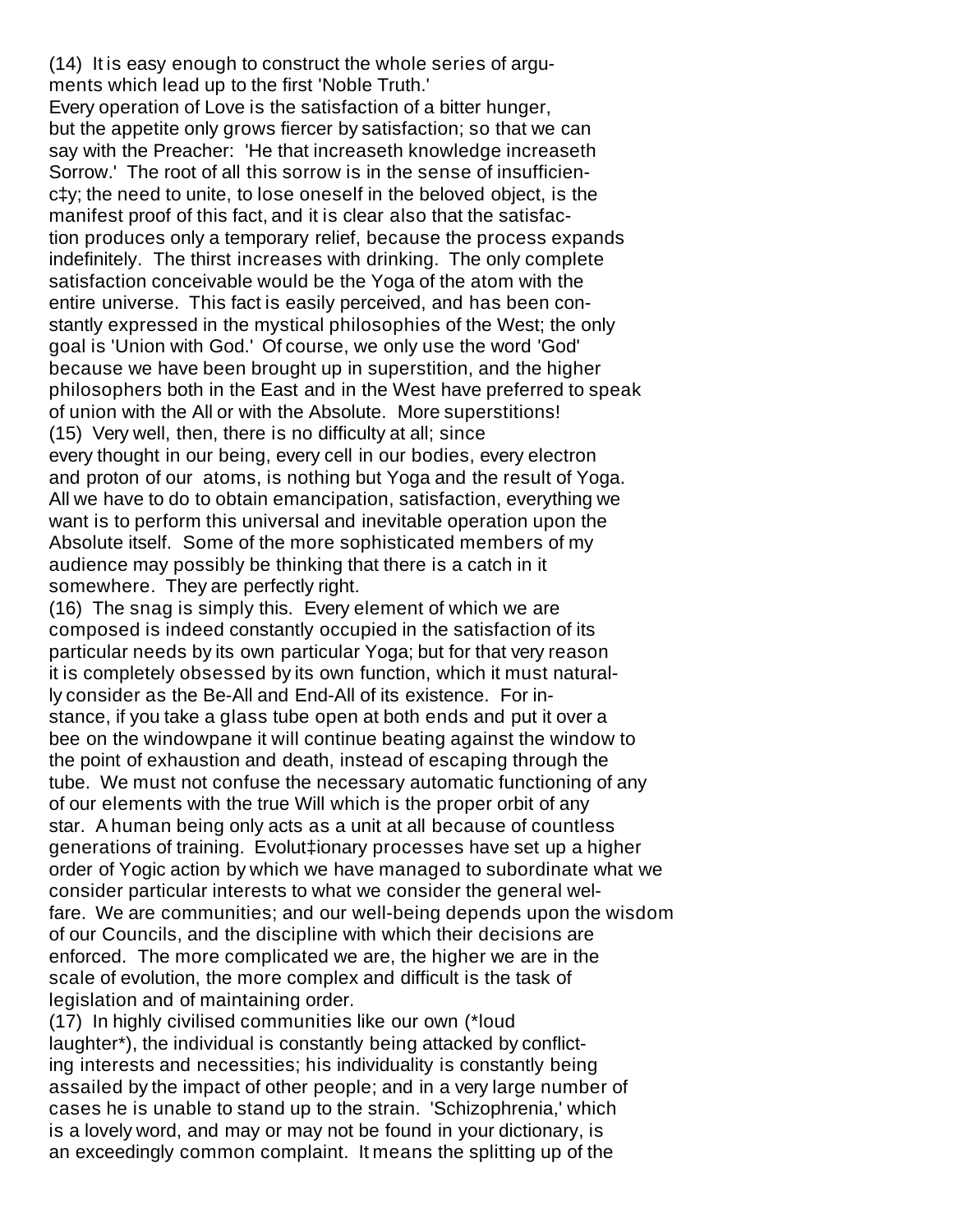(14) It is easy enough to construct the whole series of arguments which lead up to the first 'Noble Truth.' Every operation of Love is the satisfaction of a bitter hunger, but the appetite only grows fiercer by satisfaction; so that we can say with the Preacher: 'He that increaseth knowledge increaseth Sorrow.' The root of all this sorrow is in the sense of insufficiency; the need to unite, to lose oneself in the beloved object, is the manifest proof of this fact, and it is clear also that the satisfaction produces only a temporary relief, because the process expands indefinitely. The thirst increases with drinking. The only complete satisfaction conceivable would be the Yoga of the atom with the entire universe. This fact is easily perceived, and has been constantly expressed in the mystical philosophies of the West; the only goal is 'Union with God.' Of course, we only use the word 'God' because we have been brought up in superstition, and the higher philosophers both in the East and in the West have preferred to speak of union with the All or with the Absolute. More superstitions!

(15) Very well, then, there is no difficulty at all; since every thought in our being, every cell in our bodies, every electron and proton of our atoms, is nothing but Yoga and the result of Yoga. All we have to do to obtain emancipation, satisfaction, everything we want is to perform this universal and inevitable operation upon the Absolute itself. Some of the more sophisticated members of my audience may possibly be thinking that there is a catch in it somewhere. They are perfectly right.

(16) The snag is simply this. Every element of which we are composed is indeed constantly occupied in the satisfaction of its particular needs by its own particular Yoga; but for that very reason it is completely obsessed by its own function, which it must naturally consider as the Be-All and End-All of its existence. For instance, if you take a glass tube open at both ends and put it over a bee on the windowpane it will continue beating against the window to the point of exhaustion and death, instead of escaping through the tube. We must not confuse the necessary automatic functioning of any of our elements with the true Will which is the proper orbit of any star. A human being only acts as a unit at all because of countless generations of training. Evolutionary processes have set up a higher order of Yogic action by which we have managed to subordinate what we consider particular interests to what we consider the general welfare. We are communities; and our well-being depends upon the wisdom of our Councils, and the discipline with which their decisions are enforced. The more complicated we are, the higher we are in the scale of evolution, the more complex and difficult is the task of legislation and of maintaining order.

(17) In highly civilised communities like our own (*loud laughter*), the individual is constantly being attacked by conflicting interests and necessities; his individuality is constantly being assailed by the impact of other people; and in a very large number of cases he is unable to stand up to the strain. 'Schizophrenia,' which is a lovely word, and may or may not be found in your dictionary, is an exceedingly common complaint. It means the splitting up of the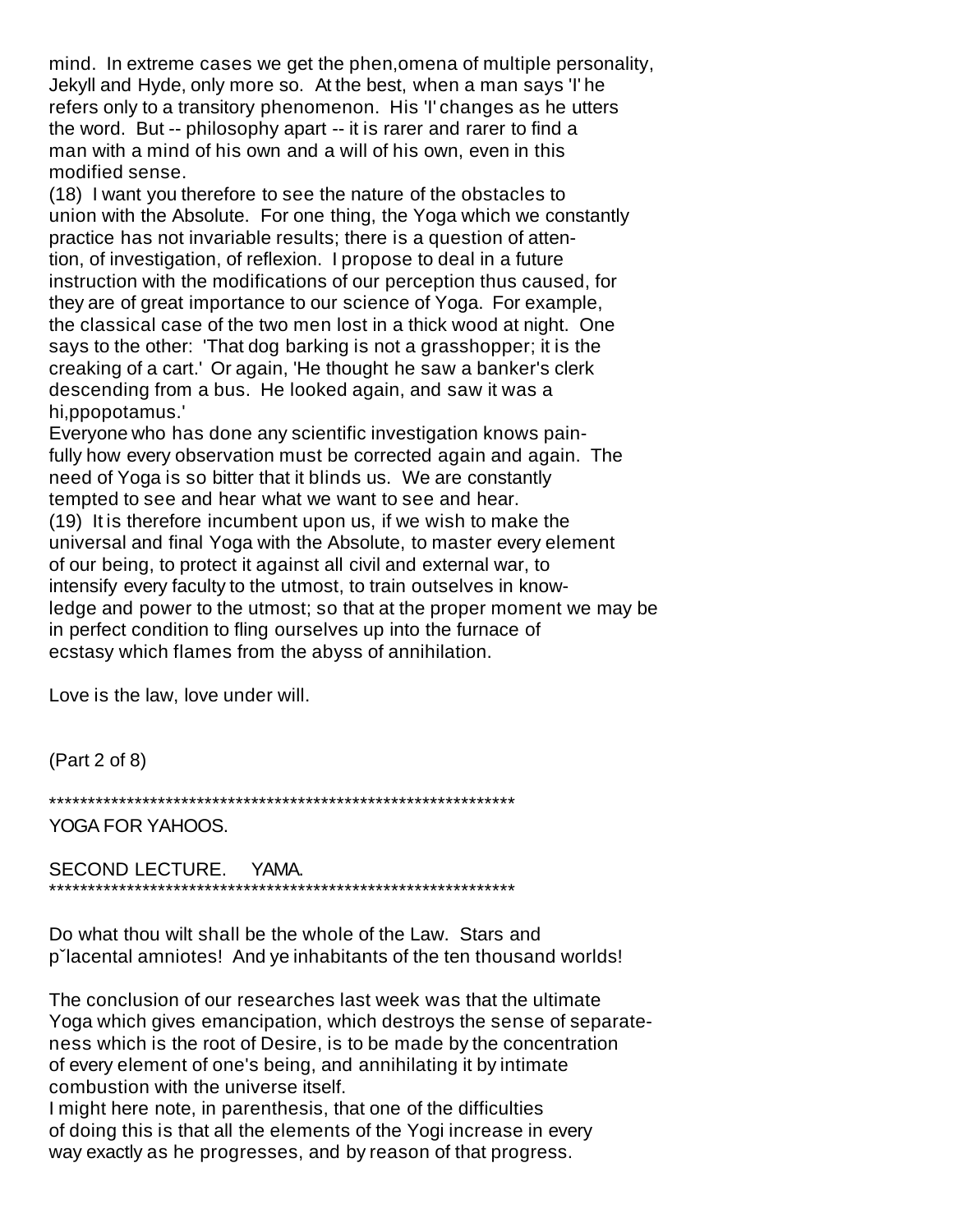mind. In extreme cases we get the phen,omena of multiple personality, Jekyll and Hyde, only more so. At the best, when a man says 'I' he refers only to a transitory phenomenon. His 'I' changes as he utters the word. But -- philosophy apart -- it is rarer and rarer to find a man with a mind of his own and a will of his own, even in this modified sense.

(18) I want you therefore to see the nature of the obstacles to union with the Absolute. For one thing, the Yoga which we constantly practice has not invariable results; there is a question of attention, of investigation, of reflexion. I propose to deal in a future instruction with the modifications of our perception thus caused, for they are of great importance to our science of Yoga. For example, the classical case of the two men lost in a thick wood at night. One says to the other: 'That dog barking is not a grasshopper; it is the creaking of a cart.' Or again, 'He thought he saw a banker's clerk descending from a bus. He looked again, and saw it was a hi,ppopotamus.'

Everyone who has done any scientific investigation knows painfully how every observation must be corrected again and again. The need of Yoga is so bitter that it blinds us. We are constantly tempted to see and hear what we want to see and hear.

(19) It is therefore incumbent upon us, if we wish to make the universal and final Yoga with the Absolute, to master every element of our being, to protect it against all civil and external war, to intensify every faculty to the utmost, to train outselves in knowledge and power to the utmost; so that at the proper moment we may be in perfect condition to fling ourselves up into the furnace of ecstasy which flames from the abyss of annihilation.

Love is the law, love under will.

(Part 2 of 8)

***************************************************************

YOGA FOR YAHOOS.

SECOND LECTURE. YAMA.

***************************************************************

Do what thou wilt shall be the whole of the Law. Stars and pˇlacental amniotes! And ye inhabitants of the ten thousand worlds!

The conclusion of our researches last week was that the ultimate Yoga which gives emancipation, which destroys the sense of separateness which is the root of Desire, is to be made by the concentration of every element of one's being, and annihilating it by intimate combustion with the universe itself.

I might here note, in parenthesis, that one of the difficulties of doing this is that all the elements of the Yogi increase in every way exactly as he progresses, and by reason of that progress.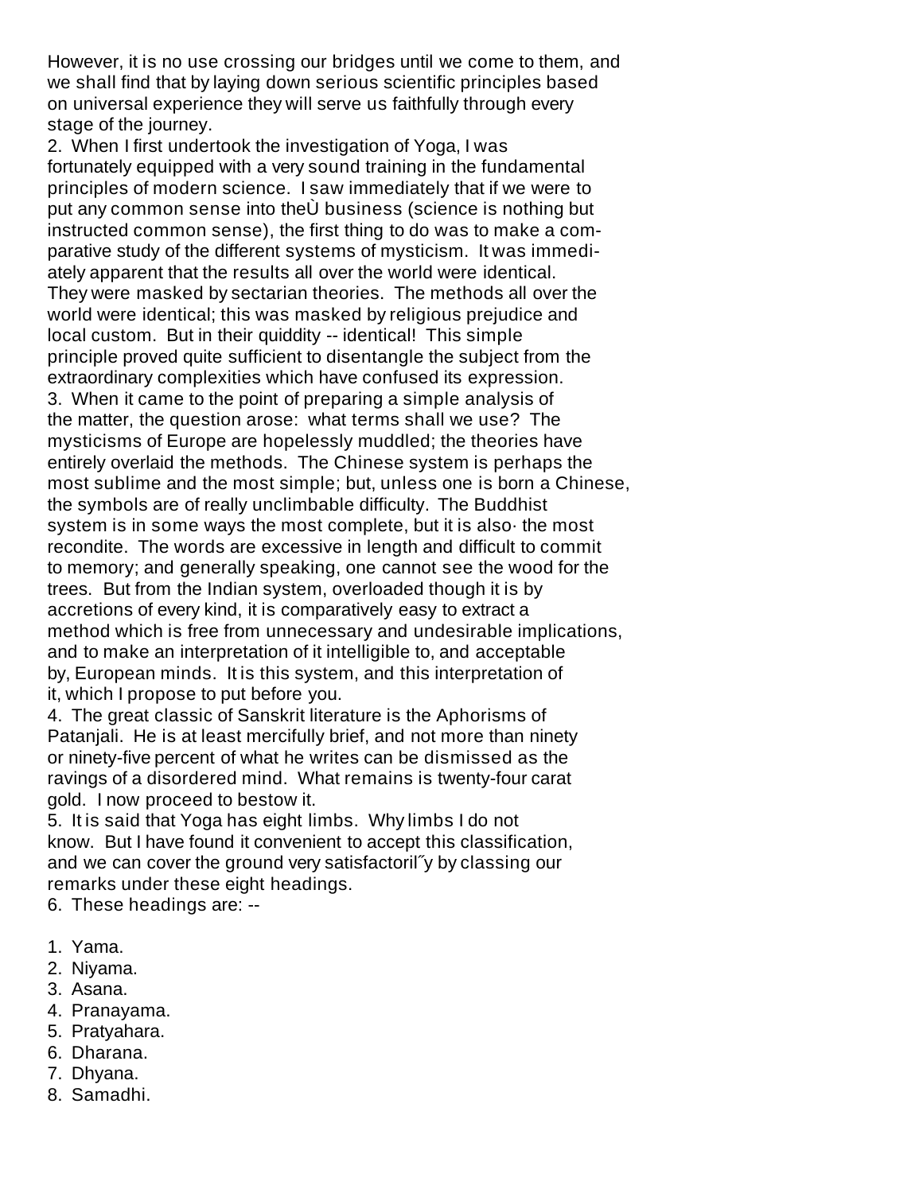However, it is no use crossing our bridges until we come to them, and we shall find that by laying down serious scientific principles based on universal experience they will serve us faithfully through every stage of the journey.

2. When I first undertook the investigation of Yoga, I was fortunately equipped with a very sound training in the fundamental principles of modern science. I saw immediately that if we were to put any common sense into theÙ business (science is nothing but instructed common sense), the first thing to do was to make a comparative study of the different systems of mysticism. It was immediately apparent that the results all over the world were identical. They were masked by sectarian theories. The methods all over the world were identical; this was masked by religious prejudice and local custom. But in their quiddity -- identical! This simple principle proved quite sufficient to disentangle the subject from the extraordinary complexities which have confused its expression.

3. When it came to the point of preparing a simple analysis of the matter, the question arose: what terms shall we use? The mysticisms of Europe are hopelessly muddled; the theories have entirely overlaid the methods. The Chinese system is perhaps the most sublime and the most simple; but, unless one is born a Chinese, the symbols are of really unclimbable difficulty. The Buddhist system is in some ways the most complete, but it is also· the most recondite. The words are excessive in length and difficult to commit to memory; and generally speaking, one cannot see the wood for the trees. But from the Indian system, overloaded though it is by accretions of every kind, it is comparatively easy to extract a method which is free from unnecessary and undesirable implications, and to make an interpretation of it intelligible to, and acceptable by, European minds. It is this system, and this interpretation of it, which I propose to put before you.

4. The great classic of Sanskrit literature is the Aphorisms of Patanjali. He is at least mercifully brief, and not more than ninety or ninety-five percent of what he writes can be dismissed as the ravings of a disordered mind. What remains is twenty-four carat gold. I now proceed to bestow it.

5. It is said that Yoga has eight limbs. Why limbs I do not know. But I have found it convenient to accept this classification, and we can cover the ground very satisfactoril˝y by classing our remarks under these eight headings.

6. These headings are: --

1. Yama.
2. Niyama.
3. Asana.
4. Pranayama.
5. Pratyahara.
6. Dharana.
7. Dhyana.
8. Samadhi.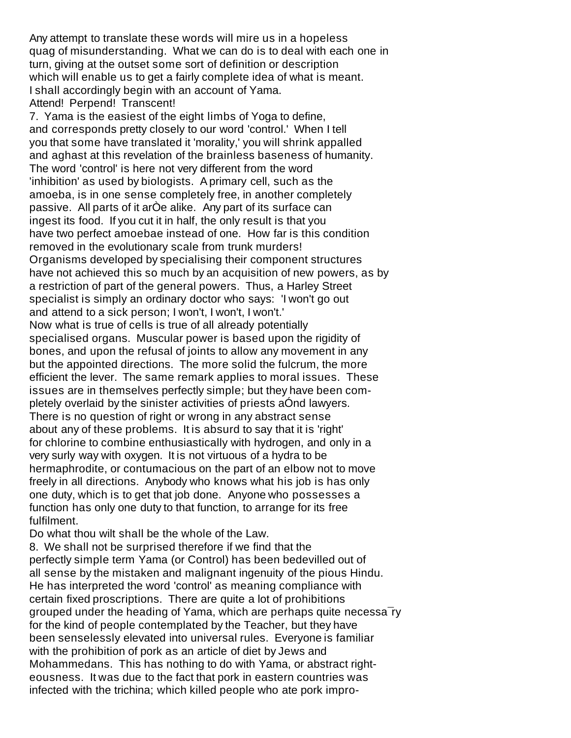Any attempt to translate these words will mire us in a hopeless quag of misunderstanding. What we can do is to deal with each one in turn, giving at the outset some sort of definition or description which will enable us to get a fairly complete idea of what is meant. I shall accordingly begin with an account of Yama.

Attend! Perpend! Transcent!

7. Yama is the easiest of the eight limbs of Yoga to define, and corresponds pretty closely to our word 'control.' When I tell you that some have translated it 'morality,' you will shrink appalled and aghast at this revelation of the brainless baseness of humanity. The word 'control' is here not very different from the word 'inhibition' as used by biologists. A primary cell, such as the amoeba, is in one sense completely free, in another completely passive. All parts of it arÒe alike. Any part of its surface can ingest its food. If you cut it in half, the only result is that you have two perfect amoebae instead of one. How far is this condition removed in the evolutionary scale from trunk murders!

Organisms developed by specialising their component structures have not achieved this so much by an acquisition of new powers, as by a restriction of part of the general powers. Thus, a Harley Street specialist is simply an ordinary doctor who says: 'I won't go out and attend to a sick person; I won't, I won't, I won't.'

Now what is true of cells is true of all already potentially specialised organs. Muscular power is based upon the rigidity of bones, and upon the refusal of joints to allow any movement in any but the appointed directions. The more solid the fulcrum, the more efficient the lever. The same remark applies to moral issues. These issues are in themselves perfectly simple; but they have been completely overlaid by the sinister activities of priests aÓnd lawyers. There is no question of right or wrong in any abstract sense about any of these problems. It is absurd to say that it is 'right' for chlorine to combine enthusiastically with hydrogen, and only in a very surly way with oxygen. It is not virtuous of a hydra to be hermaphrodite, or contumacious on the part of an elbow not to move freely in all directions. Anybody who knows what his job is has only one duty, which is to get that job done. Anyone who possesses a function has only one duty to that function, to arrange for its free fulfilment.

Do what thou wilt shall be the whole of the Law.

8. We shall not be surprised therefore if we find that the perfectly simple term Yama (or Control) has been bedevilled out of all sense by the mistaken and malignant ingenuity of the pious Hindu. He has interpreted the word 'control' as meaning compliance with certain fixed proscriptions. There are quite a lot of prohibitions grouped under the heading of Yama, which are perhaps quite necessa¯ry for the kind of people contemplated by the Teacher, but they have been senselessly elevated into universal rules. Everyone is familiar with the prohibition of pork as an article of diet by Jews and Mohammedans. This has nothing to do with Yama, or abstract righteousness. It was due to the fact that pork in eastern countries was infected with the trichina; which killed people who ate pork impro-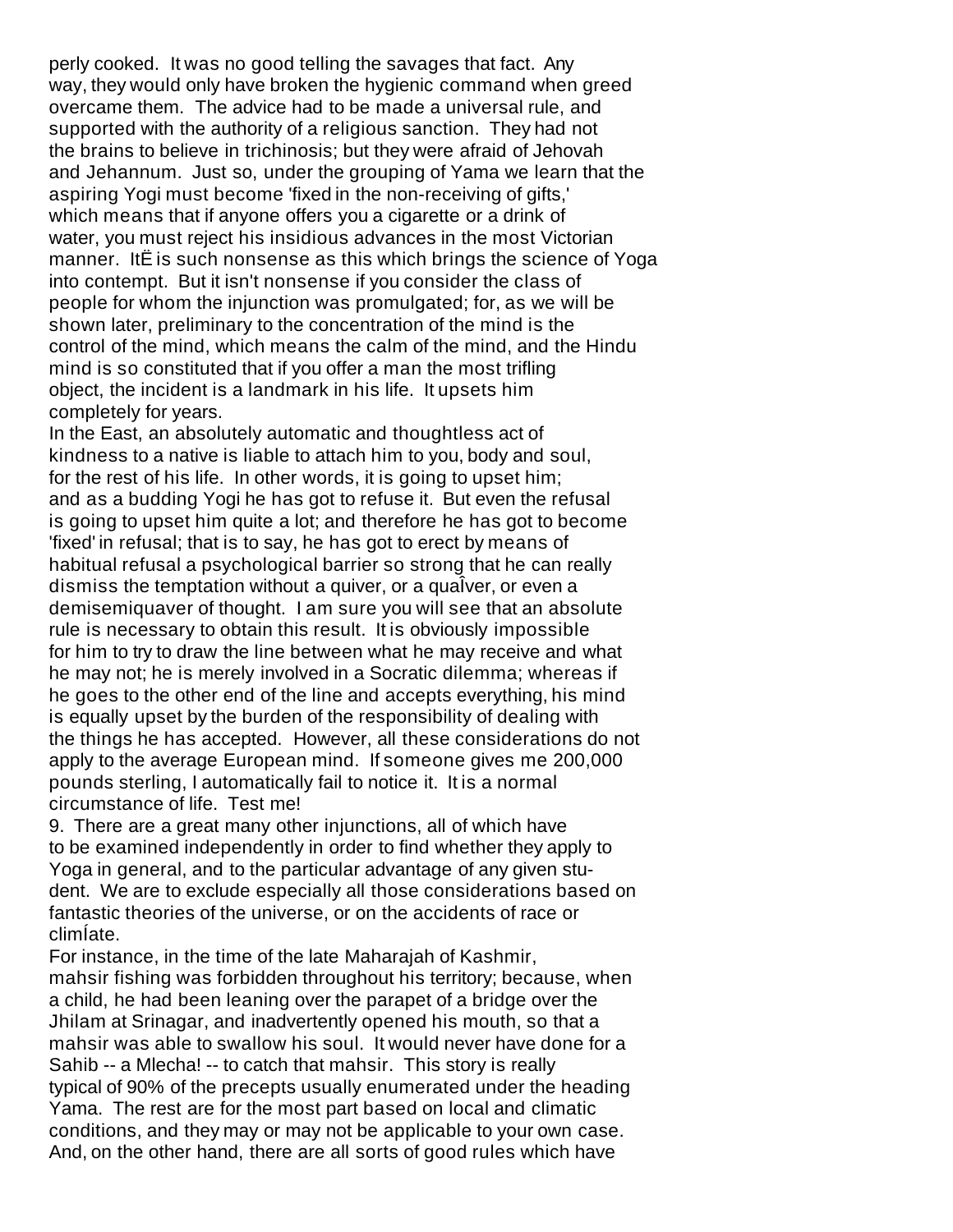perly cooked. It was no good telling the savages that fact. Any way, they would only have broken the hygienic command when greed overcame them. The advice had to be made a universal rule, and supported with the authority of a religious sanction. They had not the brains to believe in trichinosis; but they were afraid of Jehovah and Jehannum. Just so, under the grouping of Yama we learn that the aspiring Yogi must become 'fixed in the non-receiving of gifts,' which means that if anyone offers you a cigarette or a drink of water, you must reject his insidious advances in the most Victorian manner. ItË is such nonsense as this which brings the science of Yoga into contempt. But it isn't nonsense if you consider the class of people for whom the injunction was promulgated; for, as we will be shown later, preliminary to the concentration of the mind is the control of the mind, which means the calm of the mind, and the Hindu mind is so constituted that if you offer a man the most trifling object, the incident is a landmark in his life. It upsets him completely for years.

In the East, an absolutely automatic and thoughtless act of kindness to a native is liable to attach him to you, body and soul, for the rest of his life. In other words, it is going to upset him; and as a budding Yogi he has got to refuse it. But even the refusal is going to upset him quite a lot; and therefore he has got to become 'fixed' in refusal; that is to say, he has got to erect by means of habitual refusal a psychological barrier so strong that he can really dismiss the temptation without a quiver, or a quaÎver, or even a demisemiquaver of thought. I am sure you will see that an absolute rule is necessary to obtain this result. It is obviously impossible for him to try to draw the line between what he may receive and what he may not; he is merely involved in a Socratic dilemma; whereas if he goes to the other end of the line and accepts everything, his mind is equally upset by the burden of the responsibility of dealing with the things he has accepted. However, all these considerations do not apply to the average European mind. If someone gives me 200,000 pounds sterling, I automatically fail to notice it. It is a normal circumstance of life. Test me!

9. There are a great many other injunctions, all of which have to be examined independently in order to find whether they apply to Yoga in general, and to the particular advantage of any given student. We are to exclude especially all those considerations based on fantastic theories of the universe, or on the accidents of race or climÍate.

For instance, in the time of the late Maharajah of Kashmir, mahsir fishing was forbidden throughout his territory; because, when a child, he had been leaning over the parapet of a bridge over the Jhilam at Srinagar, and inadvertently opened his mouth, so that a mahsir was able to swallow his soul. It would never have done for a Sahib -- a Mlecha! -- to catch that mahsir. This story is really typical of 90% of the precepts usually enumerated under the heading Yama. The rest are for the most part based on local and climatic conditions, and they may or may not be applicable to your own case. And, on the other hand, there are all sorts of good rules which have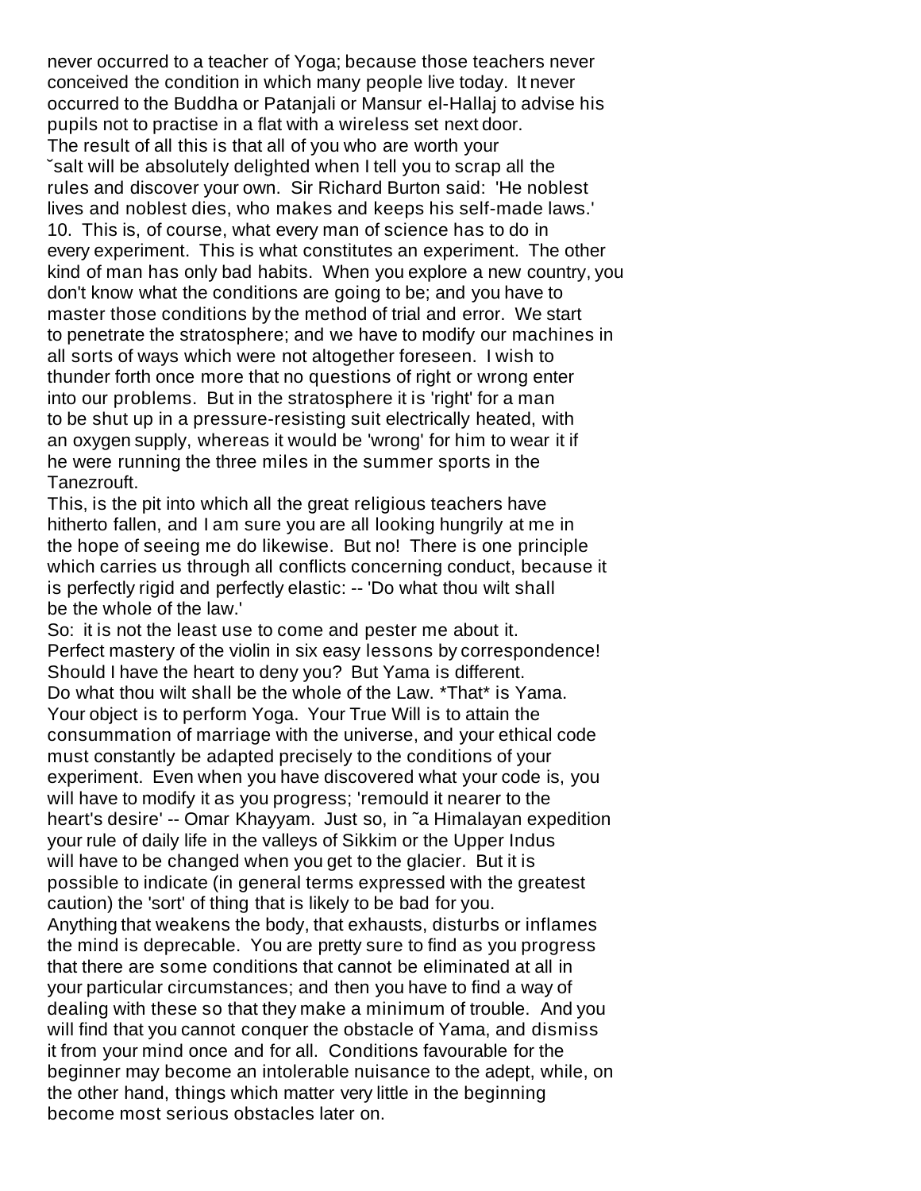never occurred to a teacher of Yoga; because those teachers never conceived the condition in which many people live today. It never occurred to the Buddha or Patanjali or Mansur el-Hallaj to advise his pupils not to practise in a flat with a wireless set next door.

The result of all this is that all of you who are worth your ˘salt will be absolutely delighted when I tell you to scrap all the rules and discover your own. Sir Richard Burton said: 'He noblest lives and noblest dies, who makes and keeps his self-made laws.'

10. This is, of course, what every man of science has to do in every experiment. This is what constitutes an experiment. The other kind of man has only bad habits. When you explore a new country, you don't know what the conditions are going to be; and you have to master those conditions by the method of trial and error. We start to penetrate the stratosphere; and we have to modify our machines in all sorts of ways which were not altogether foreseen. I wish to thunder forth once more that no questions of right or wrong enter into our problems. But in the stratosphere it is 'right' for a man to be shut up in a pressure-resisting suit electrically heated, with an oxygen supply, whereas it would be 'wrong' for him to wear it if he were running the three miles in the summer sports in the Tanezrouft.

This, is the pit into which all the great religious teachers have hitherto fallen, and I am sure you are all looking hungrily at me in the hope of seeing me do likewise. But no! There is one principle which carries us through all conflicts concerning conduct, because it is perfectly rigid and perfectly elastic: -- 'Do what thou wilt shall be the whole of the law.'

So: it is not the least use to come and pester me about it. Perfect mastery of the violin in six easy lessons by correspondence! Should I have the heart to deny you? But Yama is different. Do what thou wilt shall be the whole of the Law. *That* is Yama. Your object is to perform Yoga. Your True Will is to attain the consummation of marriage with the universe, and your ethical code must constantly be adapted precisely to the conditions of your experiment. Even when you have discovered what your code is, you will have to modify it as you progress; 'remould it nearer to the heart's desire' -- Omar Khayyam. Just so, in ˜a Himalayan expedition your rule of daily life in the valleys of Sikkim or the Upper Indus will have to be changed when you get to the glacier. But it is possible to indicate (in general terms expressed with the greatest caution) the 'sort' of thing that is likely to be bad for you.

Anything that weakens the body, that exhausts, disturbs or inflames the mind is deprecable. You are pretty sure to find as you progress that there are some conditions that cannot be eliminated at all in your particular circumstances; and then you have to find a way of dealing with these so that they make a minimum of trouble. And you will find that you cannot conquer the obstacle of Yama, and dismiss it from your mind once and for all. Conditions favourable for the beginner may become an intolerable nuisance to the adept, while, on the other hand, things which matter very little in the beginning become most serious obstacles later on.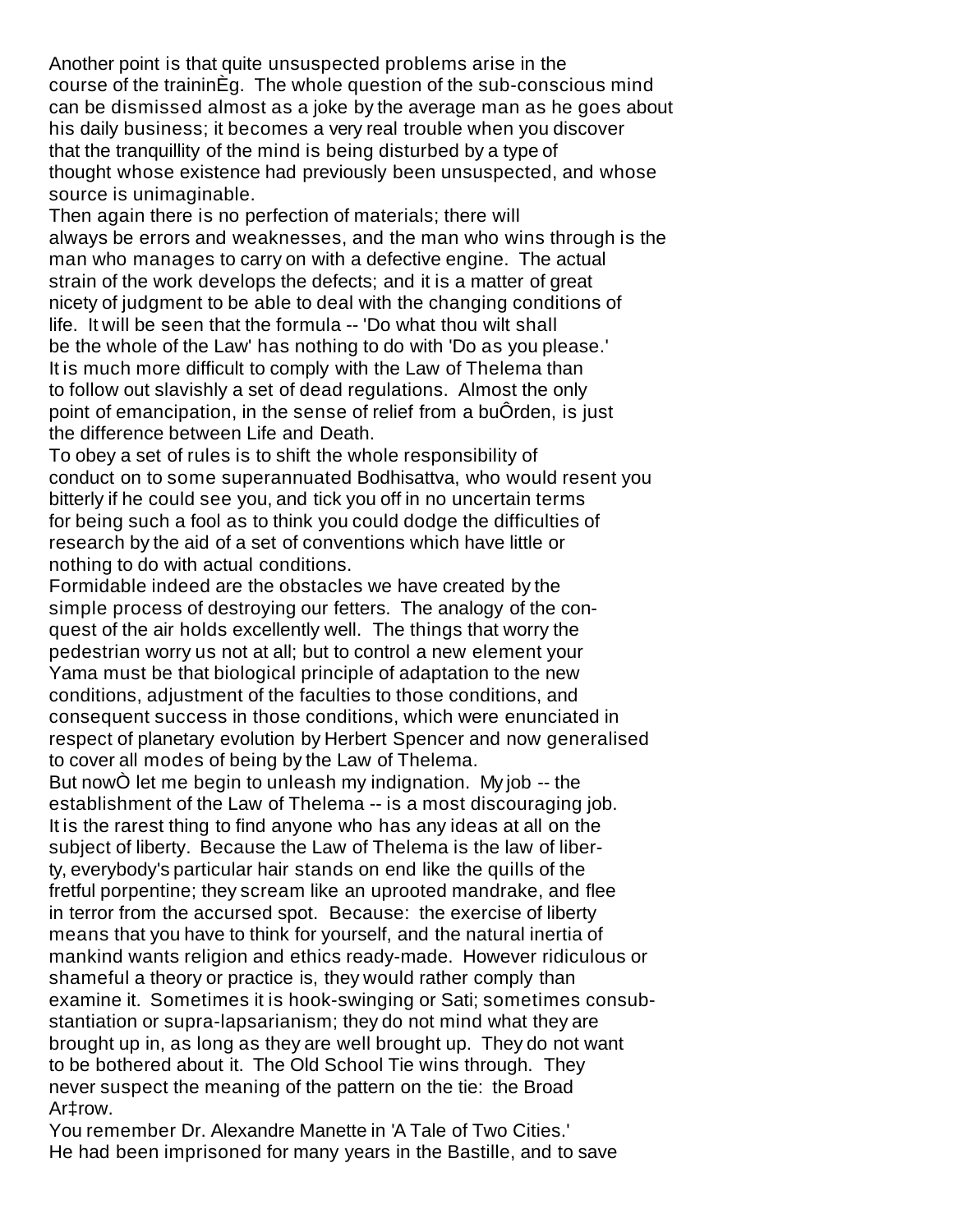Another point is that quite unsuspected problems arise in the course of the traininÈg. The whole question of the sub-conscious mind can be dismissed almost as a joke by the average man as he goes about his daily business; it becomes a very real trouble when you discover that the tranquillity of the mind is being disturbed by a type of thought whose existence had previously been unsuspected, and whose source is unimaginable.

Then again there is no perfection of materials; there will always be errors and weaknesses, and the man who wins through is the man who manages to carry on with a defective engine. The actual strain of the work develops the defects; and it is a matter of great nicety of judgment to be able to deal with the changing conditions of life. It will be seen that the formula -- 'Do what thou wilt shall be the whole of the Law' has nothing to do with 'Do as you please.' It is much more difficult to comply with the Law of Thelema than to follow out slavishly a set of dead regulations. Almost the only point of emancipation, in the sense of relief from a buÔrden, is just the difference between Life and Death.

To obey a set of rules is to shift the whole responsibility of conduct on to some superannuated Bodhisattva, who would resent you bitterly if he could see you, and tick you off in no uncertain terms for being such a fool as to think you could dodge the difficulties of research by the aid of a set of conventions which have little or nothing to do with actual conditions.

Formidable indeed are the obstacles we have created by the simple process of destroying our fetters. The analogy of the conquest of the air holds excellently well. The things that worry the pedestrian worry us not at all; but to control a new element your Yama must be that biological principle of adaptation to the new conditions, adjustment of the faculties to those conditions, and consequent success in those conditions, which were enunciated in respect of planetary evolution by Herbert Spencer and now generalised to cover all modes of being by the Law of Thelema.

But nowÒ let me begin to unleash my indignation. My job -- the establishment of the Law of Thelema -- is a most discouraging job. It is the rarest thing to find anyone who has any ideas at all on the subject of liberty. Because the Law of Thelema is the law of liberty, everybody's particular hair stands on end like the quills of the fretful porpentine; they scream like an uprooted mandrake, and flee in terror from the accursed spot. Because: the exercise of liberty means that you have to think for yourself, and the natural inertia of mankind wants religion and ethics ready-made. However ridiculous or shameful a theory or practice is, they would rather comply than examine it. Sometimes it is hook-swinging or Sati; sometimes consubstantiation or supra-lapsarianism; they do not mind what they are brought up in, as long as they are well brought up. They do not want to be bothered about it. The Old School Tie wins through. They never suspect the meaning of the pattern on the tie: the Broad Ar‡row.

You remember Dr. Alexandre Manette in 'A Tale of Two Cities.' He had been imprisoned for many years in the Bastille, and to save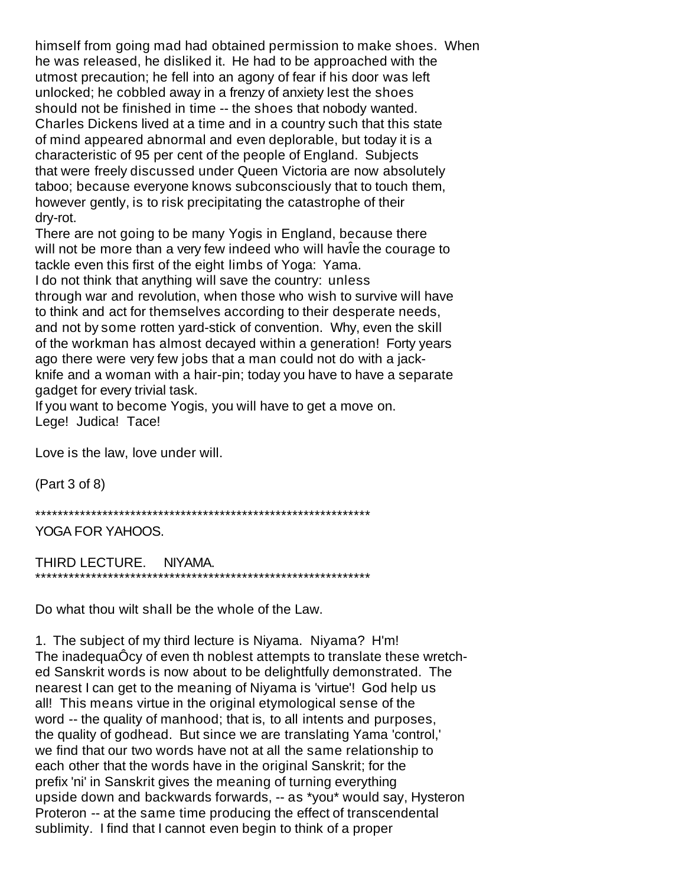himself from going mad had obtained permission to make shoes. When he was released, he disliked it. He had to be approached with the utmost precaution; he fell into an agony of fear if his door was left unlocked; he cobbled away in a frenzy of anxiety lest the shoes should not be finished in time -- the shoes that nobody wanted. Charles Dickens lived at a time and in a country such that this state of mind appeared abnormal and even deplorable, but today it is a characteristic of 95 per cent of the people of England. Subjects that were freely discussed under Queen Victoria are now absolutely taboo; because everyone knows subconsciously that to touch them, however gently, is to risk precipitating the catastrophe of their dry-rot.

There are not going to be many Yogis in England, because there will not be more than a very few indeed who will havÎe the courage to tackle even this first of the eight limbs of Yoga: Yama.

I do not think that anything will save the country: unless through war and revolution, when those who wish to survive will have to think and act for themselves according to their desperate needs, and not by some rotten yard-stick of convention. Why, even the skill of the workman has almost decayed within a generation! Forty years ago there were very few jobs that a man could not do with a jack-knife and a woman with a hair-pin; today you have to have a separate gadget for every trivial task.

If you want to become Yogis, you will have to get a move on.
Lege! Judica! Tace!

Love is the law, love under will.

(Part 3 of 8)

*************************************************************
YOGA FOR YAHOOS.

THIRD LECTURE. NIYAMA.
*************************************************************

Do what thou wilt shall be the whole of the Law.

1. The subject of my third lecture is Niyama. Niyama? H'm! The inadequaÔcy of even th noblest attempts to translate these wretched Sanskrit words is now about to be delightfully demonstrated. The nearest I can get to the meaning of Niyama is 'virtue'! God help us all! This means virtue in the original etymological sense of the word -- the quality of manhood; that is, to all intents and purposes, the quality of godhead. But since we are translating Yama 'control,' we find that our two words have not at all the same relationship to each other that the words have in the original Sanskrit; for the prefix 'ni' in Sanskrit gives the meaning of turning everything upside down and backwards forwards, -- as *you* would say, Hysteron Proteron -- at the same time producing the effect of transcendental sublimity. I find that I cannot even begin to think of a proper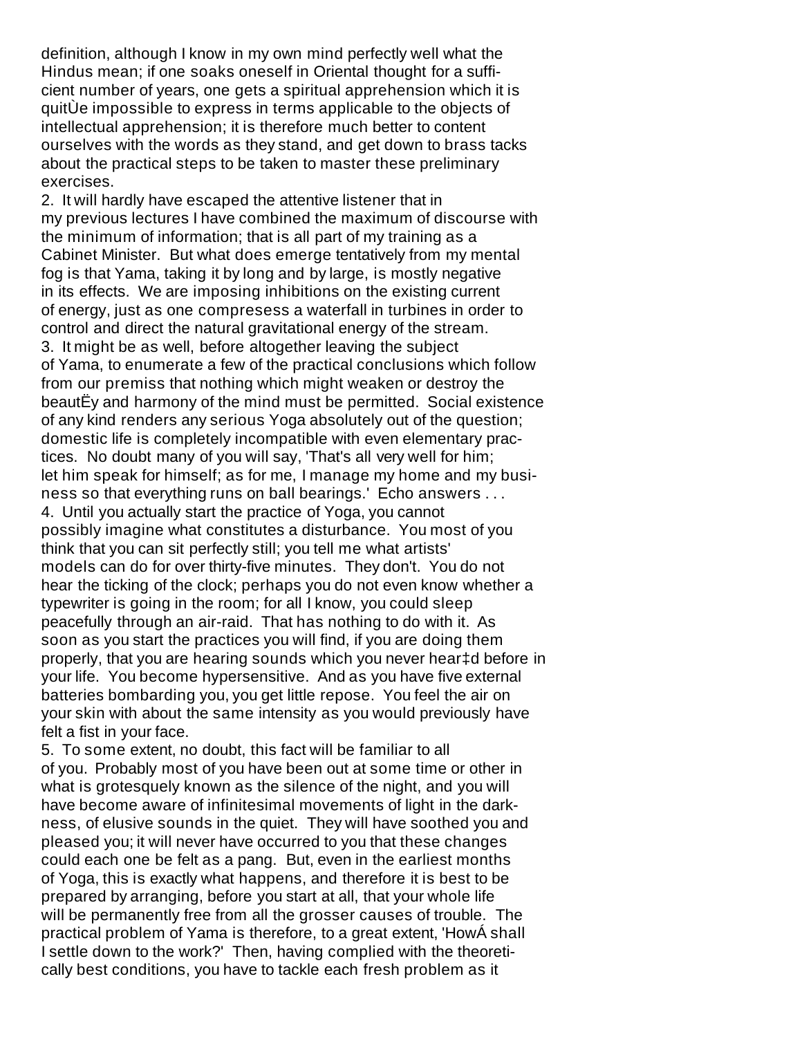definition, although I know in my own mind perfectly well what the Hindus mean; if one soaks oneself in Oriental thought for a sufficient number of years, one gets a spiritual apprehension which it is quitÙe impossible to express in terms applicable to the objects of intellectual apprehension; it is therefore much better to content ourselves with the words as they stand, and get down to brass tacks about the practical steps to be taken to master these preliminary exercises.

2. It will hardly have escaped the attentive listener that in my previous lectures I have combined the maximum of discourse with the minimum of information; that is all part of my training as a Cabinet Minister. But what does emerge tentatively from my mental fog is that Yama, taking it by long and by large, is mostly negative in its effects. We are imposing inhibitions on the existing current of energy, just as one compresess a waterfall in turbines in order to control and direct the natural gravitational energy of the stream.

3. It might be as well, before altogether leaving the subject of Yama, to enumerate a few of the practical conclusions which follow from our premiss that nothing which might weaken or destroy the beautËy and harmony of the mind must be permitted. Social existence of any kind renders any serious Yoga absolutely out of the question; domestic life is completely incompatible with even elementary practices. No doubt many of you will say, 'That's all very well for him; let him speak for himself; as for me, I manage my home and my business so that everything runs on ball bearings.' Echo answers . . .

4. Until you actually start the practice of Yoga, you cannot possibly imagine what constitutes a disturbance. You most of you think that you can sit perfectly still; you tell me what artists' models can do for over thirty-five minutes. They don't. You do not hear the ticking of the clock; perhaps you do not even know whether a typewriter is going in the room; for all I know, you could sleep peacefully through an air-raid. That has nothing to do with it. As soon as you start the practices you will find, if you are doing them properly, that you are hearing sounds which you never hear‡d before in your life. You become hypersensitive. And as you have five external batteries bombarding you, you get little repose. You feel the air on your skin with about the same intensity as you would previously have felt a fist in your face.

5. To some extent, no doubt, this fact will be familiar to all of you. Probably most of you have been out at some time or other in what is grotesquely known as the silence of the night, and you will have become aware of infinitesimal movements of light in the darkness, of elusive sounds in the quiet. They will have soothed you and pleased you; it will never have occurred to you that these changes could each one be felt as a pang. But, even in the earliest months of Yoga, this is exactly what happens, and therefore it is best to be prepared by arranging, before you start at all, that your whole life will be permanently free from all the grosser causes of trouble. The practical problem of Yama is therefore, to a great extent, 'HowÁ shall I settle down to the work?' Then, having complied with the theoretically best conditions, you have to tackle each fresh problem as it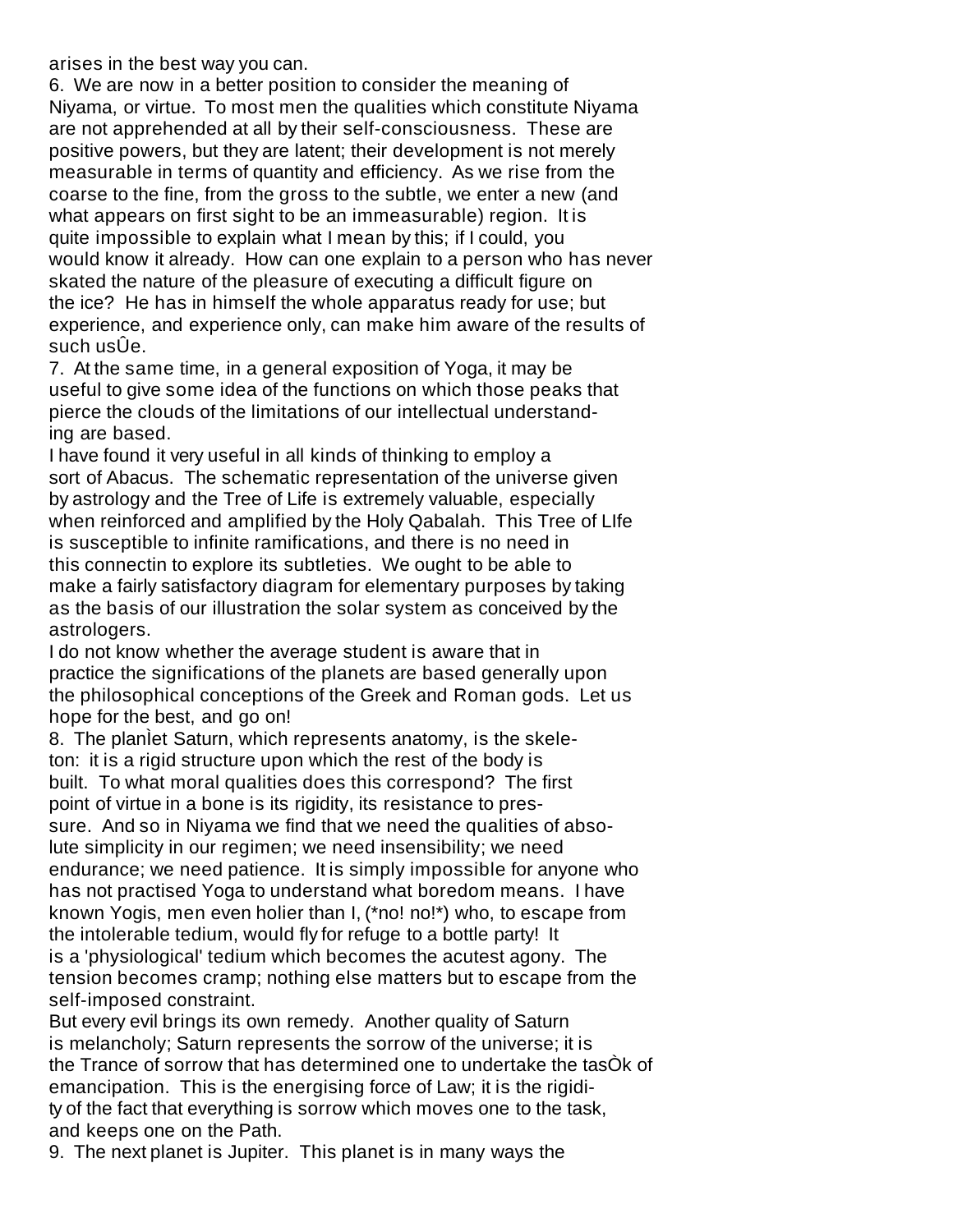arises in the best way you can.

6. We are now in a better position to consider the meaning of Niyama, or virtue. To most men the qualities which constitute Niyama are not apprehended at all by their self-consciousness. These are positive powers, but they are latent; their development is not merely measurable in terms of quantity and efficiency. As we rise from the coarse to the fine, from the gross to the subtle, we enter a new (and what appears on first sight to be an immeasurable) region. It is quite impossible to explain what I mean by this; if I could, you would know it already. How can one explain to a person who has never skated the nature of the pleasure of executing a difficult figure on the ice? He has in himself the whole apparatus ready for use; but experience, and experience only, can make him aware of the results of such usÛe.

7. At the same time, in a general exposition of Yoga, it may be useful to give some idea of the functions on which those peaks that pierce the clouds of the limitations of our intellectual understanding are based.

I have found it very useful in all kinds of thinking to employ a sort of Abacus. The schematic representation of the universe given by astrology and the Tree of Life is extremely valuable, especially when reinforced and amplified by the Holy Qabalah. This Tree of LIfe is susceptible to infinite ramifications, and there is no need in this connectin to explore its subtleties. We ought to be able to make a fairly satisfactory diagram for elementary purposes by taking as the basis of our illustration the solar system as conceived by the astrologers.

I do not know whether the average student is aware that in practice the significations of the planets are based generally upon the philosophical conceptions of the Greek and Roman gods. Let us hope for the best, and go on!

8. The planÌet Saturn, which represents anatomy, is the skeleton: it is a rigid structure upon which the rest of the body is built. To what moral qualities does this correspond? The first point of virtue in a bone is its rigidity, its resistance to pressure. And so in Niyama we find that we need the qualities of absolute simplicity in our regimen; we need insensibility; we need endurance; we need patience. It is simply impossible for anyone who has not practised Yoga to understand what boredom means. I have known Yogis, men even holier than I, (*no! no!*) who, to escape from the intolerable tedium, would fly for refuge to a bottle party! It is a 'physiological' tedium which becomes the acutest agony. The tension becomes cramp; nothing else matters but to escape from the self-imposed constraint.

But every evil brings its own remedy. Another quality of Saturn is melancholy; Saturn represents the sorrow of the universe; it is the Trance of sorrow that has determined one to undertake the tasÒk of emancipation. This is the energising force of Law; it is the rigidity of the fact that everything is sorrow which moves one to the task, and keeps one on the Path.

9. The next planet is Jupiter. This planet is in many ways the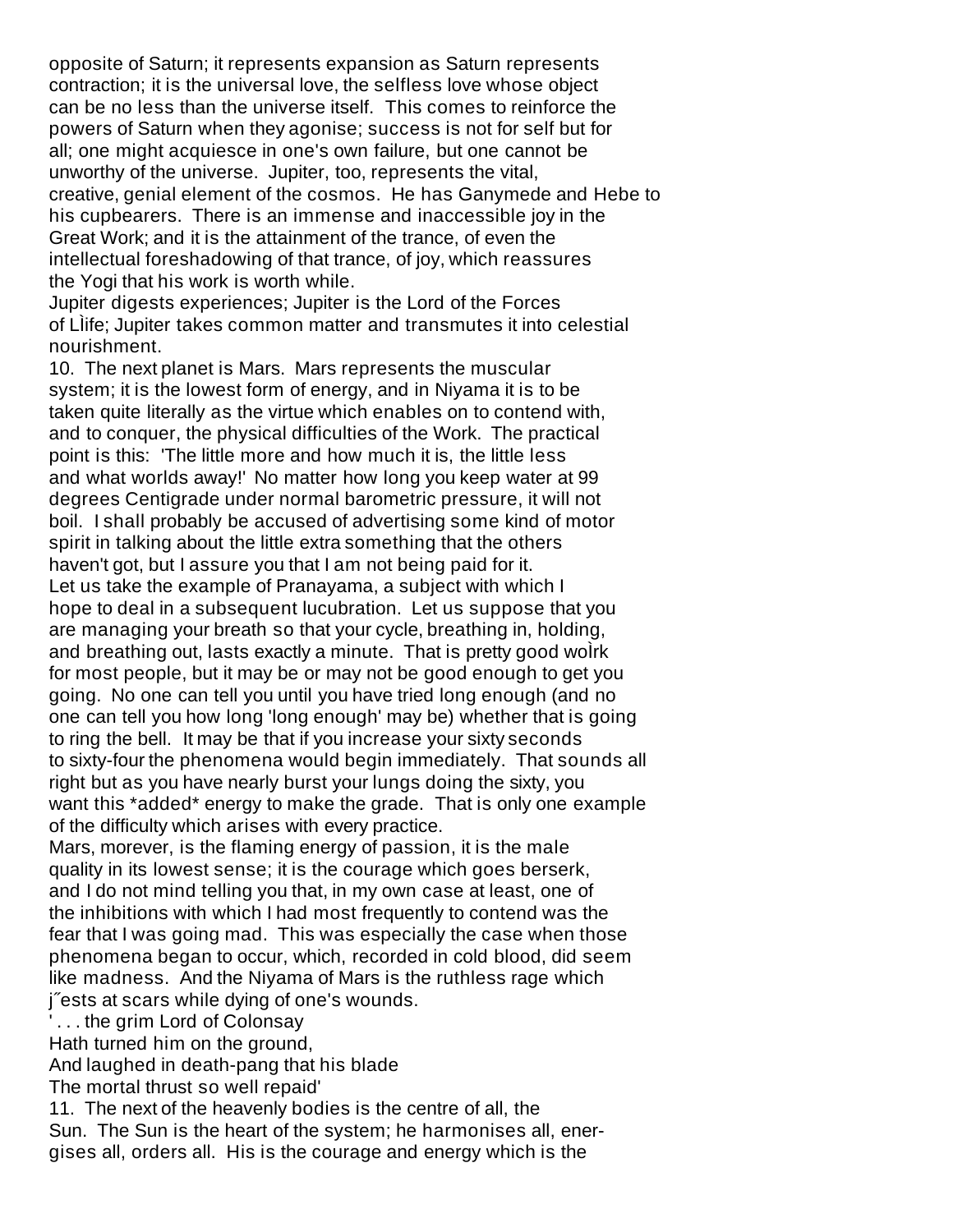opposite of Saturn; it represents expansion as Saturn represents contraction; it is the universal love, the selfless love whose object can be no less than the universe itself. This comes to reinforce the powers of Saturn when they agonise; success is not for self but for all; one might acquiesce in one's own failure, but one cannot be unworthy of the universe. Jupiter, too, represents the vital, creative, genial element of the cosmos. He has Ganymede and Hebe to his cupbearers. There is an immense and inaccessible joy in the Great Work; and it is the attainment of the trance, of even the intellectual foreshadowing of that trance, of joy, which reassures the Yogi that his work is worth while.

Jupiter digests experiences; Jupiter is the Lord of the Forces of LÌife; Jupiter takes common matter and transmutes it into celestial nourishment.

10. The next planet is Mars. Mars represents the muscular system; it is the lowest form of energy, and in Niyama it is to be taken quite literally as the virtue which enables on to contend with, and to conquer, the physical difficulties of the Work. The practical point is this: 'The little more and how much it is, the little less and what worlds away!' No matter how long you keep water at 99 degrees Centigrade under normal barometric pressure, it will not boil. I shall probably be accused of advertising some kind of motor spirit in talking about the little extra something that the others haven't got, but I assure you that I am not being paid for it.

Let us take the example of Pranayama, a subject with which I hope to deal in a subsequent lucubration. Let us suppose that you are managing your breath so that your cycle, breathing in, holding, and breathing out, lasts exactly a minute. That is pretty good woÌrk for most people, but it may be or may not be good enough to get you going. No one can tell you until you have tried long enough (and no one can tell you how long 'long enough' may be) whether that is going to ring the bell. It may be that if you increase your sixty seconds to sixty-four the phenomena would begin immediately. That sounds all right but as you have nearly burst your lungs doing the sixty, you want this *added* energy to make the grade. That is only one example of the difficulty which arises with every practice.

Mars, morever, is the flaming energy of passion, it is the male quality in its lowest sense; it is the courage which goes berserk, and I do not mind telling you that, in my own case at least, one of the inhibitions with which I had most frequently to contend was the fear that I was going mad. This was especially the case when those phenomena began to occur, which, recorded in cold blood, did seem like madness. And the Niyama of Mars is the ruthless rage which j˝ests at scars while dying of one's wounds.

' . . . the grim Lord of Colonsay  
Hath turned him on the ground,  
And laughed in death-pang that his blade  
The mortal thrust so well repaid'

11. The next of the heavenly bodies is the centre of all, the Sun. The Sun is the heart of the system; he harmonises all, energises all, orders all. His is the courage and energy which is the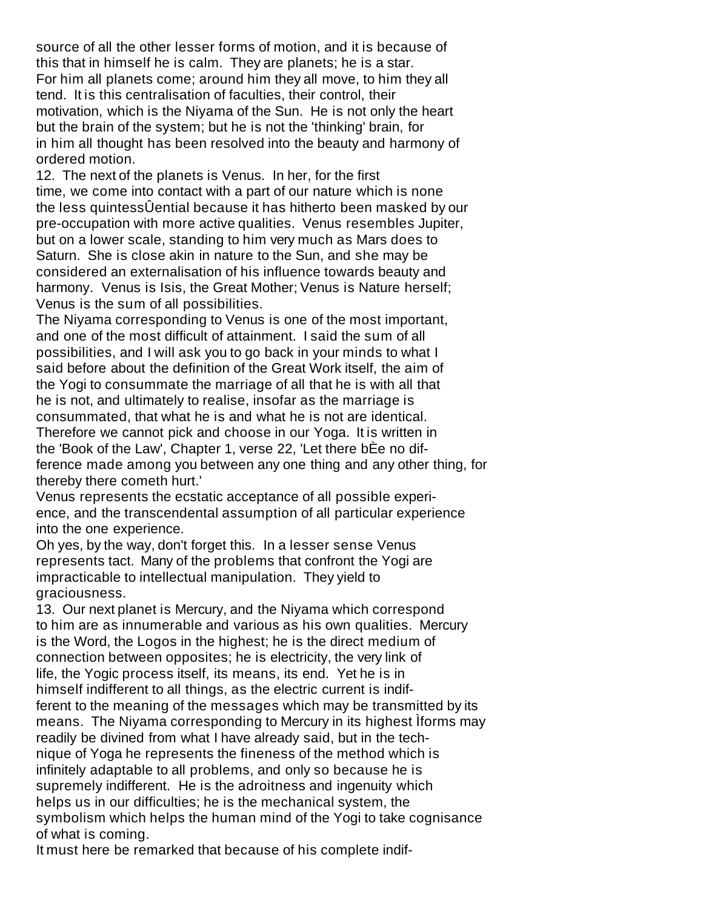source of all the other lesser forms of motion, and it is because of this that in himself he is calm. They are planets; he is a star. For him all planets come; around him they all move, to him they all tend. It is this centralisation of faculties, their control, their motivation, which is the Niyama of the Sun. He is not only the heart but the brain of the system; but he is not the 'thinking' brain, for in him all thought has been resolved into the beauty and harmony of ordered motion.

12. The next of the planets is Venus. In her, for the first time, we come into contact with a part of our nature which is none the less quintessÛential because it has hitherto been masked by our pre-occupation with more active qualities. Venus resembles Jupiter, but on a lower scale, standing to him very much as Mars does to Saturn. She is close akin in nature to the Sun, and she may be considered an externalisation of his influence towards beauty and harmony. Venus is Isis, the Great Mother; Venus is Nature herself; Venus is the sum of all possibilities.

The Niyama corresponding to Venus is one of the most important, and one of the most difficult of attainment. I said the sum of all possibilities, and I will ask you to go back in your minds to what I said before about the definition of the Great Work itself, the aim of the Yogi to consummate the marriage of all that he is with all that he is not, and ultimately to realise, insofar as the marriage is consummated, that what he is and what he is not are identical. Therefore we cannot pick and choose in our Yoga. It is written in the 'Book of the Law', Chapter 1, verse 22, 'Let there bÈe no difference made among you between any one thing and any other thing, for thereby there cometh hurt.'

Venus represents the ecstatic acceptance of all possible experience, and the transcendental assumption of all particular experience into the one experience.

Oh yes, by the way, don't forget this. In a lesser sense Venus represents tact. Many of the problems that confront the Yogi are impracticable to intellectual manipulation. They yield to graciousness.

13. Our next planet is Mercury, and the Niyama which correspond to him are as innumerable and various as his own qualities. Mercury is the Word, the Logos in the highest; he is the direct medium of connection between opposites; he is electricity, the very link of life, the Yogic process itself, its means, its end. Yet he is in himself indifferent to all things, as the electric current is indifferent to the meaning of the messages which may be transmitted by its means. The Niyama corresponding to Mercury in its highest Ìforms may readily be divined from what I have already said, but in the technique of Yoga he represents the fineness of the method which is infinitely adaptable to all problems, and only so because he is supremely indifferent. He is the adroitness and ingenuity which helps us in our difficulties; he is the mechanical system, the symbolism which helps the human mind of the Yogi to take cognisance of what is coming.

It must here be remarked that because of his complete indif-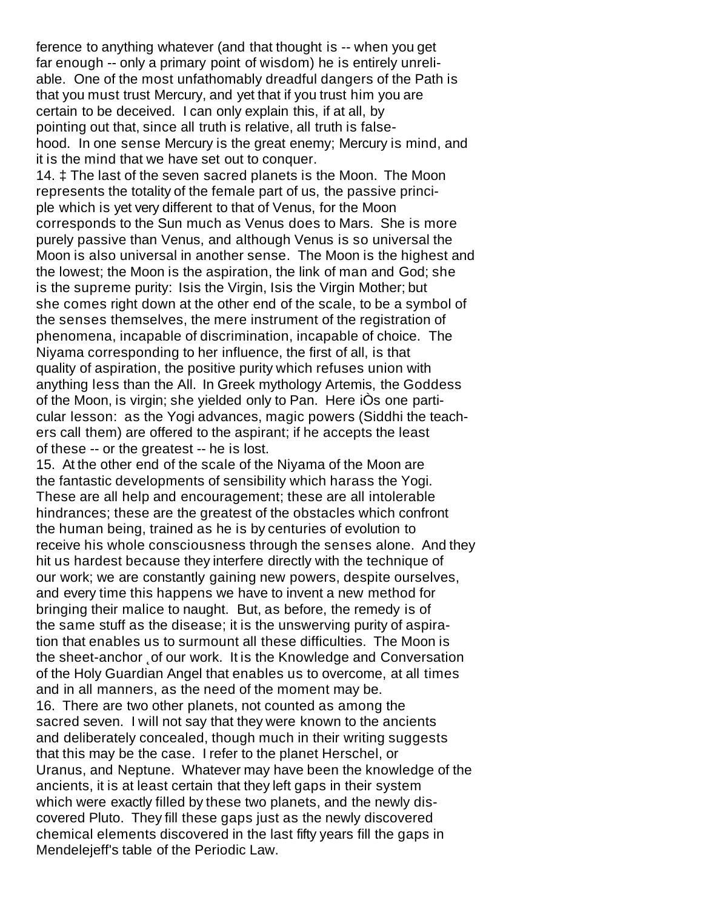ference to anything whatever (and that thought is -- when you get far enough -- only a primary point of wisdom) he is entirely unreliable. One of the most unfathomably dreadful dangers of the Path is that you must trust Mercury, and yet that if you trust him you are certain to be deceived. I can only explain this, if at all, by pointing out that, since all truth is relative, all truth is falsehood. In one sense Mercury is the great enemy; Mercury is mind, and it is the mind that we have set out to conquer.

14. ‡ The last of the seven sacred planets is the Moon. The Moon represents the totality of the female part of us, the passive principle which is yet very different to that of Venus, for the Moon corresponds to the Sun much as Venus does to Mars. She is more purely passive than Venus, and although Venus is so universal the Moon is also universal in another sense. The Moon is the highest and the lowest; the Moon is the aspiration, the link of man and God; she is the supreme purity: Isis the Virgin, Isis the Virgin Mother; but she comes right down at the other end of the scale, to be a symbol of the senses themselves, the mere instrument of the registration of phenomena, incapable of discrimination, incapable of choice. The Niyama corresponding to her influence, the first of all, is that quality of aspiration, the positive purity which refuses union with anything less than the All. In Greek mythology Artemis, the Goddess of the Moon, is virgin; she yielded only to Pan. Here iÒs one particular lesson: as the Yogi advances, magic powers (Siddhi the teachers call them) are offered to the aspirant; if he accepts the least of these -- or the greatest -- he is lost.

15. At the other end of the scale of the Niyama of the Moon are the fantastic developments of sensibility which harass the Yogi. These are all help and encouragement; these are all intolerable hindrances; these are the greatest of the obstacles which confront the human being, trained as he is by centuries of evolution to receive his whole consciousness through the senses alone. And they hit us hardest because they interfere directly with the technique of our work; we are constantly gaining new powers, despite ourselves, and every time this happens we have to invent a new method for bringing their malice to naught. But, as before, the remedy is of the same stuff as the disease; it is the unswerving purity of aspiration that enables us to surmount all these difficulties. The Moon is the sheet-anchor ˛of our work. It is the Knowledge and Conversation of the Holy Guardian Angel that enables us to overcome, at all times and in all manners, as the need of the moment may be.

16. There are two other planets, not counted as among the sacred seven. I will not say that they were known to the ancients and deliberately concealed, though much in their writing suggests that this may be the case. I refer to the planet Herschel, or Uranus, and Neptune. Whatever may have been the knowledge of the ancients, it is at least certain that they left gaps in their system which were exactly filled by these two planets, and the newly discovered Pluto. They fill these gaps just as the newly discovered chemical elements discovered in the last fifty years fill the gaps in Mendelejeff's table of the Periodic Law.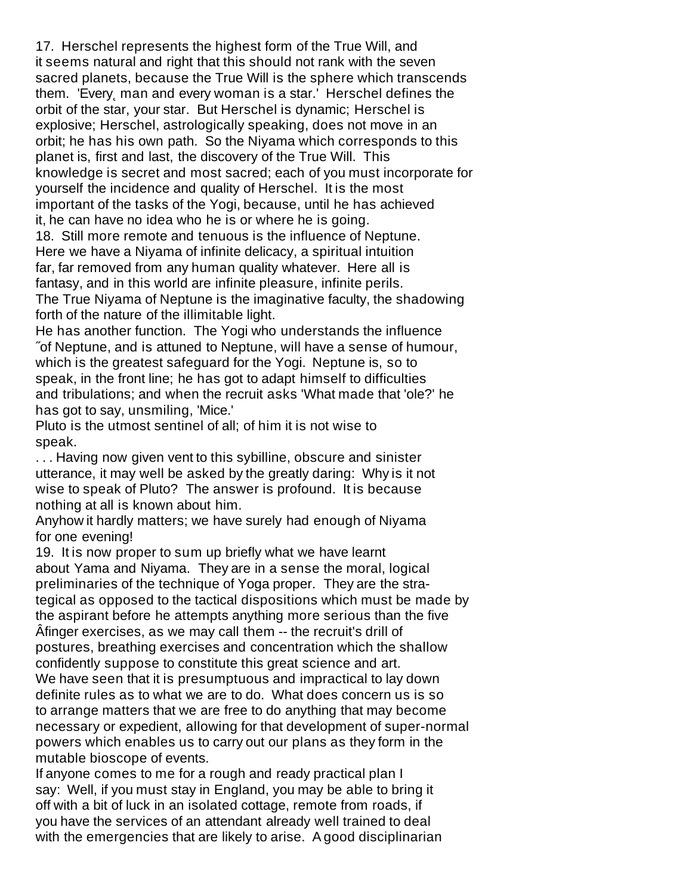17. Herschel represents the highest form of the True Will, and it seems natural and right that this should not rank with the seven sacred planets, because the True Will is the sphere which transcends them. 'Every man and every woman is a star.' Herschel defines the orbit of the star, your star. But Herschel is dynamic; Herschel is explosive; Herschel, astrologically speaking, does not move in an orbit; he has his own path. So the Niyama which corresponds to this planet is, first and last, the discovery of the True Will. This knowledge is secret and most sacred; each of you must incorporate for yourself the incidence and quality of Herschel. It is the most important of the tasks of the Yogi, because, until he has achieved it, he can have no idea who he is or where he is going.

18. Still more remote and tenuous is the influence of Neptune. Here we have a Niyama of infinite delicacy, a spiritual intuition far, far removed from any human quality whatever. Here all is fantasy, and in this world are infinite pleasure, infinite perils. The True Niyama of Neptune is the imaginative faculty, the shadowing forth of the nature of the illimitable light.

He has another function. The Yogi who understands the influence of Neptune, and is attuned to Neptune, will have a sense of humour, which is the greatest safeguard for the Yogi. Neptune is, so to speak, in the front line; he has got to adapt himself to difficulties and tribulations; and when the recruit asks 'What made that 'ole?' he has got to say, unsmiling, 'Mice.'

Pluto is the utmost sentinel of all; of him it is not wise to speak.

. . . Having now given vent to this sybilline, obscure and sinister utterance, it may well be asked by the greatly daring: Why is it not wise to speak of Pluto? The answer is profound. It is because nothing at all is known about him.

Anyhow it hardly matters; we have surely had enough of Niyama for one evening!

19. It is now proper to sum up briefly what we have learnt about Yama and Niyama. They are in a sense the moral, logical preliminaries of the technique of Yoga proper. They are the strategical as opposed to the tactical dispositions which must be made by the aspirant before he attempts anything more serious than the five Âfinger exercises, as we may call them -- the recruit's drill of postures, breathing exercises and concentration which the shallow confidently suppose to constitute this great science and art.

We have seen that it is presumptuous and impractical to lay down definite rules as to what we are to do. What does concern us is so to arrange matters that we are free to do anything that may become necessary or expedient, allowing for that development of super-normal powers which enables us to carry out our plans as they form in the mutable bioscope of events.

If anyone comes to me for a rough and ready practical plan I say: Well, if you must stay in England, you may be able to bring it off with a bit of luck in an isolated cottage, remote from roads, if you have the services of an attendant already well trained to deal with the emergencies that are likely to arise. A good disciplinarian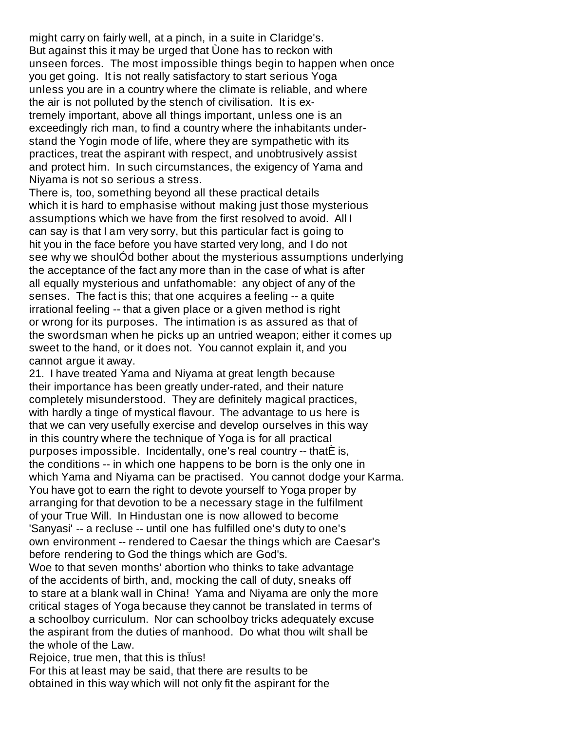might carry on fairly well, at a pinch, in a suite in Claridge's. But against this it may be urged that Ùone has to reckon with unseen forces. The most impossible things begin to happen when once you get going. It is not really satisfactory to start serious Yoga unless you are in a country where the climate is reliable, and where the air is not polluted by the stench of civilisation. It is extremely important, above all things important, unless one is an exceedingly rich man, to find a country where the inhabitants understand the Yogin mode of life, where they are sympathetic with its practices, treat the aspirant with respect, and unobtrusively assist and protect him. In such circumstances, the exigency of Yama and Niyama is not so serious a stress.

There is, too, something beyond all these practical details which it is hard to emphasise without making just those mysterious assumptions which we have from the first resolved to avoid. All I can say is that I am very sorry, but this particular fact is going to hit you in the face before you have started very long, and I do not see why we shoulÓd bother about the mysterious assumptions underlying the acceptance of the fact any more than in the case of what is after all equally mysterious and unfathomable: any object of any of the senses. The fact is this; that one acquires a feeling -- a quite irrational feeling -- that a given place or a given method is right or wrong for its purposes. The intimation is as assured as that of the swordsman when he picks up an untried weapon; either it comes up sweet to the hand, or it does not. You cannot explain it, and you cannot argue it away.

21. I have treated Yama and Niyama at great length because their importance has been greatly under-rated, and their nature completely misunderstood. They are definitely magical practices, with hardly a tinge of mystical flavour. The advantage to us here is that we can very usefully exercise and develop ourselves in this way in this country where the technique of Yoga is for all practical purposes impossible. Incidentally, one's real country -- thatÈ is, the conditions -- in which one happens to be born is the only one in which Yama and Niyama can be practised. You cannot dodge your Karma. You have got to earn the right to devote yourself to Yoga proper by arranging for that devotion to be a necessary stage in the fulfilment of your True Will. In Hindustan one is now allowed to become 'Sanyasi' -- a recluse -- until one has fulfilled one's duty to one's own environment -- rendered to Caesar the things which are Caesar's before rendering to God the things which are God's.

Woe to that seven months' abortion who thinks to take advantage of the accidents of birth, and, mocking the call of duty, sneaks off to stare at a blank wall in China! Yama and Niyama are only the more critical stages of Yoga because they cannot be translated in terms of a schoolboy curriculum. Nor can schoolboy tricks adequately excuse the aspirant from the duties of manhood. Do what thou wilt shall be the whole of the Law.

Rejoice, true men, that this is thÏus!

For this at least may be said, that there are results to be obtained in this way which will not only fit the aspirant for the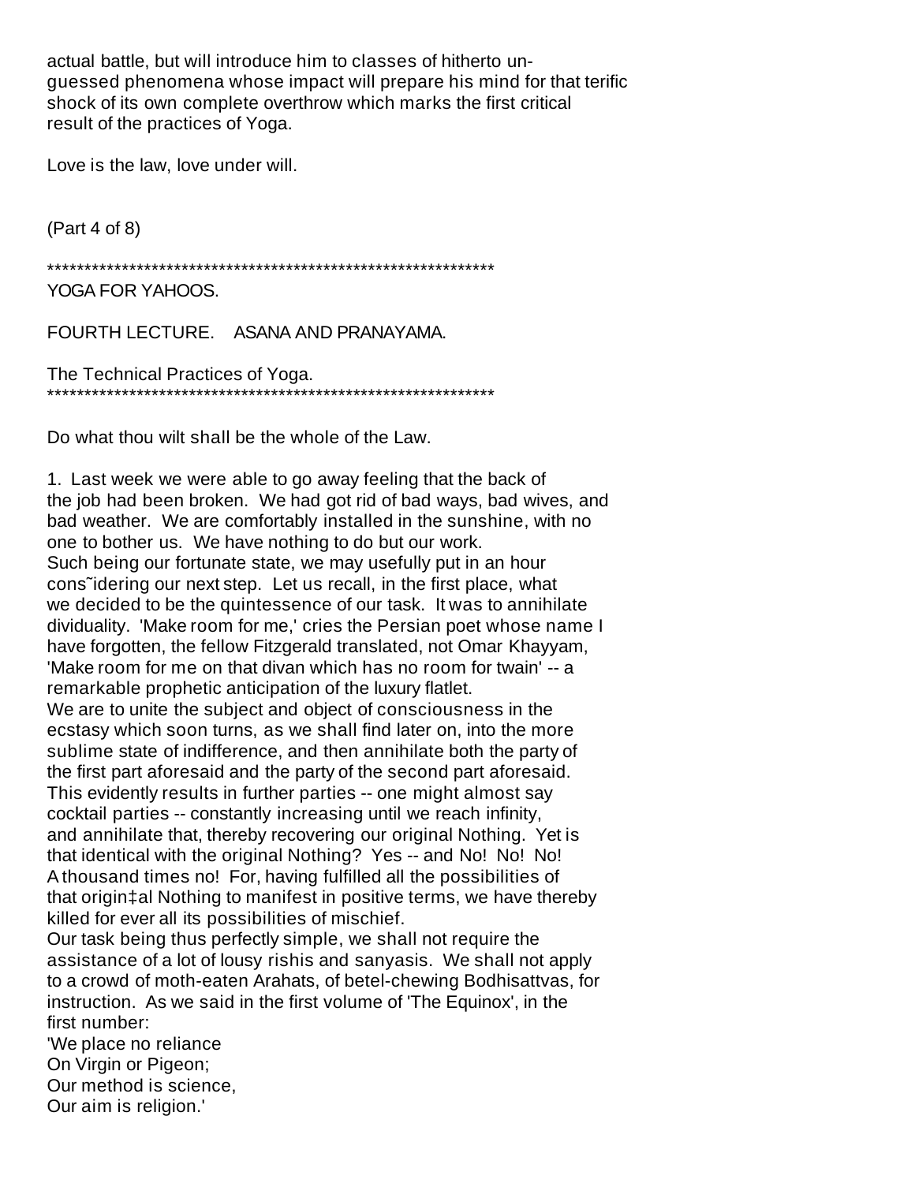actual battle, but will introduce him to classes of hitherto un-
guessed phenomena whose impact will prepare his mind for that terific
shock of its own complete overthrow which marks the first critical
result of the practices of Yoga.

Love is the law, love under will.

(Part 4 of 8)

*************************************************************

YOGA FOR YAHOOS.

FOURTH LECTURE. ASANA AND PRANAYAMA.

The Technical Practices of Yoga.

*************************************************************

Do what thou wilt shall be the whole of the Law.

1. Last week we were able to go away feeling that the back of
the job had been broken. We had got rid of bad ways, bad wives, and
bad weather. We are comfortably installed in the sunshine, with no
one to bother us. We have nothing to do but our work.
Such being our fortunate state, we may usefully put in an hour
cons˜idering our next step. Let us recall, in the first place, what
we decided to be the quintessence of our task. It was to annihilate
dividuality. 'Make room for me,' cries the Persian poet whose name I
have forgotten, the fellow Fitzgerald translated, not Omar Khayyam,
'Make room for me on that divan which has no room for twain' -- a
remarkable prophetic anticipation of the luxury flatlet.
We are to unite the subject and object of consciousness in the
ecstasy which soon turns, as we shall find later on, into the more
sublime state of indifference, and then annihilate both the party of
the first part aforesaid and the party of the second part aforesaid.
This evidently results in further parties -- one might almost say
cocktail parties -- constantly increasing until we reach infinity,
and annihilate that, thereby recovering our original Nothing. Yet is
that identical with the original Nothing? Yes -- and No! No! No!
A thousand times no! For, having fulfilled all the possibilities of
that origin‡al Nothing to manifest in positive terms, we have thereby
killed for ever all its possibilities of mischief.
Our task being thus perfectly simple, we shall not require the
assistance of a lot of lousy rishis and sanyasis. We shall not apply
to a crowd of moth-eaten Arahats, of betel-chewing Bodhisattvas, for
instruction. As we said in the first volume of 'The Equinox', in the
first number:
'We place no reliance
On Virgin or Pigeon;
Our method is science,
Our aim is religion.'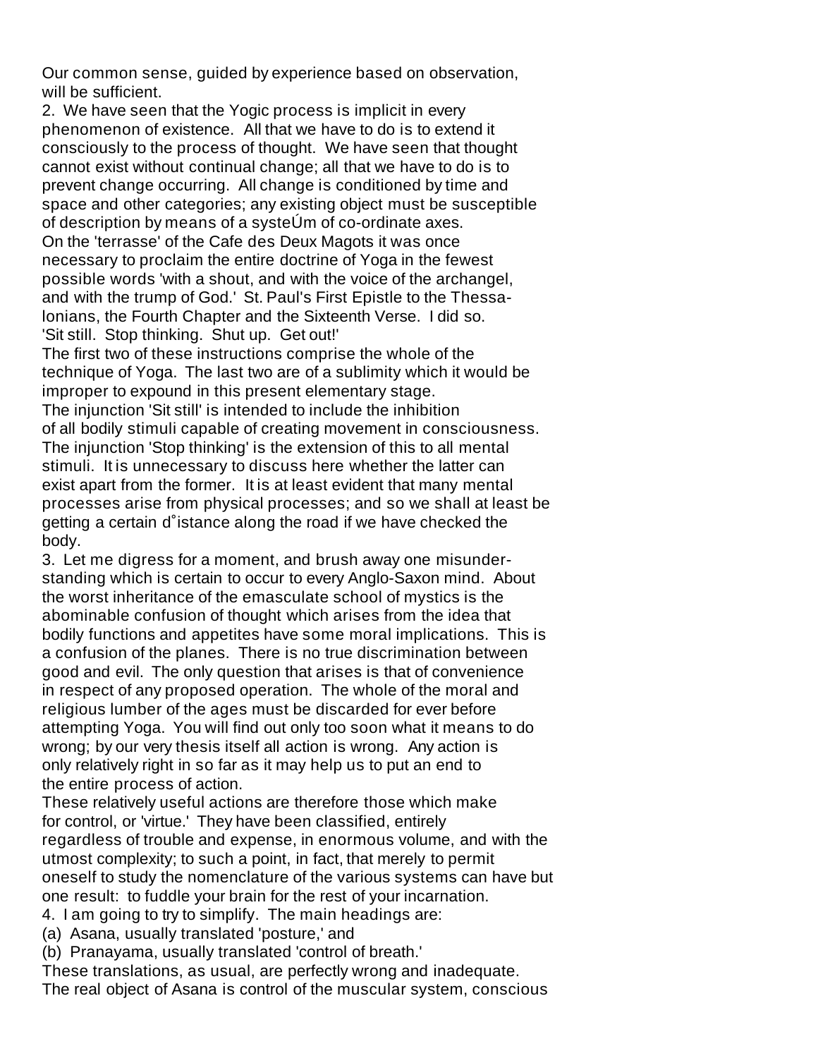Our common sense, guided by experience based on observation, will be sufficient.

2. We have seen that the Yogic process is implicit in every phenomenon of existence. All that we have to do is to extend it consciously to the process of thought. We have seen that thought cannot exist without continual change; all that we have to do is to prevent change occurring. All change is conditioned by time and space and other categories; any existing object must be susceptible of description by means of a systeÚm of co-ordinate axes.

On the 'terrasse' of the Cafe des Deux Magots it was once necessary to proclaim the entire doctrine of Yoga in the fewest possible words 'with a shout, and with the voice of the archangel, and with the trump of God.' St. Paul's First Epistle to the Thessalonians, the Fourth Chapter and the Sixteenth Verse. I did so. 'Sit still. Stop thinking. Shut up. Get out!'

The first two of these instructions comprise the whole of the technique of Yoga. The last two are of a sublimity which it would be improper to expound in this present elementary stage.

The injunction 'Sit still' is intended to include the inhibition of all bodily stimuli capable of creating movement in consciousness. The injunction 'Stop thinking' is the extension of this to all mental stimuli. It is unnecessary to discuss here whether the latter can exist apart from the former. It is at least evident that many mental processes arise from physical processes; and so we shall at least be getting a certain d˚istance along the road if we have checked the body.

3. Let me digress for a moment, and brush away one misunderstanding which is certain to occur to every Anglo-Saxon mind. About the worst inheritance of the emasculate school of mystics is the abominable confusion of thought which arises from the idea that bodily functions and appetites have some moral implications. This is a confusion of the planes. There is no true discrimination between good and evil. The only question that arises is that of convenience in respect of any proposed operation. The whole of the moral and religious lumber of the ages must be discarded for ever before attempting Yoga. You will find out only too soon what it means to do wrong; by our very thesis itself all action is wrong. Any action is only relatively right in so far as it may help us to put an end to the entire process of action.

These relatively useful actions are therefore those which make for control, or 'virtue.' They have been classified, entirely regardless of trouble and expense, in enormous volume, and with the utmost complexity; to such a point, in fact, that merely to permit oneself to study the nomenclature of the various systems can have but one result: to fuddle your brain for the rest of your incarnation.

4. I am going to try to simplify. The main headings are:

(a) Asana, usually translated 'posture,' and

(b) Pranayama, usually translated 'control of breath.'

These translations, as usual, are perfectly wrong and inadequate. The real object of Asana is control of the muscular system, conscious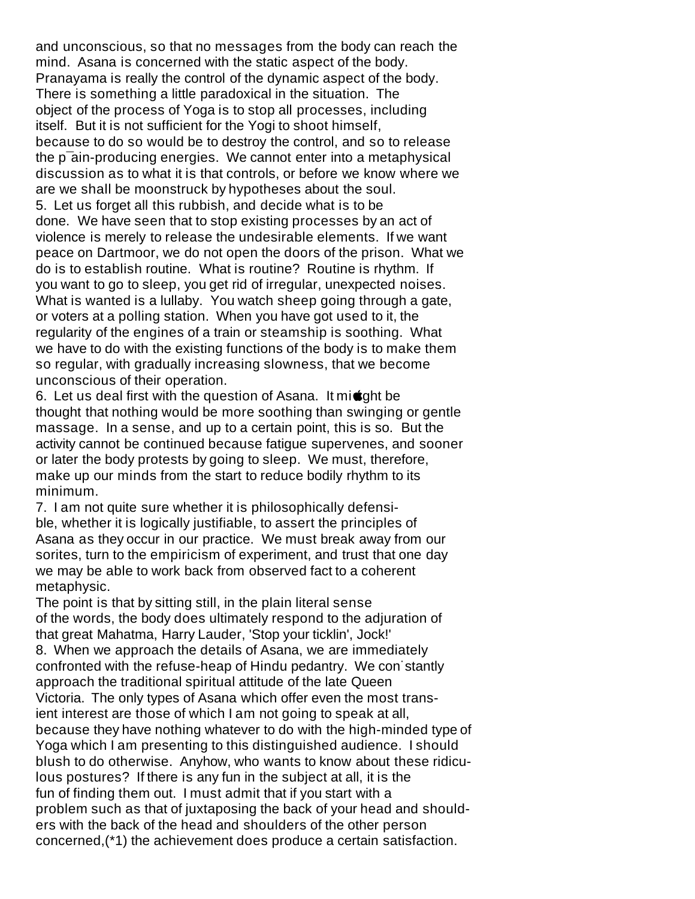and unconscious, so that no messages from the body can reach the mind. Asana is concerned with the static aspect of the body. Pranayama is really the control of the dynamic aspect of the body. There is something a little paradoxical in the situation. The object of the process of Yoga is to stop all processes, including itself. But it is not sufficient for the Yogi to shoot himself, because to do so would be to destroy the control, and so to release the pain-producing energies. We cannot enter into a metaphysical discussion as to what it is that controls, or before we know where we are we shall be moonstruck by hypotheses about the soul.

5. Let us forget all this rubbish, and decide what is to be done. We have seen that to stop existing processes by an act of violence is merely to release the undesirable elements. If we want peace on Dartmoor, we do not open the doors of the prison. What we do is to establish routine. What is routine? Routine is rhythm. If you want to go to sleep, you get rid of irregular, unexpected noises. What is wanted is a lullaby. You watch sheep going through a gate, or voters at a polling station. When you have got used to it, the regularity of the engines of a train or steamship is soothing. What we have to do with the existing functions of the body is to make them so regular, with gradually increasing slowness, that we become unconscious of their operation.

6. Let us deal first with the question of Asana. It might be thought that nothing would be more soothing than swinging or gentle massage. In a sense, and up to a certain point, this is so. But the activity cannot be continued because fatigue supervenes, and sooner or later the body protests by going to sleep. We must, therefore, make up our minds from the start to reduce bodily rhythm to its minimum.

7. I am not quite sure whether it is philosophically defensible, whether it is logically justifiable, to assert the principles of Asana as they occur in our practice. We must break away from our sorites, turn to the empiricism of experiment, and trust that one day we may be able to work back from observed fact to a coherent metaphysic.

The point is that by sitting still, in the plain literal sense of the words, the body does ultimately respond to the adjuration of that great Mahatma, Harry Lauder, 'Stop your ticklin', Jock!'

8. When we approach the details of Asana, we are immediately confronted with the refuse-heap of Hindu pedantry. We constantly approach the traditional spiritual attitude of the late Queen Victoria. The only types of Asana which offer even the most transient interest are those of which I am not going to speak at all, because they have nothing whatever to do with the high-minded type of Yoga which I am presenting to this distinguished audience. I should blush to do otherwise. Anyhow, who wants to know about these ridiculous postures? If there is any fun in the subject at all, it is the fun of finding them out. I must admit that if you start with a problem such as that of juxtaposing the back of your head and shoulders with the back of the head and shoulders of the other person concerned,(*1) the achievement does produce a certain satisfaction.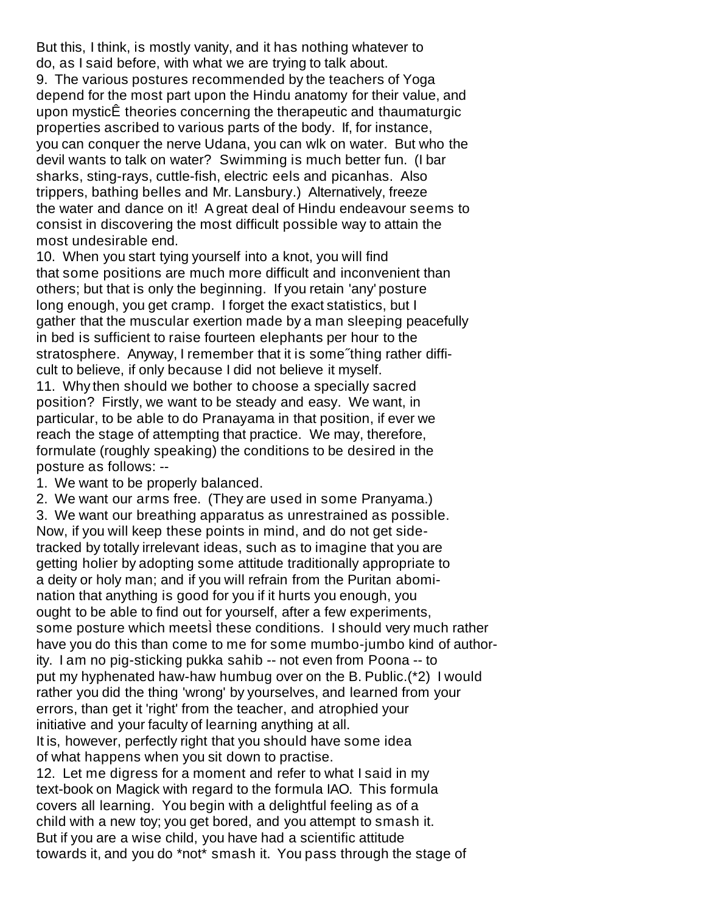But this, I think, is mostly vanity, and it has nothing whatever to do, as I said before, with what we are trying to talk about.

9. The various postures recommended by the teachers of Yoga depend for the most part upon the Hindu anatomy for their value, and upon misticÊ theories concerning the therapeutic and thaumaturgic properties ascribed to various parts of the body. If, for instance, you can conquer the nerve Udana, you can wlk on water. But who the devil wants to talk on water? Swimming is much better fun. (I bar sharks, sting-rays, cuttle-fish, electric eels and picanhas. Also trippers, bathing belles and Mr. Lansbury.) Alternatively, freeze the water and dance on it! A great deal of Hindu endeavour seems to consist in discovering the most difficult possible way to attain the most undesirable end.

10. When you start tying yourself into a knot, you will find that some positions are much more difficult and inconvenient than others; but that is only the beginning. If you retain 'any' posture long enough, you get cramp. I forget the exact statistics, but I gather that the muscular exertion made by a man sleeping peacefully in bed is sufficient to raise fourteen elephants per hour to the stratosphere. Anyway, I remember that it is some˝thing rather difficult to believe, if only because I did not believe it myself.

11. Why then should we bother to choose a specially sacred position? Firstly, we want to be steady and easy. We want, in particular, to be able to do Pranayama in that position, if ever we reach the stage of attempting that practice. We may, therefore, formulate (roughly speaking) the conditions to be desired in the posture as follows: --

1. We want to be properly balanced.
2. We want our arms free. (They are used in some Pranyama.)
3. We want our breathing apparatus as unrestrained as possible.

Now, if you will keep these points in mind, and do not get side-tracked by totally irrelevant ideas, such as to imagine that you are getting holier by adopting some attitude traditionally appropriate to a deity or holy man; and if you will refrain from the Puritan abomination that anything is good for you if it hurts you enough, you ought to be able to find out for yourself, after a few experiments, some posture which meetsÌ these conditions. I should very much rather have you do this than come to me for some mumbo-jumbo kind of authority. I am no pig-sticking pukka sahib -- not even from Poona -- to put my hyphenated haw-haw humbug over on the B. Public.(*2) I would rather you did the thing 'wrong' by yourselves, and learned from your errors, than get it 'right' from the teacher, and atrophied your initiative and your faculty of learning anything at all.

It is, however, perfectly right that you should have some idea of what happens when you sit down to practise.

12. Let me digress for a moment and refer to what I said in my text-book on Magick with regard to the formula IAO. This formula covers all learning. You begin with a delightful feeling as of a child with a new toy; you get bored, and you attempt to smash it. But if you are a wise child, you have had a scientific attitude towards it, and you do *not* smash it. You pass through the stage of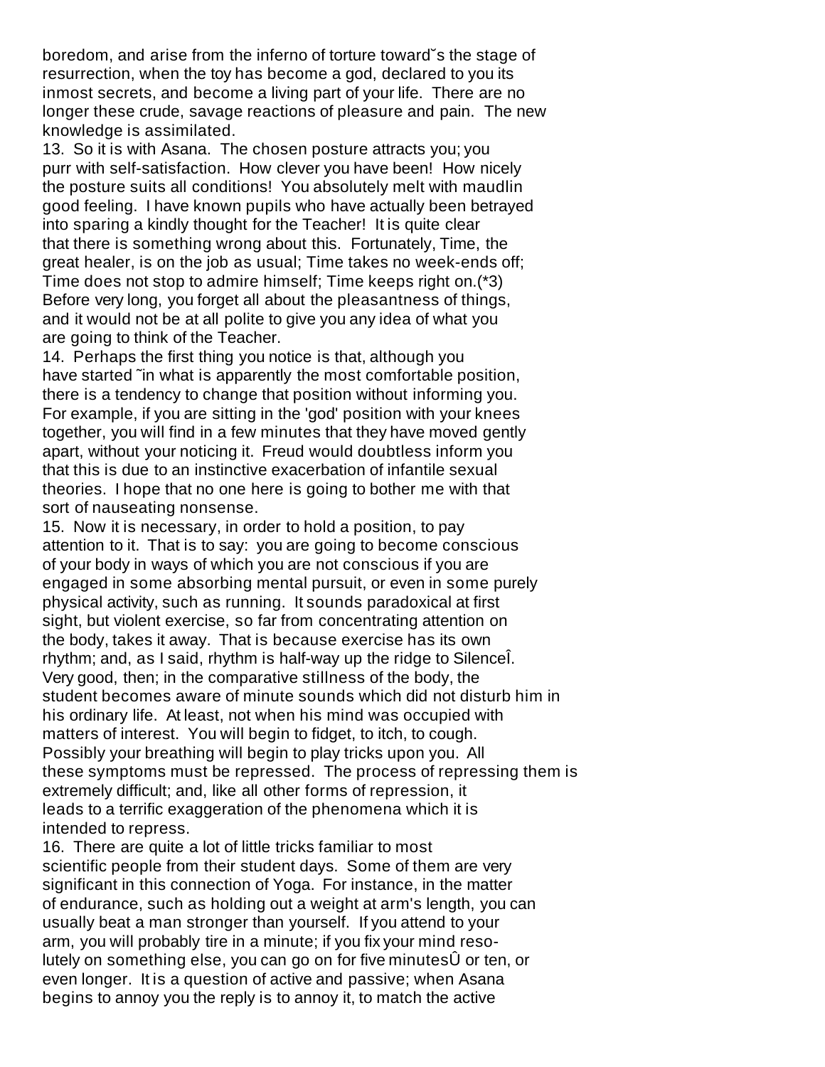boredom, and arise from the inferno of torture toward˘s the stage of resurrection, when the toy has become a god, declared to you its inmost secrets, and become a living part of your life. There are no longer these crude, savage reactions of pleasure and pain. The new knowledge is assimilated.

13. So it is with Asana. The chosen posture attracts you; you purr with self-satisfaction. How clever you have been! How nicely the posture suits all conditions! You absolutely melt with maudlin good feeling. I have known pupils who have actually been betrayed into sparing a kindly thought for the Teacher! It is quite clear that there is something wrong about this. Fortunately, Time, the great healer, is on the job as usual; Time takes no week-ends off; Time does not stop to admire himself; Time keeps right on.(*3) Before very long, you forget all about the pleasantness of things, and it would not be at all polite to give you any idea of what you are going to think of the Teacher.

14. Perhaps the first thing you notice is that, although you have started ˜in what is apparently the most comfortable position, there is a tendency to change that position without informing you. For example, if you are sitting in the 'god' position with your knees together, you will find in a few minutes that they have moved gently apart, without your noticing it. Freud would doubtless inform you that this is due to an instinctive exacerbation of infantile sexual theories. I hope that no one here is going to bother me with that sort of nauseating nonsense.

15. Now it is necessary, in order to hold a position, to pay attention to it. That is to say: you are going to become conscious of your body in ways of which you are not conscious if you are engaged in some absorbing mental pursuit, or even in some purely physical activity, such as running. It sounds paradoxical at first sight, but violent exercise, so far from concentrating attention on the body, takes it away. That is because exercise has its own rhythm; and, as I said, rhythm is half-way up the ridge to SilenceÎ. Very good, then; in the comparative stillness of the body, the student becomes aware of minute sounds which did not disturb him in his ordinary life. At least, not when his mind was occupied with matters of interest. You will begin to fidget, to itch, to cough. Possibly your breathing will begin to play tricks upon you. All these symptoms must be repressed. The process of repressing them is extremely difficult; and, like all other forms of repression, it leads to a terrific exaggeration of the phenomena which it is intended to repress.

16. There are quite a lot of little tricks familiar to most scientific people from their student days. Some of them are very significant in this connection of Yoga. For instance, in the matter of endurance, such as holding out a weight at arm's length, you can usually beat a man stronger than yourself. If you attend to your arm, you will probably tire in a minute; if you fix your mind resolutely on something else, you can go on for five minutesÛ or ten, or even longer. It is a question of active and passive; when Asana begins to annoy you the reply is to annoy it, to match the active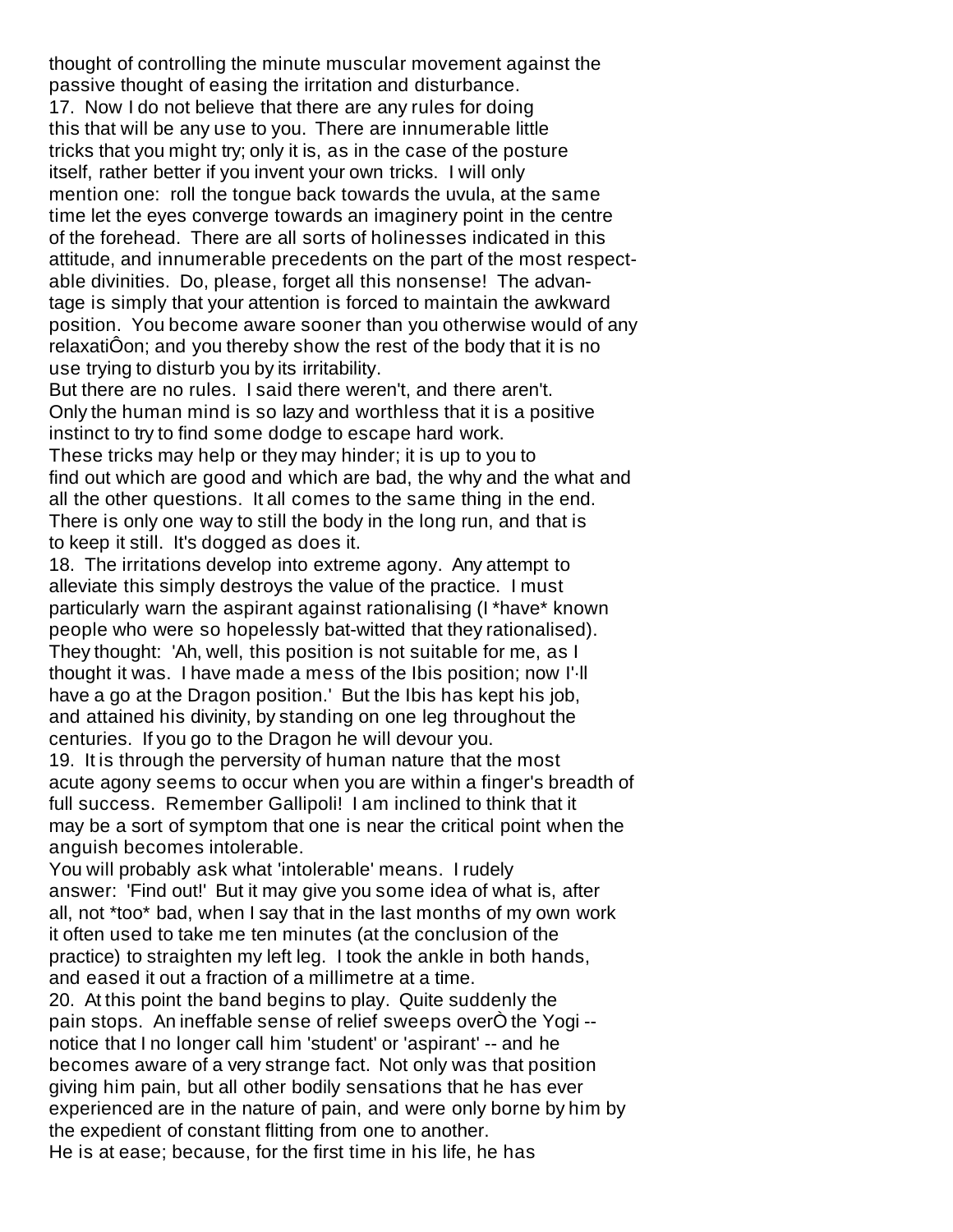thought of controlling the minute muscular movement against the passive thought of easing the irritation and disturbance.

17. Now I do not believe that there are any rules for doing this that will be any use to you. There are innumerable little tricks that you might try; only it is, as in the case of the posture itself, rather better if you invent your own tricks. I will only mention one: roll the tongue back towards the uvula, at the same time let the eyes converge towards an imaginery point in the centre of the forehead. There are all sorts of holinesses indicated in this attitude, and innumerable precedents on the part of the most respectable divinities. Do, please, forget all this nonsense! The advantage is simply that your attention is forced to maintain the awkward position. You become aware sooner than you otherwise would of any relaxatiÔon; and you thereby show the rest of the body that it is no use trying to disturb you by its irritability.

But there are no rules. I said there weren't, and there aren't. Only the human mind is so lazy and worthless that it is a positive instinct to try to find some dodge to escape hard work. These tricks may help or they may hinder; it is up to you to find out which are good and which are bad, the why and the what and all the other questions. It all comes to the same thing in the end. There is only one way to still the body in the long run, and that is to keep it still. It's dogged as does it.

18. The irritations develop into extreme agony. Any attempt to alleviate this simply destroys the value of the practice. I must particularly warn the aspirant against rationalising (I *have* known people who were so hopelessly bat-witted that they rationalised). They thought: 'Ah, well, this position is not suitable for me, as I thought it was. I have made a mess of the Ibis position; now I'·ll have a go at the Dragon position.' But the Ibis has kept his job, and attained his divinity, by standing on one leg throughout the centuries. If you go to the Dragon he will devour you.

19. It is through the perversity of human nature that the most acute agony seems to occur when you are within a finger's breadth of full success. Remember Gallipoli! I am inclined to think that it may be a sort of symptom that one is near the critical point when the anguish becomes intolerable.

You will probably ask what 'intolerable' means. I rudely answer: 'Find out!' But it may give you some idea of what is, after all, not *too* bad, when I say that in the last months of my own work it often used to take me ten minutes (at the conclusion of the practice) to straighten my left leg. I took the ankle in both hands, and eased it out a fraction of a millimetre at a time.

20. At this point the band begins to play. Quite suddenly the pain stops. An ineffable sense of relief sweeps overÒ the Yogi -- notice that I no longer call him 'student' or 'aspirant' -- and he becomes aware of a very strange fact. Not only was that position giving him pain, but all other bodily sensations that he has ever experienced are in the nature of pain, and were only borne by him by the expedient of constant flitting from one to another.

He is at ease; because, for the first time in his life, he has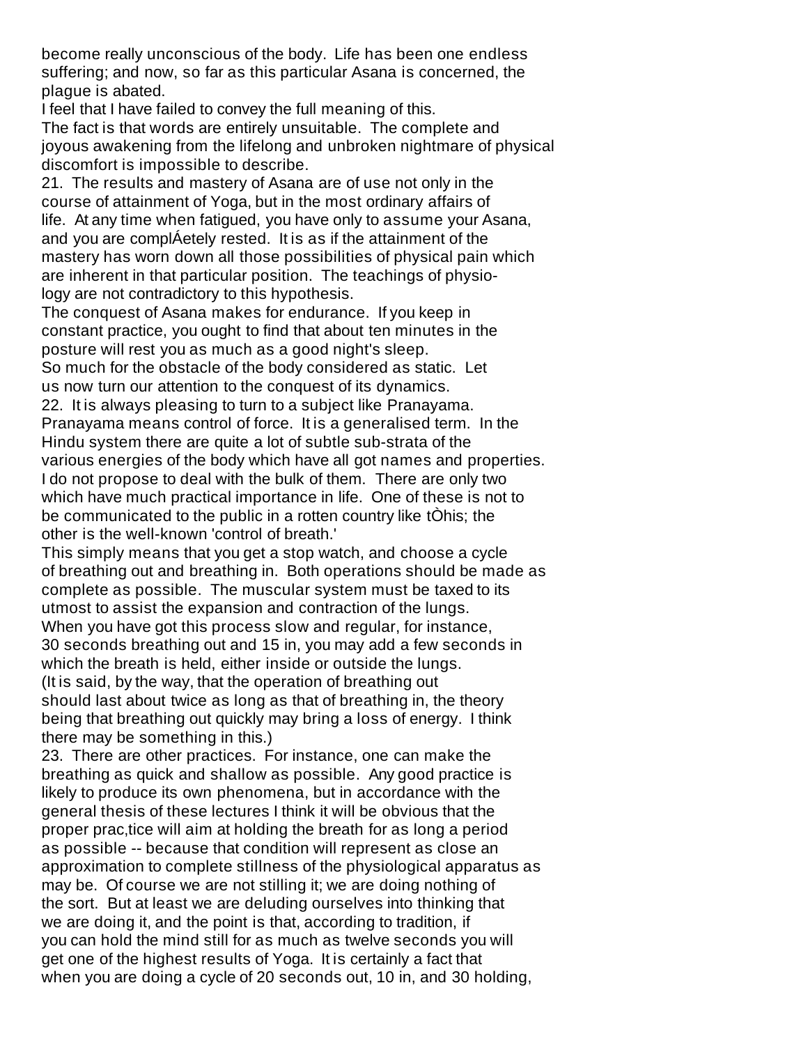become really unconscious of the body. Life has been one endless suffering; and now, so far as this particular Asana is concerned, the plague is abated.

I feel that I have failed to convey the full meaning of this. The fact is that words are entirely unsuitable. The complete and joyous awakening from the lifelong and unbroken nightmare of physical discomfort is impossible to describe.

21. The results and mastery of Asana are of use not only in the course of attainment of Yoga, but in the most ordinary affairs of life. At any time when fatigued, you have only to assume your Asana, and you are complÁetely rested. It is as if the attainment of the mastery has worn down all those possibilities of physical pain which are inherent in that particular position. The teachings of physiology are not contradictory to this hypothesis.

The conquest of Asana makes for endurance. If you keep in constant practice, you ought to find that about ten minutes in the posture will rest you as much as a good night's sleep.

So much for the obstacle of the body considered as static. Let us now turn our attention to the conquest of its dynamics.

22. It is always pleasing to turn to a subject like Pranayama. Pranayama means control of force. It is a generalised term. In the Hindu system there are quite a lot of subtle sub-strata of the various energies of the body which have all got names and properties. I do not propose to deal with the bulk of them. There are only two which have much practical importance in life. One of these is not to be communicated to the public in a rotten country like tÒhis; the other is the well-known 'control of breath.'

This simply means that you get a stop watch, and choose a cycle of breathing out and breathing in. Both operations should be made as complete as possible. The muscular system must be taxed to its utmost to assist the expansion and contraction of the lungs.

When you have got this process slow and regular, for instance, 30 seconds breathing out and 15 in, you may add a few seconds in which the breath is held, either inside or outside the lungs. (It is said, by the way, that the operation of breathing out should last about twice as long as that of breathing in, the theory being that breathing out quickly may bring a loss of energy. I think there may be something in this.)

23. There are other practices. For instance, one can make the breathing as quick and shallow as possible. Any good practice is likely to produce its own phenomena, but in accordance with the general thesis of these lectures I think it will be obvious that the proper prac,tice will aim at holding the breath for as long a period as possible -- because that condition will represent as close an approximation to complete stillness of the physiological apparatus as may be. Of course we are not stilling it; we are doing nothing of the sort. But at least we are deluding ourselves into thinking that we are doing it, and the point is that, according to tradition, if you can hold the mind still for as much as twelve seconds you will get one of the highest results of Yoga. It is certainly a fact that when you are doing a cycle of 20 seconds out, 10 in, and 30 holding,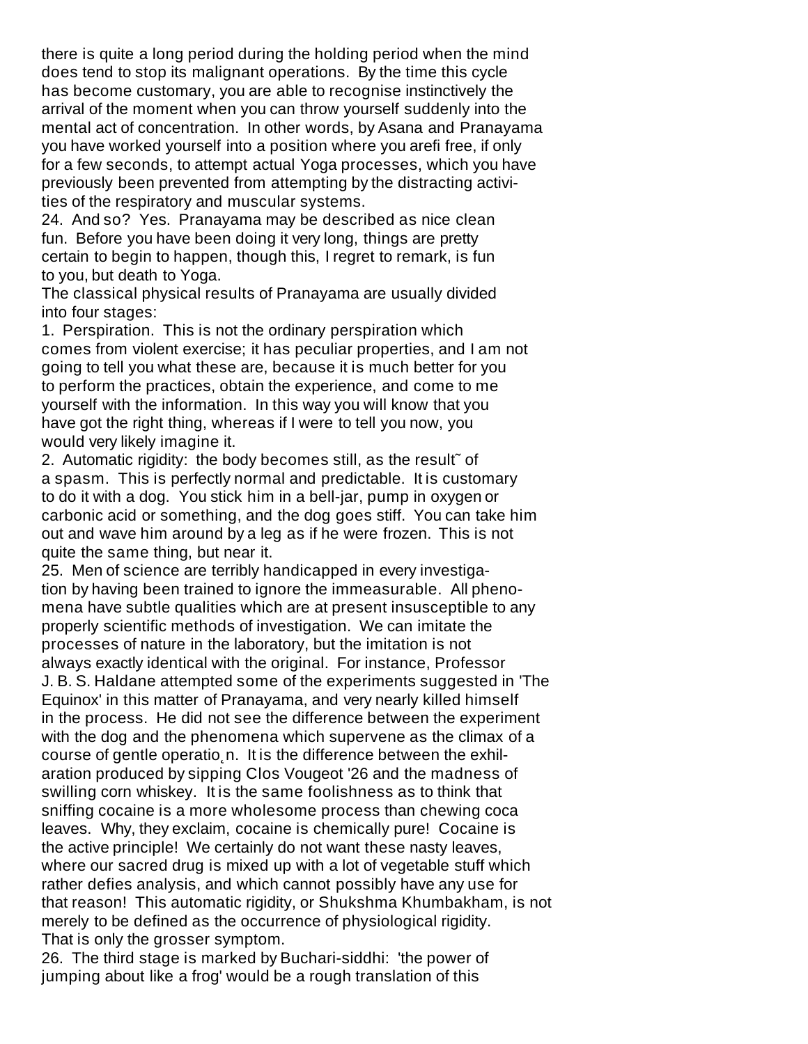there is quite a long period during the holding period when the mind does tend to stop its malignant operations. By the time this cycle has become customary, you are able to recognise instinctively the arrival of the moment when you can throw yourself suddenly into the mental act of concentration. In other words, by Asana and Pranayama you have worked yourself into a position where you arefi free, if only for a few seconds, to attempt actual Yoga processes, which you have previously been prevented from attempting by the distracting activities of the respiratory and muscular systems.

24. And so? Yes. Pranayama may be described as nice clean fun. Before you have been doing it very long, things are pretty certain to begin to happen, though this, I regret to remark, is fun to you, but death to Yoga.

The classical physical results of Pranayama are usually divided into four stages:

1. Perspiration. This is not the ordinary perspiration which comes from violent exercise; it has peculiar properties, and I am not going to tell you what these are, because it is much better for you to perform the practices, obtain the experience, and come to me yourself with the information. In this way you will know that you have got the right thing, whereas if I were to tell you now, you would very likely imagine it.

2. Automatic rigidity: the body becomes still, as the result˜ of a spasm. This is perfectly normal and predictable. It is customary to do it with a dog. You stick him in a bell-jar, pump in oxygen or carbonic acid or something, and the dog goes stiff. You can take him out and wave him around by a leg as if he were frozen. This is not quite the same thing, but near it.

25. Men of science are terribly handicapped in every investigation by having been trained to ignore the immeasurable. All phenomena have subtle qualities which are at present insusceptible to any properly scientific methods of investigation. We can imitate the processes of nature in the laboratory, but the imitation is not always exactly identical with the original. For instance, Professor J. B. S. Haldane attempted some of the experiments suggested in 'The Equinox' in this matter of Pranayama, and very nearly killed himself in the process. He did not see the difference between the experiment with the dog and the phenomena which supervene as the climax of a course of gentle operatio˛n. It is the difference between the exhilaration produced by sipping Clos Vougeot '26 and the madness of swilling corn whiskey. It is the same foolishness as to think that sniffing cocaine is a more wholesome process than chewing coca leaves. Why, they exclaim, cocaine is chemically pure! Cocaine is the active principle! We certainly do not want these nasty leaves, where our sacred drug is mixed up with a lot of vegetable stuff which rather defies analysis, and which cannot possibly have any use for that reason! This automatic rigidity, or Shukshma Khumbakham, is not merely to be defined as the occurrence of physiological rigidity. That is only the grosser symptom.

26. The third stage is marked by Buchari-siddhi: 'the power of jumping about like a frog' would be a rough translation of this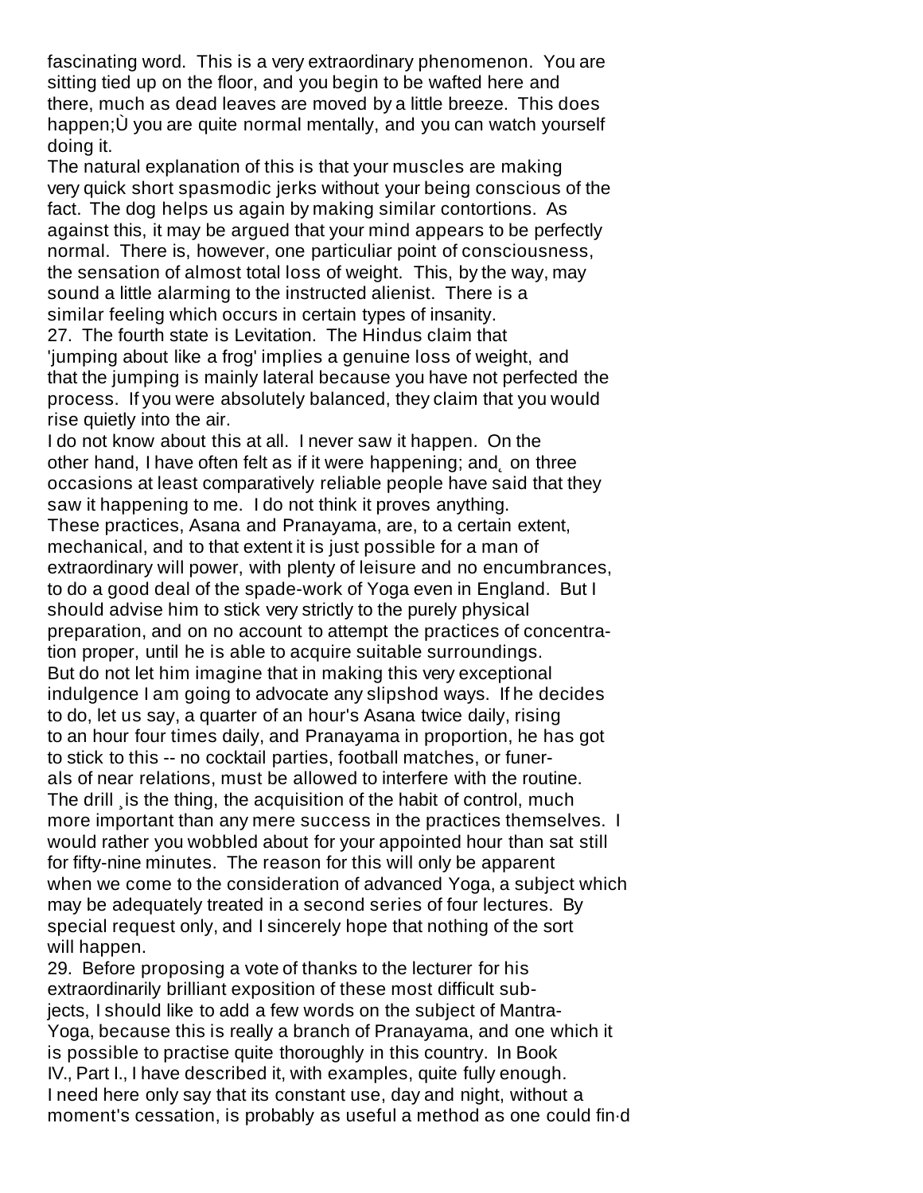fascinating word. This is a very extraordinary phenomenon. You are sitting tied up on the floor, and you begin to be wafted here and there, much as dead leaves are moved by a little breeze. This does happen;Ù you are quite normal mentally, and you can watch yourself doing it.

The natural explanation of this is that your muscles are making very quick short spasmodic jerks without your being conscious of the fact. The dog helps us again by making similar contortions. As against this, it may be argued that your mind appears to be perfectly normal. There is, however, one particular point of consciousness, the sensation of almost total loss of weight. This, by the way, may sound a little alarming to the instructed alienist. There is a similar feeling which occurs in certain types of insanity.

27. The fourth state is Levitation. The Hindus claim that 'jumping about like a frog' implies a genuine loss of weight, and that the jumping is mainly lateral because you have not perfected the process. If you were absolutely balanced, they claim that you would rise quietly into the air.

I do not know about this at all. I never saw it happen. On the other hand, I have often felt as if it were happening; and, on three occasions at least comparatively reliable people have said that they saw it happening to me. I do not think it proves anything.

These practices, Asana and Pranayama, are, to a certain extent, mechanical, and to that extent it is just possible for a man of extraordinary will power, with plenty of leisure and no encumbrances, to do a good deal of the spade-work of Yoga even in England. But I should advise him to stick very strictly to the purely physical preparation, and on no account to attempt the practices of concentration proper, until he is able to acquire suitable surroundings.

But do not let him imagine that in making this very exceptional indulgence I am going to advocate any slipshod ways. If he decides to do, let us say, a quarter of an hour's Asana twice daily, rising to an hour four times daily, and Pranayama in proportion, he has got to stick to this -- no cocktail parties, football matches, or funerals of near relations, must be allowed to interfere with the routine. The drill is the thing, the acquisition of the habit of control, much more important than any mere success in the practices themselves. I would rather you wobbled about for your appointed hour than sat still for fifty-nine minutes. The reason for this will only be apparent when we come to the consideration of advanced Yoga, a subject which may be adequately treated in a second series of four lectures. By special request only, and I sincerely hope that nothing of the sort will happen.

29. Before proposing a vote of thanks to the lecturer for his extraordinarily brilliant exposition of these most difficult subjects, I should like to add a few words on the subject of Mantra-Yoga, because this is really a branch of Pranayama, and one which it is possible to practise quite thoroughly in this country. In Book IV., Part I., I have described it, with examples, quite fully enough. I need here only say that its constant use, day and night, without a moment's cessation, is probably as useful a method as one could find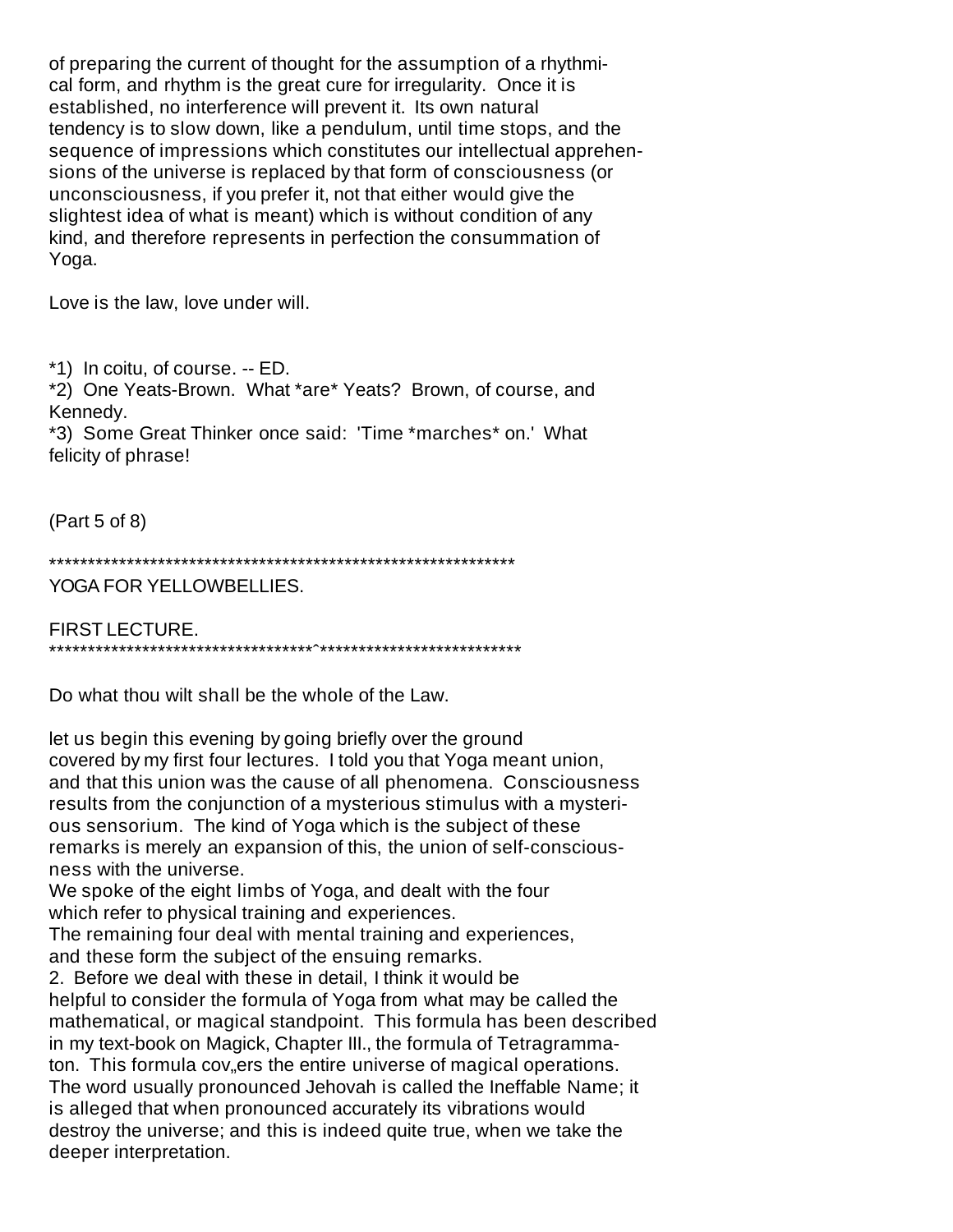of preparing the current of thought for the assumption of a rhythmical form, and rhythm is the great cure for irregularity. Once it is established, no interference will prevent it. Its own natural tendency is to slow down, like a pendulum, until time stops, and the sequence of impressions which constitutes our intellectual apprehensions of the universe is replaced by that form of consciousness (or unconsciousness, if you prefer it, not that either would give the slightest idea of what is meant) which is without condition of any kind, and therefore represents in perfection the consummation of Yoga.

Love is the law, love under will.

*1) In coitu, of course. -- ED.
*2) One Yeats-Brown. What *are* Yeats? Brown, of course, and Kennedy.
*3) Some Great Thinker once said: 'Time *marches* on.' What felicity of phrase!

(Part 5 of 8)

**************************************************************

YOGA FOR YELLOWBELLIES.

FIRST LECTURE.

**********************************^**************************

Do what thou wilt shall be the whole of the Law.

let us begin this evening by going briefly over the ground covered by my first four lectures. I told you that Yoga meant union, and that this union was the cause of all phenomena. Consciousness results from the conjunction of a mysterious stimulus with a mysterious sensorium. The kind of Yoga which is the subject of these remarks is merely an expansion of this, the union of self-consciousness with the universe.
We spoke of the eight limbs of Yoga, and dealt with the four which refer to physical training and experiences.
The remaining four deal with mental training and experiences, and these form the subject of the ensuing remarks.
2. Before we deal with these in detail, I think it would be helpful to consider the formula of Yoga from what may be called the mathematical, or magical standpoint. This formula has been described in my text-book on Magick, Chapter III., the formula of Tetragrammaton. This formula cov„ers the entire universe of magical operations. The word usually pronounced Jehovah is called the Ineffable Name; it is alleged that when pronounced accurately its vibrations would destroy the universe; and this is indeed quite true, when we take the deeper interpretation.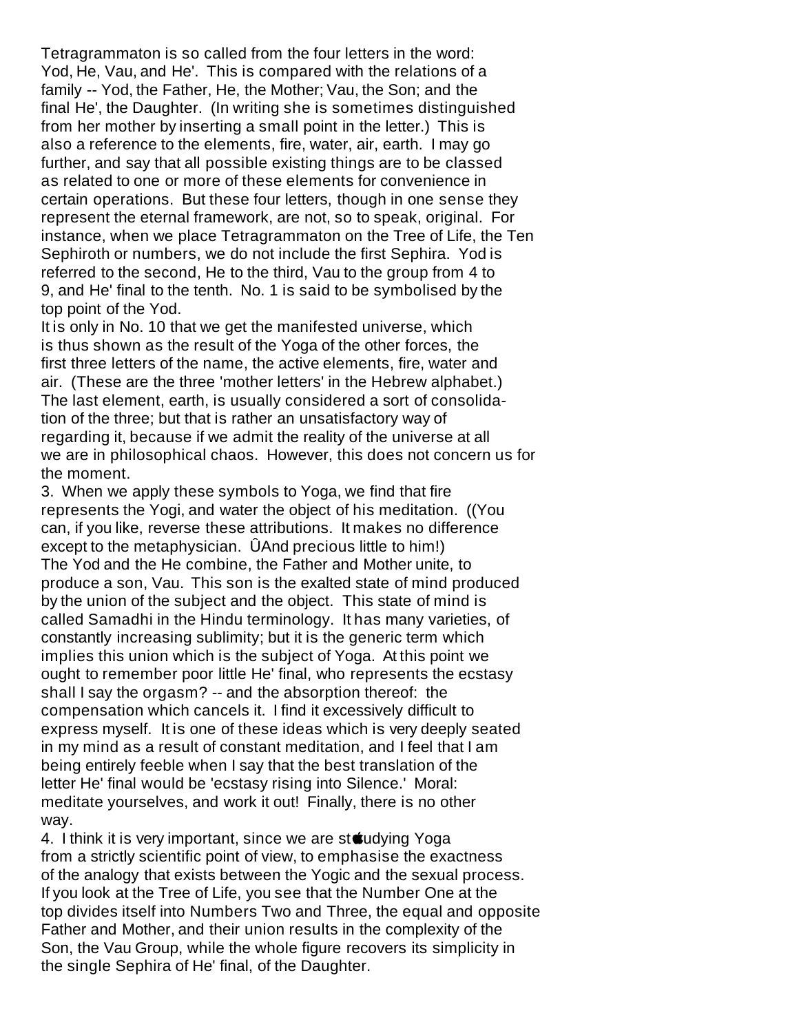Tetragrammaton is so called from the four letters in the word: Yod, He, Vau, and He'. This is compared with the relations of a family -- Yod, the Father, He, the Mother; Vau, the Son; and the final He', the Daughter. (In writing she is sometimes distinguished from her mother by inserting a small point in the letter.) This is also a reference to the elements, fire, water, air, earth. I may go further, and say that all possible existing things are to be classed as related to one or more of these elements for convenience in certain operations. But these four letters, though in one sense they represent the eternal framework, are not, so to speak, original. For instance, when we place Tetragrammaton on the Tree of Life, the Ten Sephiroth or numbers, we do not include the first Sephira. Yod is referred to the second, He to the third, Vau to the group from 4 to 9, and He' final to the tenth. No. 1 is said to be symbolised by the top point of the Yod.

It is only in No. 10 that we get the manifested universe, which is thus shown as the result of the Yoga of the other forces, the first three letters of the name, the active elements, fire, water and air. (These are the three 'mother letters' in the Hebrew alphabet.) The last element, earth, is usually considered a sort of consolidation of the three; but that is rather an unsatisfactory way of regarding it, because if we admit the reality of the universe at all we are in philosophical chaos. However, this does not concern us for the moment.

3. When we apply these symbols to Yoga, we find that fire represents the Yogi, and water the object of his meditation. ((You can, if you like, reverse these attributions. It makes no difference except to the metaphysician. ÛAnd precious little to him!) The Yod and the He combine, the Father and Mother unite, to produce a son, Vau. This son is the exalted state of mind produced by the union of the subject and the object. This state of mind is called Samadhi in the Hindu terminology. It has many varieties, of constantly increasing sublimity; but it is the generic term which implies this union which is the subject of Yoga. At this point we ought to remember poor little He' final, who represents the ecstasy shall I say the orgasm? -- and the absorption thereof: the compensation which cancels it. I find it excessively difficult to express myself. It is one of these ideas which is very deeply seated in my mind as a result of constant meditation, and I feel that I am being entirely feeble when I say that the best translation of the letter He' final would be 'ecstasy rising into Silence.' Moral: meditate yourselves, and work it out! Finally, there is no other way.

4. I think it is very important, since we are studying Yoga from a strictly scientific point of view, to emphasise the exactness of the analogy that exists between the Yogic and the sexual process. If you look at the Tree of Life, you see that the Number One at the top divides itself into Numbers Two and Three, the equal and opposite Father and Mother, and their union results in the complexity of the Son, the Vau Group, while the whole figure recovers its simplicity in the single Sephira of He' final, of the Daughter.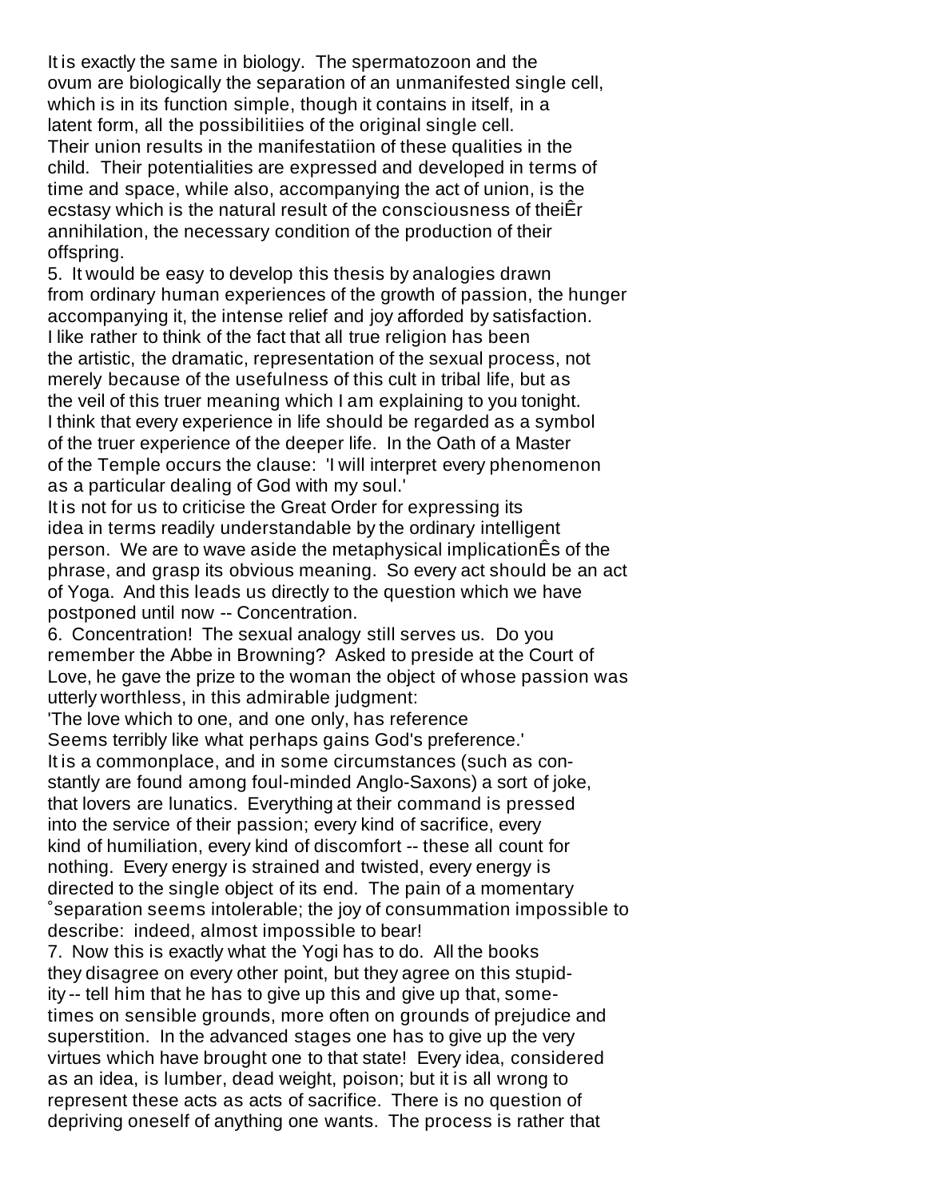It is exactly the same in biology. The spermatozoon and the ovum are biologically the separation of an unmanifested single cell, which is in its function simple, though it contains in itself, in a latent form, all the possibilitiies of the original single cell. Their union results in the manifestatiion of these qualities in the child. Their potentialities are expressed and developed in terms of time and space, while also, accompanying the act of union, is the ecstasy which is the natural result of the consciousness of theiÊr annihilation, the necessary condition of the production of their offspring.

5. It would be easy to develop this thesis by analogies drawn from ordinary human experiences of the growth of passion, the hunger accompanying it, the intense relief and joy afforded by satisfaction. I like rather to think of the fact that all true religion has been the artistic, the dramatic, representation of the sexual process, not merely because of the usefulness of this cult in tribal life, but as the veil of this truer meaning which I am explaining to you tonight. I think that every experience in life should be regarded as a symbol of the truer experience of the deeper life. In the Oath of a Master of the Temple occurs the clause: 'I will interpret every phenomenon as a particular dealing of God with my soul.'

It is not for us to criticise the Great Order for expressing its idea in terms readily understandable by the ordinary intelligent person. We are to wave aside the metaphysical implicationÊs of the phrase, and grasp its obvious meaning. So every act should be an act of Yoga. And this leads us directly to the question which we have postponed until now -- Concentration.

6. Concentration! The sexual analogy still serves us. Do you remember the Abbe in Browning? Asked to preside at the Court of Love, he gave the prize to the woman the object of whose passion was utterly worthless, in this admirable judgment:

'The love which to one, and one only, has reference
Seems terribly like what perhaps gains God's preference.'

It is a commonplace, and in some circumstances (such as constantly are found among foul-minded Anglo-Saxons) a sort of joke, that lovers are lunatics. Everything at their command is pressed into the service of their passion; every kind of sacrifice, every kind of humiliation, every kind of discomfort -- these all count for nothing. Every energy is strained and twisted, every energy is directed to the single object of its end. The pain of a momentary ˚separation seems intolerable; the joy of consummation impossible to describe: indeed, almost impossible to bear!

7. Now this is exactly what the Yogi has to do. All the books they disagree on every other point, but they agree on this stupidity -- tell him that he has to give up this and give up that, sometimes on sensible grounds, more often on grounds of prejudice and superstition. In the advanced stages one has to give up the very virtues which have brought one to that state! Every idea, considered as an idea, is lumber, dead weight, poison; but it is all wrong to represent these acts as acts of sacrifice. There is no question of depriving oneself of anything one wants. The process is rather that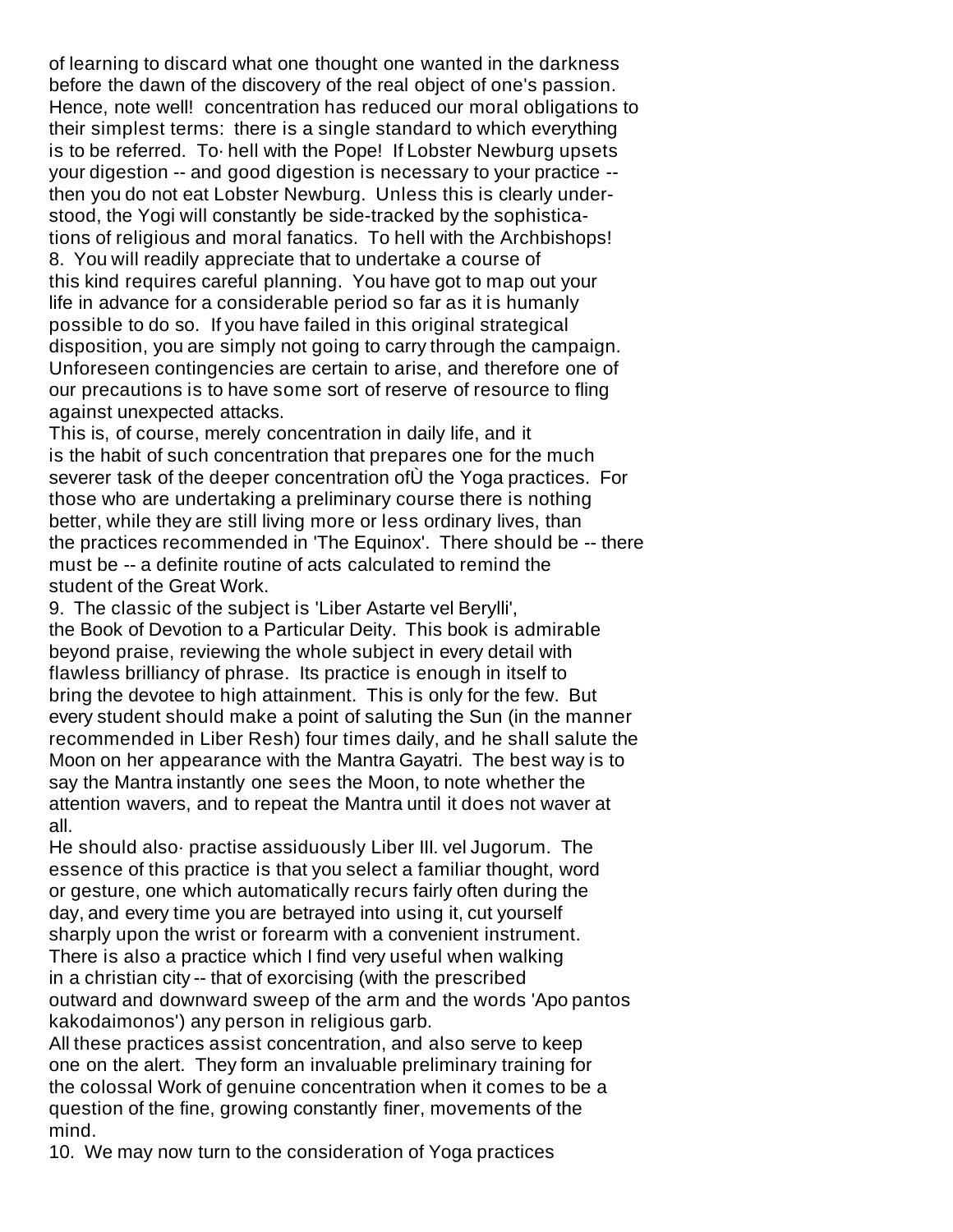of learning to discard what one thought one wanted in the darkness before the dawn of the discovery of the real object of one's passion. Hence, note well! concentration has reduced our moral obligations to their simplest terms: there is a single standard to which everything is to be referred. To· hell with the Pope! If Lobster Newburg upsets your digestion -- and good digestion is necessary to your practice -- then you do not eat Lobster Newburg. Unless this is clearly understood, the Yogi will constantly be side-tracked by the sophistications of religious and moral fanatics. To hell with the Archbishops!

8. You will readily appreciate that to undertake a course of this kind requires careful planning. You have got to map out your life in advance for a considerable period so far as it is humanly possible to do so. If you have failed in this original strategical disposition, you are simply not going to carry through the campaign. Unforeseen contingencies are certain to arise, and therefore one of our precautions is to have some sort of reserve of resource to fling against unexpected attacks.

This is, of course, merely concentration in daily life, and it is the habit of such concentration that prepares one for the much severer task of the deeper concentration ofÙ the Yoga practices. For those who are undertaking a preliminary course there is nothing better, while they are still living more or less ordinary lives, than the practices recommended in 'The Equinox'. There should be -- there must be -- a definite routine of acts calculated to remind the student of the Great Work.

9. The classic of the subject is 'Liber Astarte vel Berylli', the Book of Devotion to a Particular Deity. This book is admirable beyond praise, reviewing the whole subject in every detail with flawless brilliancy of phrase. Its practice is enough in itself to bring the devotee to high attainment. This is only for the few. But every student should make a point of saluting the Sun (in the manner recommended in Liber Resh) four times daily, and he shall salute the Moon on her appearance with the Mantra Gayatri. The best way is to say the Mantra instantly one sees the Moon, to note whether the attention wavers, and to repeat the Mantra until it does not waver at all.

He should also· practise assiduously Liber III. vel Jugorum. The essence of this practice is that you select a familiar thought, word or gesture, one which automatically recurs fairly often during the day, and every time you are betrayed into using it, cut yourself sharply upon the wrist or forearm with a convenient instrument. There is also a practice which I find very useful when walking in a christian city -- that of exorcising (with the prescribed outward and downward sweep of the arm and the words 'Apo pantos kakodaimonos') any person in religious garb.

All these practices assist concentration, and also serve to keep one on the alert. They form an invaluable preliminary training for the colossal Work of genuine concentration when it comes to be a question of the fine, growing constantly finer, movements of the mind.

10. We may now turn to the consideration of Yoga practices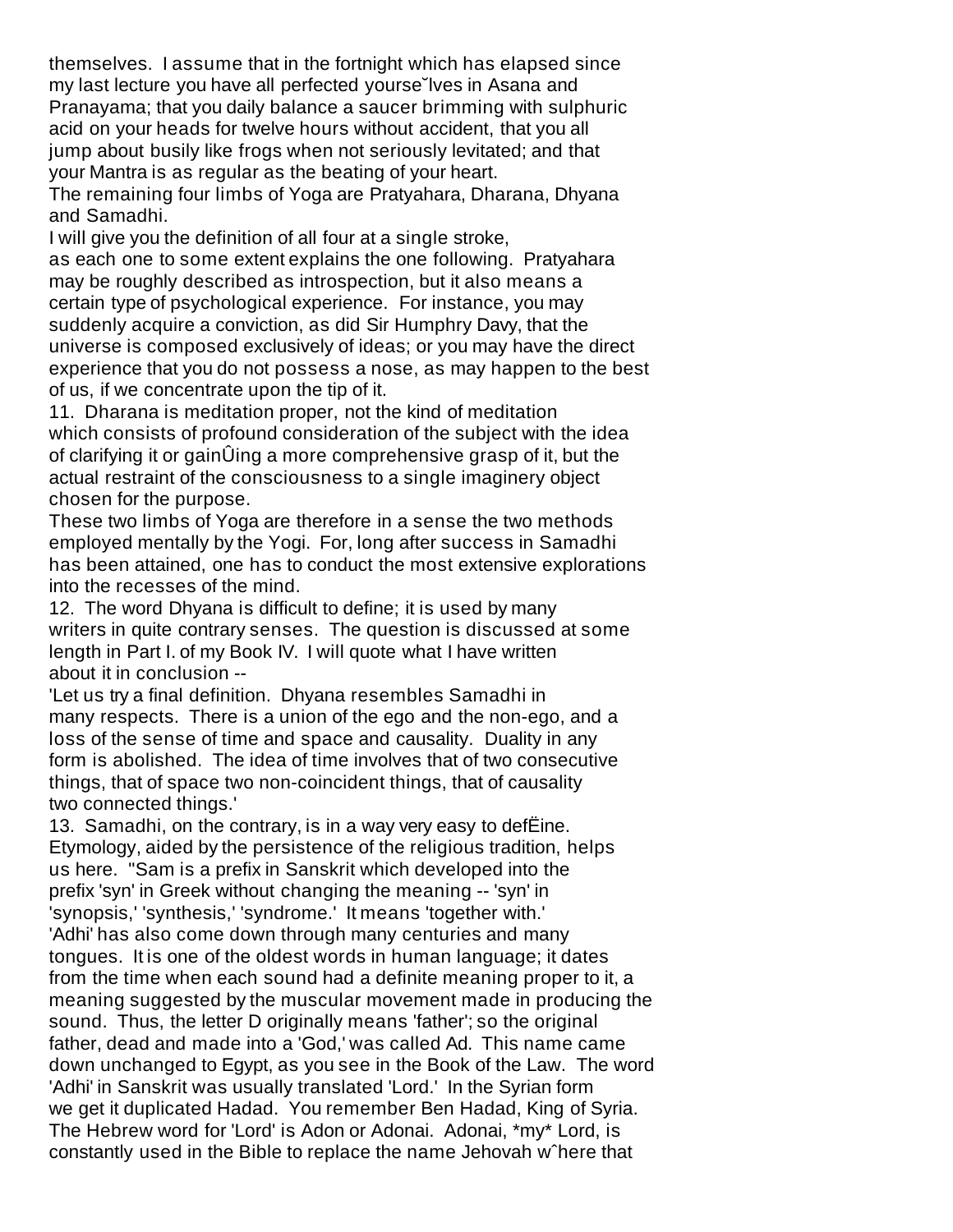themselves. I assume that in the fortnight which has elapsed since my last lecture you have all perfected yourse˘lves in Asana and Pranayama; that you daily balance a saucer brimming with sulphuric acid on your heads for twelve hours without accident, that you all jump about busily like frogs when not seriously levitated; and that your Mantra is as regular as the beating of your heart.

The remaining four limbs of Yoga are Pratyahara, Dharana, Dhyana and Samadhi.

I will give you the definition of all four at a single stroke, as each one to some extent explains the one following. Pratyahara may be roughly described as introspection, but it also means a certain type of psychological experience. For instance, you may suddenly acquire a conviction, as did Sir Humphry Davy, that the universe is composed exclusively of ideas; or you may have the direct experience that you do not possess a nose, as may happen to the best of us, if we concentrate upon the tip of it.

11. Dharana is meditation proper, not the kind of meditation which consists of profound consideration of the subject with the idea of clarifying it or gainÛing a more comprehensive grasp of it, but the actual restraint of the consciousness to a single imaginery object chosen for the purpose.

These two limbs of Yoga are therefore in a sense the two methods employed mentally by the Yogi. For, long after success in Samadhi has been attained, one has to conduct the most extensive explorations into the recesses of the mind.

12. The word Dhyana is difficult to define; it is used by many writers in quite contrary senses. The question is discussed at some length in Part I. of my Book IV. I will quote what I have written about it in conclusion --

'Let us try a final definition. Dhyana resembles Samadhi in many respects. There is a union of the ego and the non-ego, and a loss of the sense of time and space and causality. Duality in any form is abolished. The idea of time involves that of two consecutive things, that of space two non-coincident things, that of causality two connected things.'

13. Samadhi, on the contrary, is in a way very easy to defËine. Etymology, aided by the persistence of the religious tradition, helps us here. "Sam is a prefix in Sanskrit which developed into the prefix 'syn' in Greek without changing the meaning -- 'syn' in 'synopsis,' 'synthesis,' 'syndrome.' It means 'together with.' 'Adhi' has also come down through many centuries and many tongues. It is one of the oldest words in human language; it dates from the time when each sound had a definite meaning proper to it, a meaning suggested by the muscular movement made in producing the sound. Thus, the letter D originally means 'father'; so the original father, dead and made into a 'God,' was called Ad. This name came down unchanged to Egypt, as you see in the Book of the Law. The word 'Adhi' in Sanskrit was usually translated 'Lord.' In the Syrian form we get it duplicated Hadad. You remember Ben Hadad, King of Syria. The Hebrew word for 'Lord' is Adon or Adonai. Adonai, *my* Lord, is constantly used in the Bible to replace the name Jehovah wˆhere that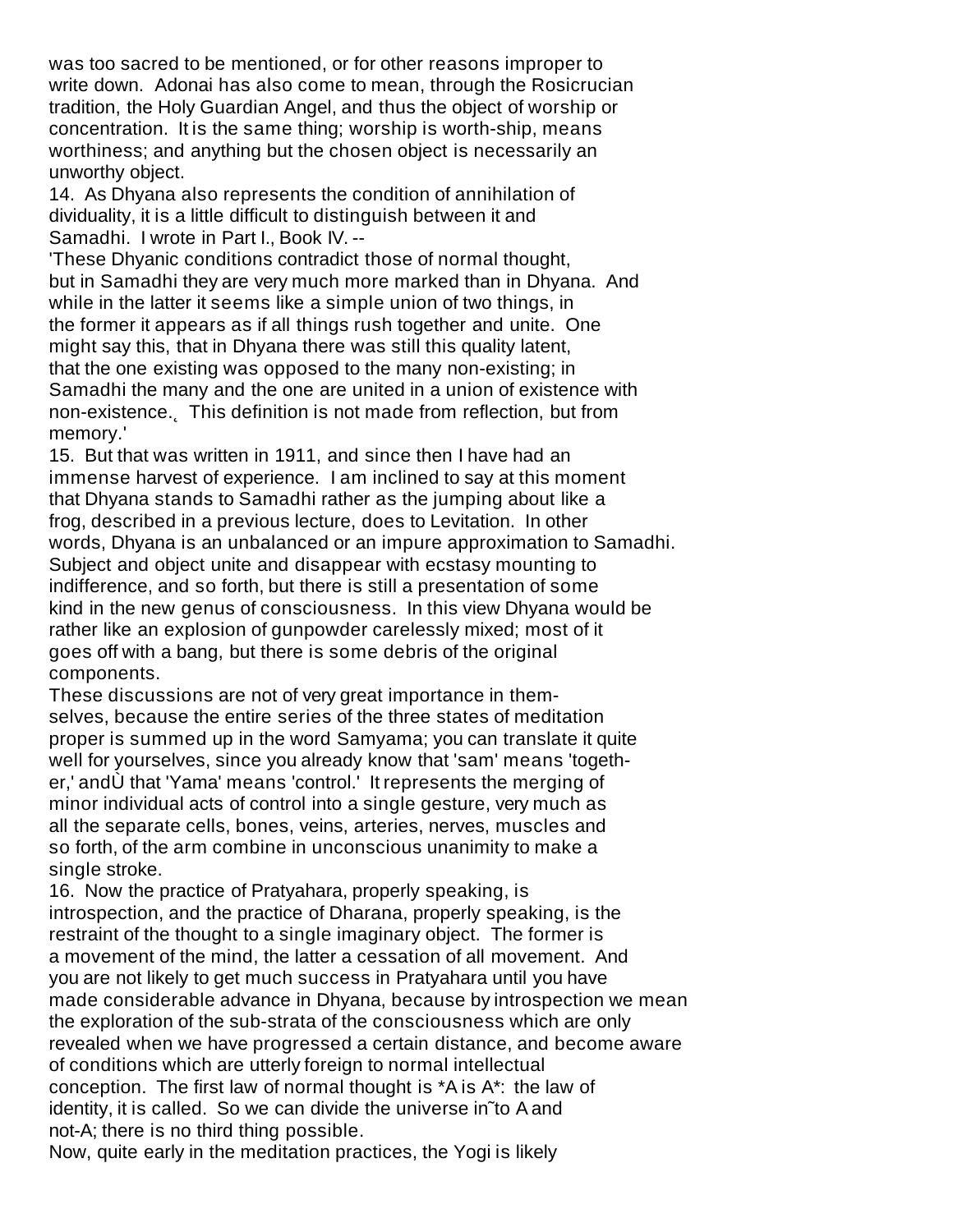was too sacred to be mentioned, or for other reasons improper to write down. Adonai has also come to mean, through the Rosicrucian tradition, the Holy Guardian Angel, and thus the object of worship or concentration. It is the same thing; worship is worth-ship, means worthiness; and anything but the chosen object is necessarily an unworthy object.

14. As Dhyana also represents the condition of annihilation of dividuality, it is a little difficult to distinguish between it and Samadhi. I wrote in Part I., Book IV. --

'These Dhyanic conditions contradict those of normal thought, but in Samadhi they are very much more marked than in Dhyana. And while in the latter it seems like a simple union of two things, in the former it appears as if all things rush together and unite. One might say this, that in Dhyana there was still this quality latent, that the one existing was opposed to the many non-existing; in Samadhi the many and the one are united in a union of existence with non-existence.¸ This definition is not made from reflection, but from memory.'

15. But that was written in 1911, and since then I have had an immense harvest of experience. I am inclined to say at this moment that Dhyana stands to Samadhi rather as the jumping about like a frog, described in a previous lecture, does to Levitation. In other words, Dhyana is an unbalanced or an impure approximation to Samadhi. Subject and object unite and disappear with ecstasy mounting to indifference, and so forth, but there is still a presentation of some kind in the new genus of consciousness. In this view Dhyana would be rather like an explosion of gunpowder carelessly mixed; most of it goes off with a bang, but there is some debris of the original components.

These discussions are not of very great importance in themselves, because the entire series of the three states of meditation proper is summed up in the word Samyama; you can translate it quite well for yourselves, since you already know that 'sam' means 'together,' andÙ that 'Yama' means 'control.' It represents the merging of minor individual acts of control into a single gesture, very much as all the separate cells, bones, veins, arteries, nerves, muscles and so forth, of the arm combine in unconscious unanimity to make a single stroke.

16. Now the practice of Pratyahara, properly speaking, is introspection, and the practice of Dharana, properly speaking, is the restraint of the thought to a single imaginary object. The former is a movement of the mind, the latter a cessation of all movement. And you are not likely to get much success in Pratyahara until you have made considerable advance in Dhyana, because by introspection we mean the exploration of the sub-strata of the consciousness which are only revealed when we have progressed a certain distance, and become aware of conditions which are utterly foreign to normal intellectual conception. The first law of normal thought is *A is A*: the law of identity, it is called. So we can divide the universe in˜to A and not-A; there is no third thing possible.

Now, quite early in the meditation practices, the Yogi is likely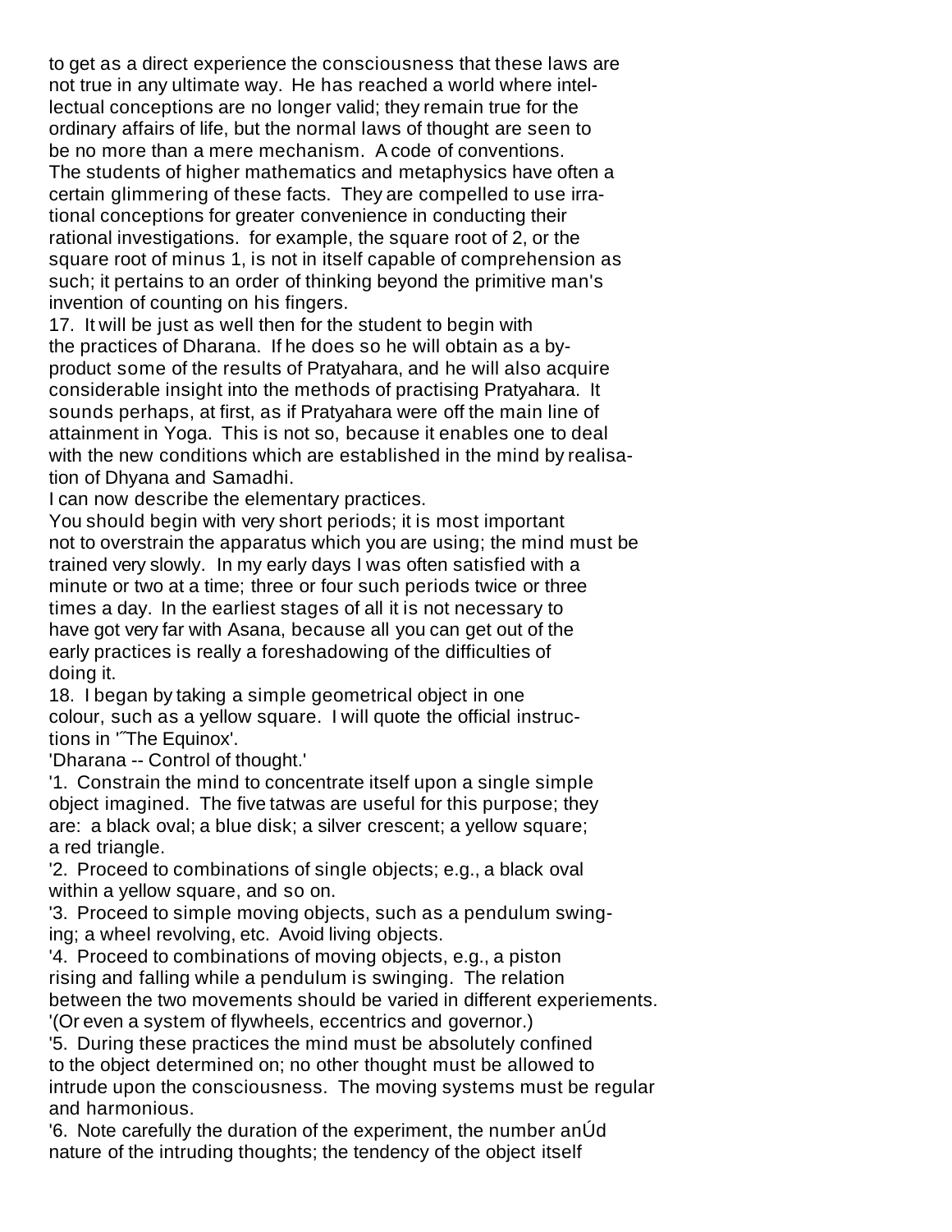to get as a direct experience the consciousness that these laws are not true in any ultimate way. He has reached a world where intellectual conceptions are no longer valid; they remain true for the ordinary affairs of life, but the normal laws of thought are seen to be no more than a mere mechanism. A code of conventions. The students of higher mathematics and metaphysics have often a certain glimmering of these facts. They are compelled to use irrational conceptions for greater convenience in conducting their rational investigations. for example, the square root of 2, or the square root of minus 1, is not in itself capable of comprehension as such; it pertains to an order of thinking beyond the primitive man's invention of counting on his fingers.

17. It will be just as well then for the student to begin with the practices of Dharana. If he does so he will obtain as a by-product some of the results of Pratyahara, and he will also acquire considerable insight into the methods of practising Pratyahara. It sounds perhaps, at first, as if Pratyahara were off the main line of attainment in Yoga. This is not so, because it enables one to deal with the new conditions which are established in the mind by realisation of Dhyana and Samadhi.

I can now describe the elementary practices.

You should begin with very short periods; it is most important not to overstrain the apparatus which you are using; the mind must be trained very slowly. In my early days I was often satisfied with a minute or two at a time; three or four such periods twice or three times a day. In the earliest stages of all it is not necessary to have got very far with Asana, because all you can get out of the early practices is really a foreshadowing of the difficulties of doing it.

18. I began by taking a simple geometrical object in one colour, such as a yellow square. I will quote the official instructions in '˝The Equinox'.

'Dharana -- Control of thought.'

'1. Constrain the mind to concentrate itself upon a single simple object imagined. The five tatwas are useful for this purpose; they are: a black oval; a blue disk; a silver crescent; a yellow square; a red triangle.

'2. Proceed to combinations of single objects; e.g., a black oval within a yellow square, and so on.

'3. Proceed to simple moving objects, such as a pendulum swinging; a wheel revolving, etc. Avoid living objects.

'4. Proceed to combinations of moving objects, e.g., a piston rising and falling while a pendulum is swinging. The relation between the two movements should be varied in different experiements. '(Or even a system of flywheels, eccentrics and governor.)

'5. During these practices the mind must be absolutely confined to the object determined on; no other thought must be allowed to intrude upon the consciousness. The moving systems must be regular and harmonious.

'6. Note carefully the duration of the experiment, the number anÚd nature of the intruding thoughts; the tendency of the object itself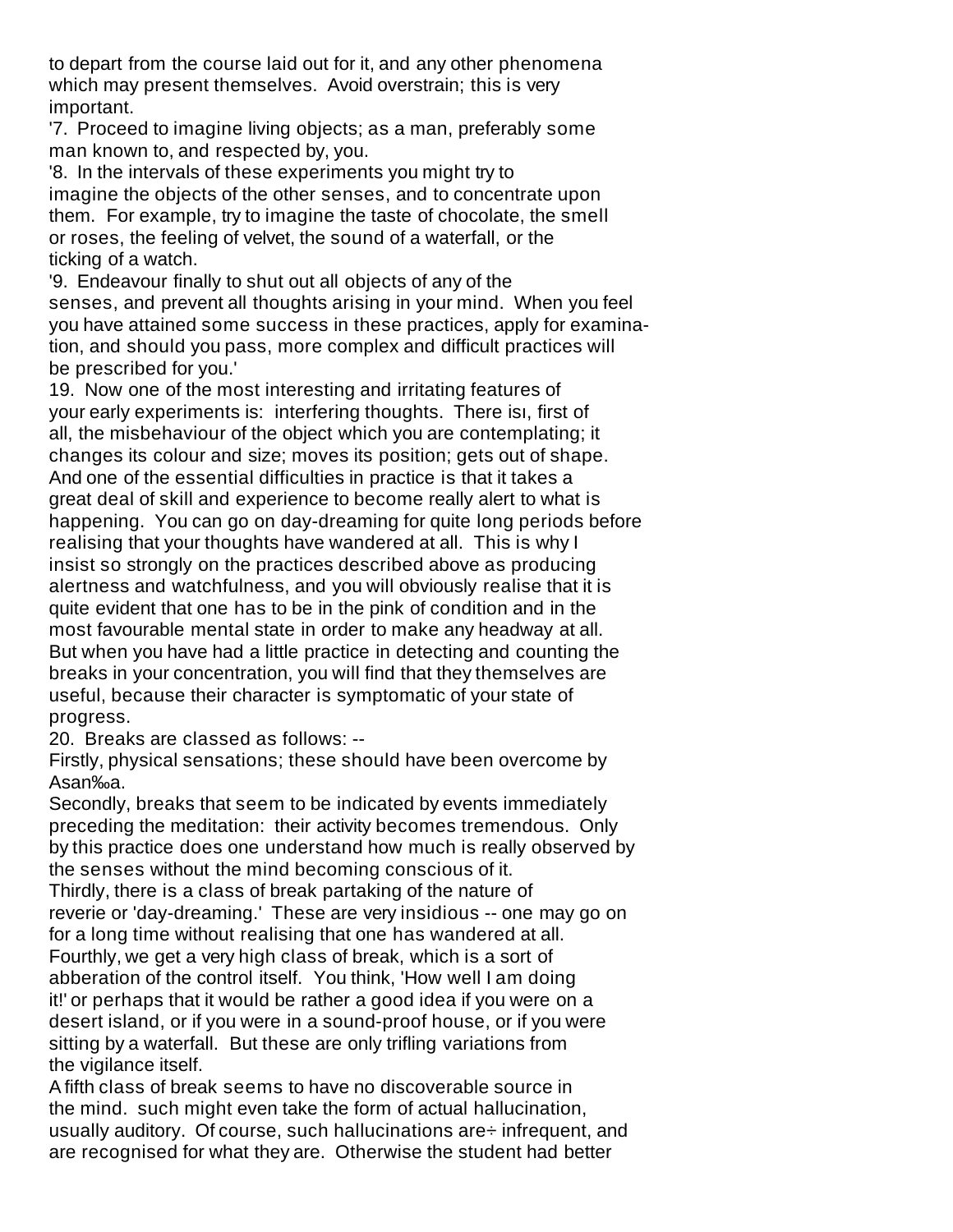to depart from the course laid out for it, and any other phenomena which may present themselves. Avoid overstrain; this is very important.

'7. Proceed to imagine living objects; as a man, preferably some man known to, and respected by, you.

'8. In the intervals of these experiments you might try to imagine the objects of the other senses, and to concentrate upon them. For example, try to imagine the taste of chocolate, the smell or roses, the feeling of velvet, the sound of a waterfall, or the ticking of a watch.

'9. Endeavour finally to shut out all objects of any of the senses, and prevent all thoughts arising in your mind. When you feel you have attained some success in these practices, apply for examination, and should you pass, more complex and difficult practices will be prescribed for you.'

19. Now one of the most interesting and irritating features of your early experiments is: interfering thoughts. There isı, first of all, the misbehaviour of the object which you are contemplating; it changes its colour and size; moves its position; gets out of shape. And one of the essential difficulties in practice is that it takes a great deal of skill and experience to become really alert to what is happening. You can go on day-dreaming for quite long periods before realising that your thoughts have wandered at all. This is why I insist so strongly on the practices described above as producing alertness and watchfulness, and you will obviously realise that it is quite evident that one has to be in the pink of condition and in the most favourable mental state in order to make any headway at all. But when you have had a little practice in detecting and counting the breaks in your concentration, you will find that they themselves are useful, because their character is symptomatic of your state of progress.

20. Breaks are classed as follows: --

Firstly, physical sensations; these should have been overcome by Asan‰a.

Secondly, breaks that seem to be indicated by events immediately preceding the meditation: their activity becomes tremendous. Only by this practice does one understand how much is really observed by the senses without the mind becoming conscious of it.

Thirdly, there is a class of break partaking of the nature of reverie or 'day-dreaming.' These are very insidious -- one may go on for a long time without realising that one has wandered at all.

Fourthly, we get a very high class of break, which is a sort of abberation of the control itself. You think, 'How well I am doing it!' or perhaps that it would be rather a good idea if you were on a desert island, or if you were in a sound-proof house, or if you were sitting by a waterfall. But these are only trifling variations from the vigilance itself.

A fifth class of break seems to have no discoverable source in the mind. such might even take the form of actual hallucination, usually auditory. Of course, such hallucinations are÷ infrequent, and are recognised for what they are. Otherwise the student had better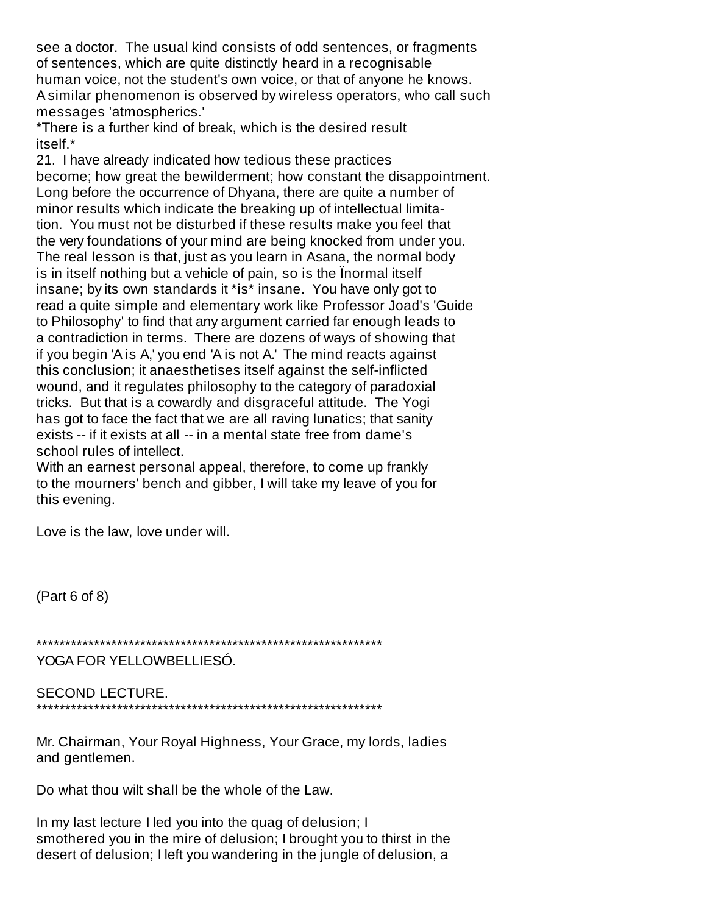see a doctor. The usual kind consists of odd sentences, or fragments of sentences, which are quite distinctly heard in a recognisable human voice, not the student's own voice, or that of anyone he knows. A similar phenomenon is observed by wireless operators, who call such messages 'atmospherics.'

*There is a further kind of break, which is the desired result itself.*

21. I have already indicated how tedious these practices become; how great the bewilderment; how constant the disappointment. Long before the occurrence of Dhyana, there are quite a number of minor results which indicate the breaking up of intellectual limitation. You must not be disturbed if these results make you feel that the very foundations of your mind are being knocked from under you. The real lesson is that, just as you learn in Asana, the normal body is in itself nothing but a vehicle of pain, so is the Ïnormal itself insane; by its own standards it *is* insane. You have only got to read a quite simple and elementary work like Professor Joad's 'Guide to Philosophy' to find that any argument carried far enough leads to a contradiction in terms. There are dozens of ways of showing that if you begin 'A is A,' you end 'A is not A.' The mind reacts against this conclusion; it anaesthetises itself against the self-inflicted wound, and it regulates philosophy to the category of paradoxial tricks. But that is a cowardly and disgraceful attitude. The Yogi has got to face the fact that we are all raving lunatics; that sanity exists -- if it exists at all -- in a mental state free from dame's school rules of intellect.

With an earnest personal appeal, therefore, to come up frankly to the mourners' bench and gibber, I will take my leave of you for this evening.

Love is the law, love under will.

(Part 6 of 8)

*************************************************************

# YOGA FOR YELLOWBELLIESÓ.

## SECOND LECTURE.

*************************************************************

Mr. Chairman, Your Royal Highness, Your Grace, my lords, ladies and gentlemen.

Do what thou wilt shall be the whole of the Law.

In my last lecture I led you into the quag of delusion; I smothered you in the mire of delusion; I brought you to thirst in the desert of delusion; I left you wandering in the jungle of delusion, a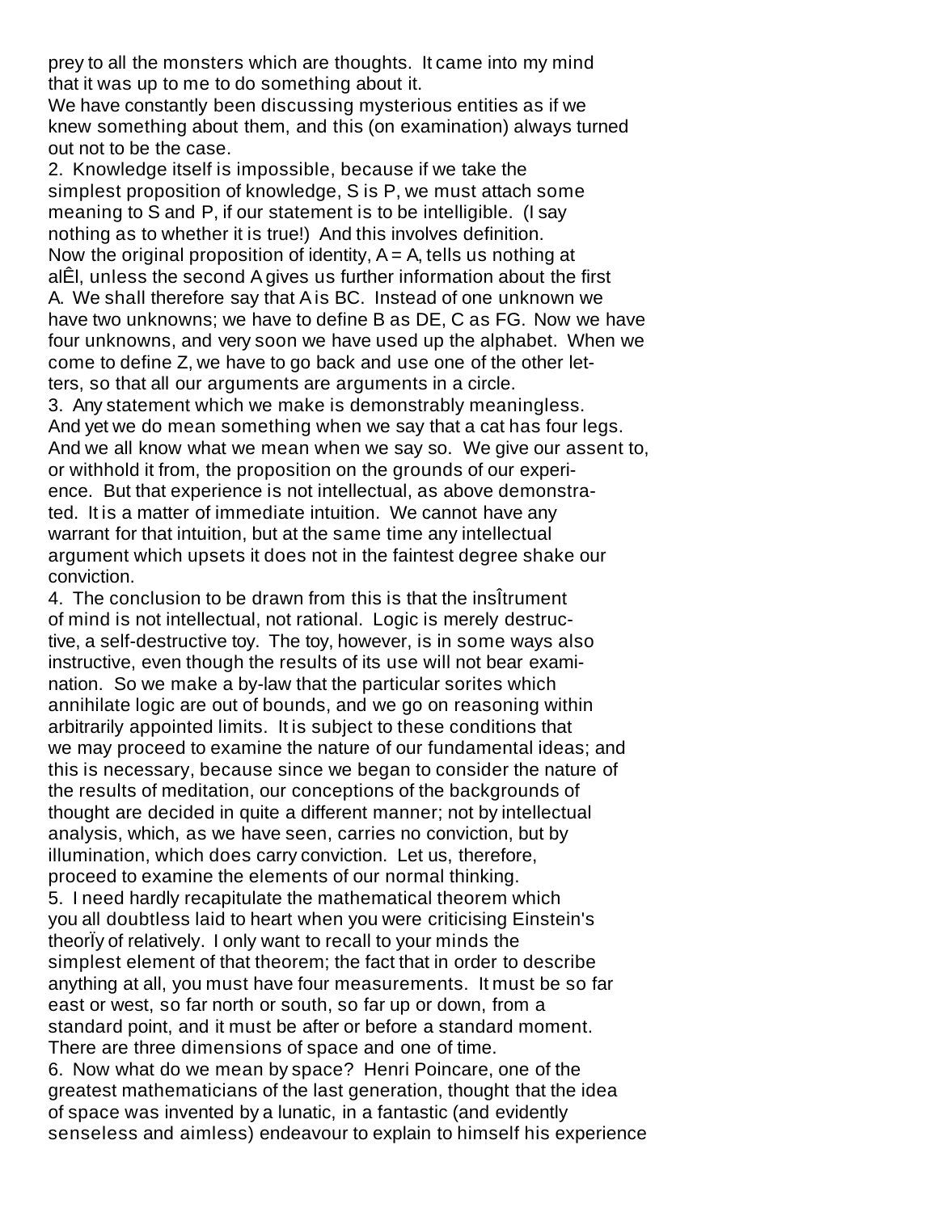prey to all the monsters which are thoughts. It came into my mind that it was up to me to do something about it.

We have constantly been discussing mysterious entities as if we knew something about them, and this (on examination) always turned out not to be the case.

2. Knowledge itself is impossible, because if we take the simplest proposition of knowledge, S is P, we must attach some meaning to S and P, if our statement is to be intelligible. (I say nothing as to whether it is true!) And this involves definition. Now the original proposition of identity, A = A, tells us nothing at alÊl, unless the second A gives us further information about the first A. We shall therefore say that A is BC. Instead of one unknown we have two unknowns; we have to define B as DE, C as FG. Now we have four unknowns, and very soon we have used up the alphabet. When we come to define Z, we have to go back and use one of the other letters, so that all our arguments are arguments in a circle.

3. Any statement which we make is demonstrably meaningless. And yet we do mean something when we say that a cat has four legs. And we all know what we mean when we say so. We give our assent to, or withhold it from, the proposition on the grounds of our experience. But that experience is not intellectual, as above demonstrated. It is a matter of immediate intuition. We cannot have any warrant for that intuition, but at the same time any intellectual argument which upsets it does not in the faintest degree shake our conviction.

4. The conclusion to be drawn from this is that the insÎtrument of mind is not intellectual, not rational. Logic is merely destructive, a self-destructive toy. The toy, however, is in some ways also instructive, even though the results of its use will not bear examination. So we make a by-law that the particular sorites which annihilate logic are out of bounds, and we go on reasoning within arbitrarily appointed limits. It is subject to these conditions that we may proceed to examine the nature of our fundamental ideas; and this is necessary, because since we began to consider the nature of the results of meditation, our conceptions of the backgrounds of thought are decided in quite a different manner; not by intellectual analysis, which, as we have seen, carries no conviction, but by illumination, which does carry conviction. Let us, therefore, proceed to examine the elements of our normal thinking.

5. I need hardly recapitulate the mathematical theorem which you all doubtless laid to heart when you were criticising Einstein's theorÏy of relatively. I only want to recall to your minds the simplest element of that theorem; the fact that in order to describe anything at all, you must have four measurements. It must be so far east or west, so far north or south, so far up or down, from a standard point, and it must be after or before a standard moment. There are three dimensions of space and one of time.

6. Now what do we mean by space? Henri Poincare, one of the greatest mathematicians of the last generation, thought that the idea of space was invented by a lunatic, in a fantastic (and evidently senseless and aimless) endeavour to explain to himself his experience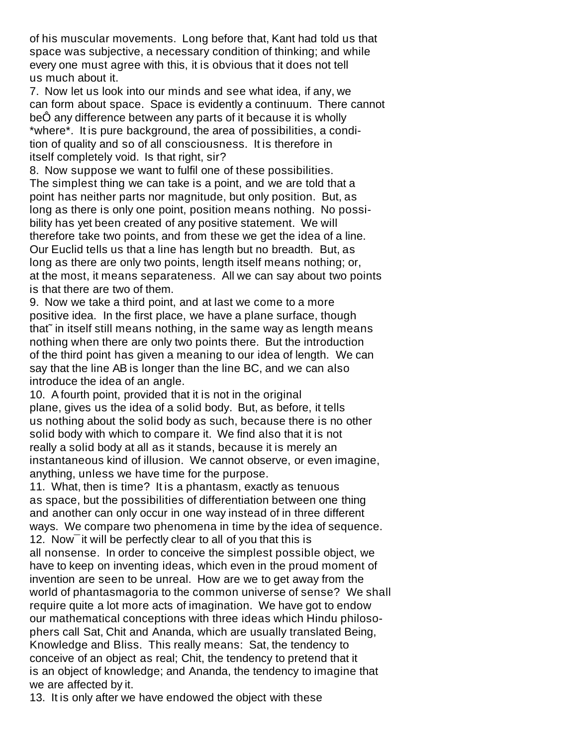of his muscular movements. Long before that, Kant had told us that space was subjective, a necessary condition of thinking; and while every one must agree with this, it is obvious that it does not tell us much about it.

7. Now let us look into our minds and see what idea, if any, we can form about space. Space is evidently a continuum. There cannot beÔ any difference between any parts of it because it is wholly *where*. It is pure background, the area of possibilities, a condition of quality and so of all consciousness. It is therefore in itself completely void. Is that right, sir?

8. Now suppose we want to fulfil one of these possibilities. The simplest thing we can take is a point, and we are told that a point has neither parts nor magnitude, but only position. But, as long as there is only one point, position means nothing. No possibility has yet been created of any positive statement. We will therefore take two points, and from these we get the idea of a line. Our Euclid tells us that a line has length but no breadth. But, as long as there are only two points, length itself means nothing; or, at the most, it means separateness. All we can say about two points is that there are two of them.

9. Now we take a third point, and at last we come to a more positive idea. In the first place, we have a plane surface, though that˜ in itself still means nothing, in the same way as length means nothing when there are only two points there. But the introduction of the third point has given a meaning to our idea of length. We can say that the line AB is longer than the line BC, and we can also introduce the idea of an angle.

10. A fourth point, provided that it is not in the original plane, gives us the idea of a solid body. But, as before, it tells us nothing about the solid body as such, because there is no other solid body with which to compare it. We find also that it is not really a solid body at all as it stands, because it is merely an instantaneous kind of illusion. We cannot observe, or even imagine, anything, unless we have time for the purpose.

11. What, then is time? It is a phantasm, exactly as tenuous as space, but the possibilities of differentiation between one thing and another can only occur in one way instead of in three different ways. We compare two phenomena in time by the idea of sequence.

12. Now¯ it will be perfectly clear to all of you that this is all nonsense. In order to conceive the simplest possible object, we have to keep on inventing ideas, which even in the proud moment of invention are seen to be unreal. How are we to get away from the world of phantasmagoria to the common universe of sense? We shall require quite a lot more acts of imagination. We have got to endow our mathematical conceptions with three ideas which Hindu philosophers call Sat, Chit and Ananda, which are usually translated Being, Knowledge and Bliss. This really means: Sat, the tendency to conceive of an object as real; Chit, the tendency to pretend that it is an object of knowledge; and Ananda, the tendency to imagine that we are affected by it.

13. It is only after we have endowed the object with these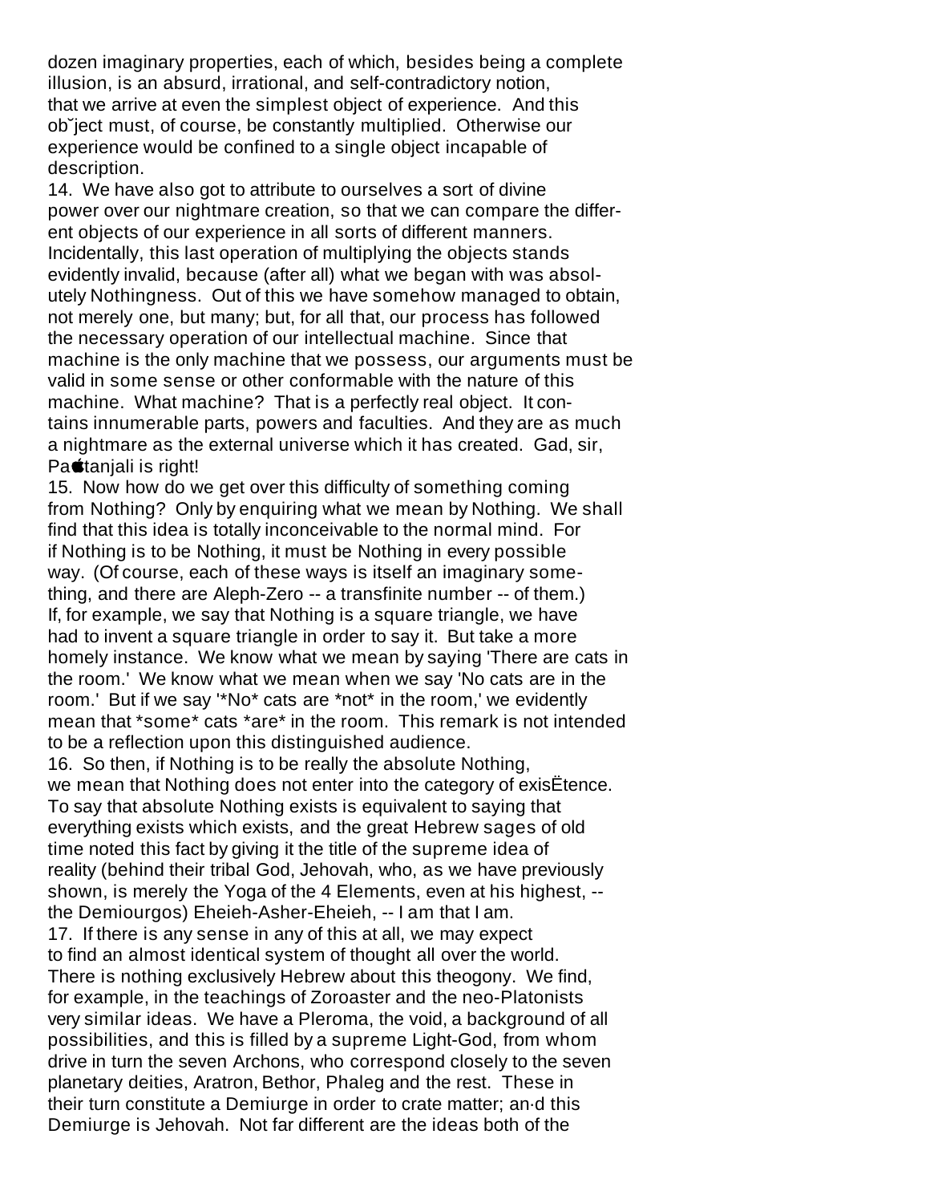dozen imaginary properties, each of which, besides being a complete illusion, is an absurd, irrational, and self-contradictory notion, that we arrive at even the simplest object of experience. And this ob˘ject must, of course, be constantly multiplied. Otherwise our experience would be confined to a single object incapable of description.

14. We have also got to attribute to ourselves a sort of divine power over our nightmare creation, so that we can compare the different objects of our experience in all sorts of different manners. Incidentally, this last operation of multiplying the objects stands evidently invalid, because (after all) what we began with was absolutely Nothingness. Out of this we have somehow managed to obtain, not merely one, but many; but, for all that, our process has followed the necessary operation of our intellectual machine. Since that machine is the only machine that we possess, our arguments must be valid in some sense or other conformable with the nature of this machine. What machine? That is a perfectly real object. It contains innumerable parts, powers and faculties. And they are as much a nightmare as the external universe which it has created. Gad, sir, Pa tanjali is right!

15. Now how do we get over this difficulty of something coming from Nothing? Only by enquiring what we mean by Nothing. We shall find that this idea is totally inconceivable to the normal mind. For if Nothing is to be Nothing, it must be Nothing in every possible way. (Of course, each of these ways is itself an imaginary something, and there are Aleph-Zero -- a transfinite number -- of them.) If, for example, we say that Nothing is a square triangle, we have had to invent a square triangle in order to say it. But take a more homely instance. We know what we mean by saying 'There are cats in the room.' We know what we mean when we say 'No cats are in the room.' But if we say '*No* cats are *not* in the room,' we evidently mean that *some* cats *are* in the room. This remark is not intended to be a reflection upon this distinguished audience.

16. So then, if Nothing is to be really the absolute Nothing, we mean that Nothing does not enter into the category of exisËtence. To say that absolute Nothing exists is equivalent to saying that everything exists which exists, and the great Hebrew sages of old time noted this fact by giving it the title of the supreme idea of reality (behind their tribal God, Jehovah, who, as we have previously shown, is merely the Yoga of the 4 Elements, even at his highest, -- the Demiourgos) Eheieh-Asher-Eheieh, -- I am that I am.

17. If there is any sense in any of this at all, we may expect to find an almost identical system of thought all over the world. There is nothing exclusively Hebrew about this theogony. We find, for example, in the teachings of Zoroaster and the neo-Platonists very similar ideas. We have a Pleroma, the void, a background of all possibilities, and this is filled by a supreme Light-God, from whom drive in turn the seven Archons, who correspond closely to the seven planetary deities, Aratron, Bethor, Phaleg and the rest. These in their turn constitute a Demiurge in order to crate matter; an·d this Demiurge is Jehovah. Not far different are the ideas both of the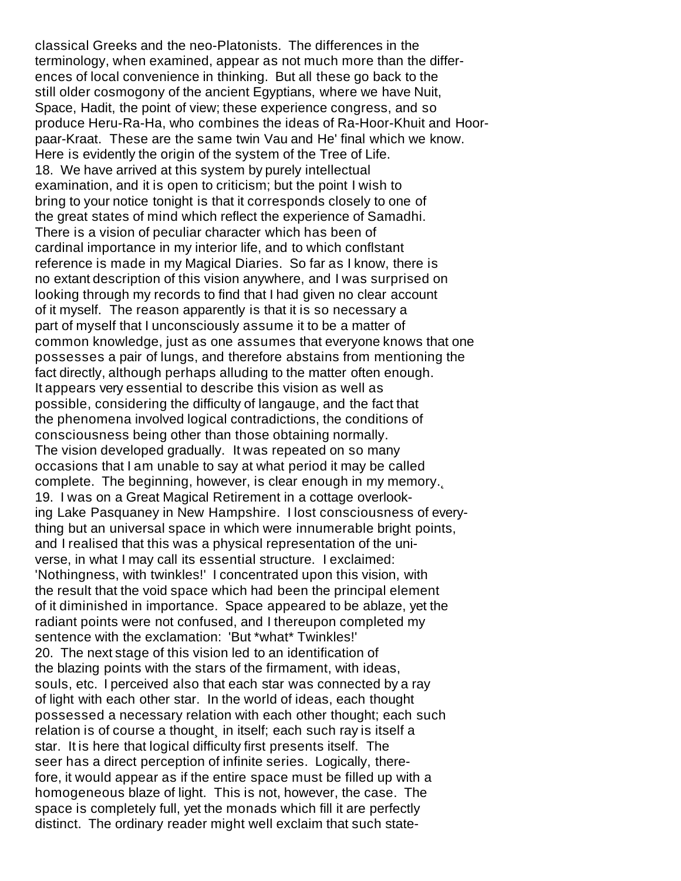classical Greeks and the neo-Platonists. The differences in the terminology, when examined, appear as not much more than the differences of local convenience in thinking. But all these go back to the still older cosmogony of the ancient Egyptians, where we have Nuit, Space, Hadit, the point of view; these experience congress, and so produce Heru-Ra-Ha, who combines the ideas of Ra-Hoor-Khuit and Hoor-paar-Kraat. These are the same twin Vau and He' final which we know. Here is evidently the origin of the system of the Tree of Life.

18. We have arrived at this system by purely intellectual examination, and it is open to criticism; but the point I wish to bring to your notice tonight is that it corresponds closely to one of the great states of mind which reflect the experience of Samadhi. There is a vision of peculiar character which has been of cardinal importance in my interior life, and to which conflstant reference is made in my Magical Diaries. So far as I know, there is no extant description of this vision anywhere, and I was surprised on looking through my records to find that I had given no clear account of it myself. The reason apparently is that it is so necessary a part of myself that I unconsciously assume it to be a matter of common knowledge, just as one assumes that everyone knows that one possesses a pair of lungs, and therefore abstains from mentioning the fact directly, although perhaps alluding to the matter often enough. It appears very essential to describe this vision as well as possible, considering the difficulty of langauge, and the fact that the phenomena involved logical contradictions, the conditions of consciousness being other than those obtaining normally. The vision developed gradually. It was repeated on so many occasions that I am unable to say at what period it may be called complete. The beginning, however, is clear enough in my memory.

19. I was on a Great Magical Retirement in a cottage overlooking Lake Pasquaney in New Hampshire. I lost consciousness of everything but an universal space in which were innumerable bright points, and I realised that this was a physical representation of the universe, in what I may call its essential structure. I exclaimed: 'Nothingness, with twinkles!' I concentrated upon this vision, with the result that the void space which had been the principal element of it diminished in importance. Space appeared to be ablaze, yet the radiant points were not confused, and I thereupon completed my sentence with the exclamation: 'But *what* Twinkles!'

20. The next stage of this vision led to an identification of the blazing points with the stars of the firmament, with ideas, souls, etc. I perceived also that each star was connected by a ray of light with each other star. In the world of ideas, each thought possessed a necessary relation with each other thought; each such relation is of course a thought, in itself; each such ray is itself a star. It is here that logical difficulty first presents itself. The seer has a direct perception of infinite series. Logically, therefore, it would appear as if the entire space must be filled up with a homogeneous blaze of light. This is not, however, the case. The space is completely full, yet the monads which fill it are perfectly distinct. The ordinary reader might well exclaim that such state-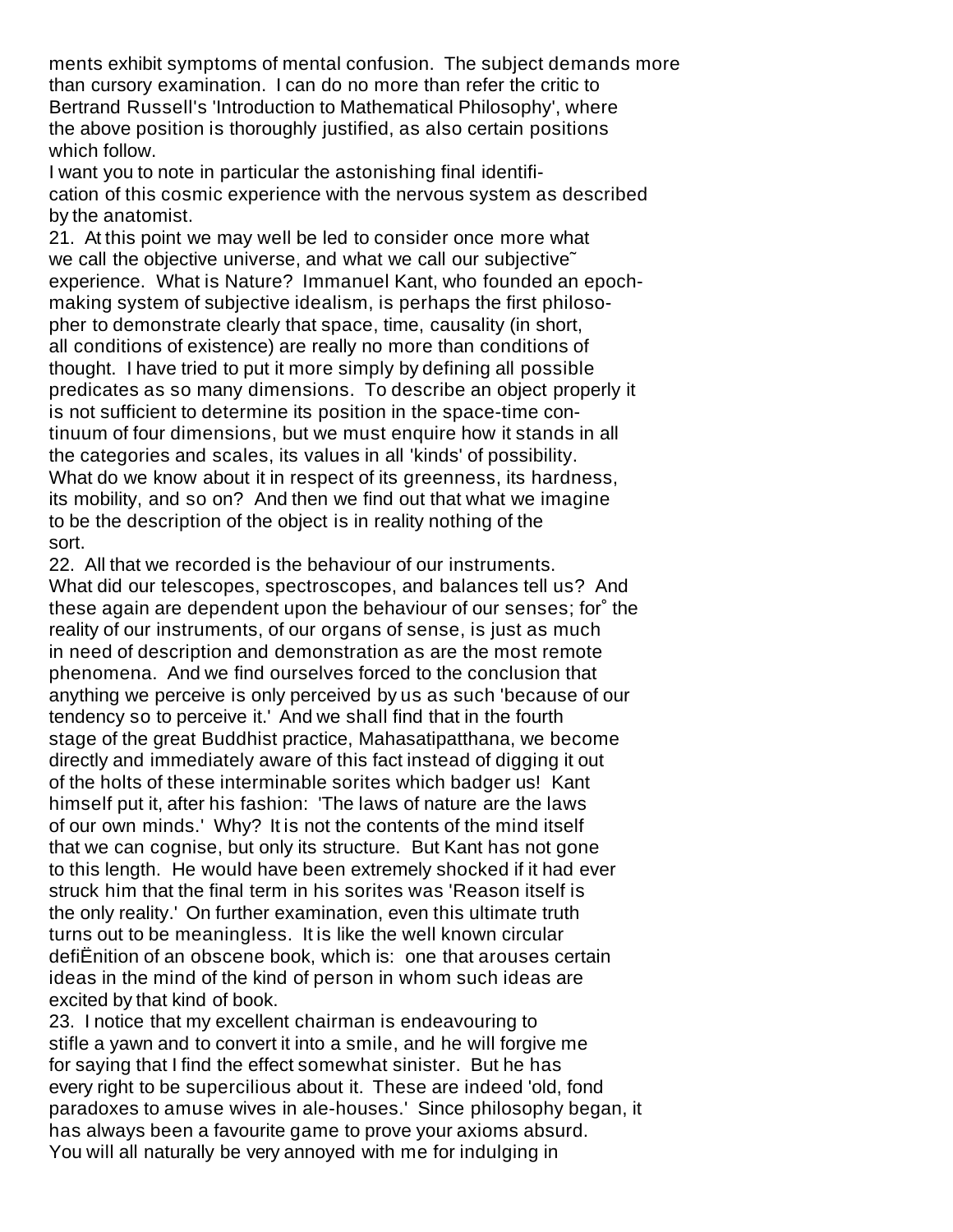ments exhibit symptoms of mental confusion. The subject demands more than cursory examination. I can do no more than refer the critic to Bertrand Russell's 'Introduction to Mathematical Philosophy', where the above position is thoroughly justified, as also certain positions which follow.

I want you to note in particular the astonishing final identification of this cosmic experience with the nervous system as described by the anatomist.

21. At this point we may well be led to consider once more what we call the objective universe, and what we call our subjective˜ experience. What is Nature? Immanuel Kant, who founded an epoch-making system of subjective idealism, is perhaps the first philosopher to demonstrate clearly that space, time, causality (in short, all conditions of existence) are really no more than conditions of thought. I have tried to put it more simply by defining all possible predicates as so many dimensions. To describe an object properly it is not sufficient to determine its position in the space-time continuum of four dimensions, but we must enquire how it stands in all the categories and scales, its values in all 'kinds' of possibility. What do we know about it in respect of its greenness, its hardness, its mobility, and so on? And then we find out that what we imagine to be the description of the object is in reality nothing of the sort.

22. All that we recorded is the behaviour of our instruments. What did our telescopes, spectroscopes, and balances tell us? And these again are dependent upon the behaviour of our senses; for˚ the reality of our instruments, of our organs of sense, is just as much in need of description and demonstration as are the most remote phenomena. And we find ourselves forced to the conclusion that anything we perceive is only perceived by us as such 'because of our tendency so to perceive it.' And we shall find that in the fourth stage of the great Buddhist practice, Mahasatipatthana, we become directly and immediately aware of this fact instead of digging it out of the holts of these interminable sorites which badger us! Kant himself put it, after his fashion: 'The laws of nature are the laws of our own minds.' Why? It is not the contents of the mind itself that we can cognise, but only its structure. But Kant has not gone to this length. He would have been extremely shocked if it had ever struck him that the final term in his sorites was 'Reason itself is the only reality.' On further examination, even this ultimate truth turns out to be meaningless. It is like the well known circular defiËnition of an obscene book, which is: one that arouses certain ideas in the mind of the kind of person in whom such ideas are excited by that kind of book.

23. I notice that my excellent chairman is endeavouring to stifle a yawn and to convert it into a smile, and he will forgive me for saying that I find the effect somewhat sinister. But he has every right to be supercilious about it. These are indeed 'old, fond paradoxes to amuse wives in ale-houses.' Since philosophy began, it has always been a favourite game to prove your axioms absurd. You will all naturally be very annoyed with me for indulging in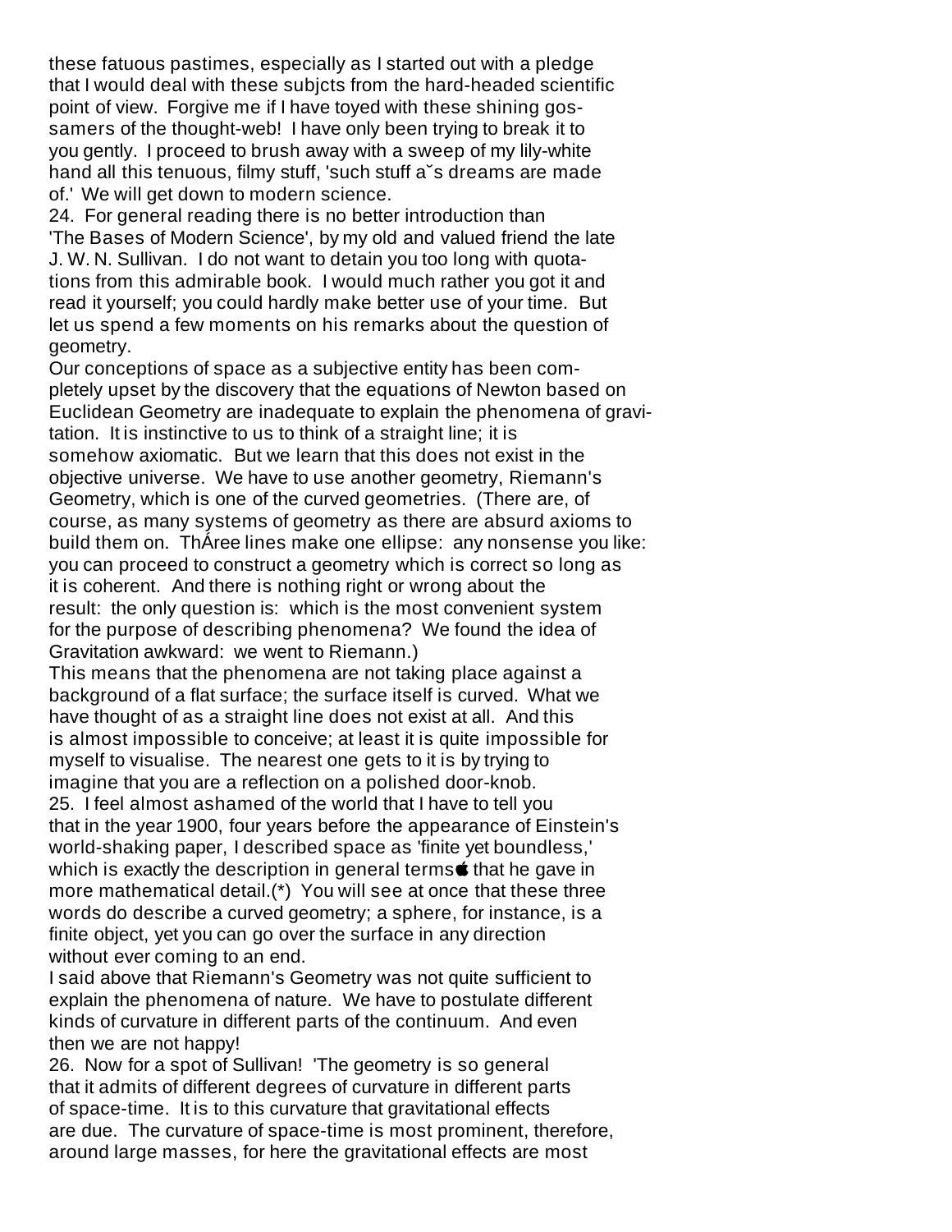these fatuous pastimes, especially as I started out with a pledge that I would deal with these subjcts from the hard-headed scientific point of view. Forgive me if I have toyed with these shining gossamers of the thought-web! I have only been trying to break it to you gently. I proceed to brush away with a sweep of my lily-white hand all this tenuous, filmy stuff, 'such stuff a˘s dreams are made of.' We will get down to modern science.

24. For general reading there is no better introduction than 'The Bases of Modern Science', by my old and valued friend the late J. W. N. Sullivan. I do not want to detain you too long with quotations from this admirable book. I would much rather you got it and read it yourself; you could hardly make better use of your time. But let us spend a few moments on his remarks about the question of geometry.

Our conceptions of space as a subjective entity has been completely upset by the discovery that the equations of Newton based on Euclidean Geometry are inadequate to explain the phenomena of gravitation. It is instinctive to us to think of a straight line; it is somehow axiomatic. But we learn that this does not exist in the objective universe. We have to use another geometry, Riemann's Geometry, which is one of the curved geometries. (There are, of course, as many systems of geometry as there are absurd axioms to build them on. ThÁree lines make one ellipse: any nonsense you like: you can proceed to construct a geometry which is correct so long as it is coherent. And there is nothing right or wrong about the result: the only question is: which is the most convenient system for the purpose of describing phenomena? We found the idea of Gravitation awkward: we went to Riemann.)

This means that the phenomena are not taking place against a background of a flat surface; the surface itself is curved. What we have thought of as a straight line does not exist at all. And this is almost impossible to conceive; at least it is quite impossible for myself to visualise. The nearest one gets to it is by trying to imagine that you are a reflection on a polished door-knob.

25. I feel almost ashamed of the world that I have to tell you that in the year 1900, four years before the appearance of Einstein's world-shaking paper, I described space as 'finite yet boundless,' which is exactly the description in general terms that he gave in more mathematical detail.(*) You will see at once that these three words do describe a curved geometry; a sphere, for instance, is a finite object, yet you can go over the surface in any direction without ever coming to an end.

I said above that Riemann's Geometry was not quite sufficient to explain the phenomena of nature. We have to postulate different kinds of curvature in different parts of the continuum. And even then we are not happy!

26. Now for a spot of Sullivan! 'The geometry is so general that it admits of different degrees of curvature in different parts of space-time. It is to this curvature that gravitational effects are due. The curvature of space-time is most prominent, therefore, around large masses, for here the gravitational effects are most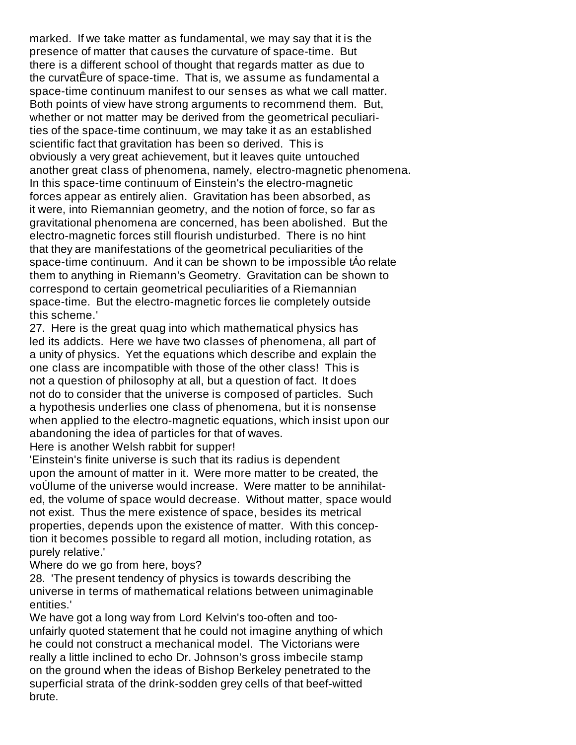marked. If we take matter as fundamental, we may say that it is the presence of matter that causes the curvature of space-time. But there is a different school of thought that regards matter as due to the curvatÊure of space-time. That is, we assume as fundamental a space-time continuum manifest to our senses as what we call matter. Both points of view have strong arguments to recommend them. But, whether or not matter may be derived from the geometrical peculiarities of the space-time continuum, we may take it as an established scientific fact that gravitation has been so derived. This is obviously a very great achievement, but it leaves quite untouched another great class of phenomena, namely, electro-magnetic phenomena. In this space-time continuum of Einstein's the electro-magnetic forces appear as entirely alien. Gravitation has been absorbed, as it were, into Riemannian geometry, and the notion of force, so far as gravitational phenomena are concerned, has been abolished. But the electro-magnetic forces still flourish undisturbed. There is no hint that they are manifestations of the geometrical peculiarities of the space-time continuum. And it can be shown to be impossible tÁo relate them to anything in Riemann's Geometry. Gravitation can be shown to correspond to certain geometrical peculiarities of a Riemannian space-time. But the electro-magnetic forces lie completely outside this scheme.'

27. Here is the great quag into which mathematical physics has led its addicts. Here we have two classes of phenomena, all part of a unity of physics. Yet the equations which describe and explain the one class are incompatible with those of the other class! This is not a question of philosophy at all, but a question of fact. It does not do to consider that the universe is composed of particles. Such a hypothesis underlies one class of phenomena, but it is nonsense when applied to the electro-magnetic equations, which insist upon our abandoning the idea of particles for that of waves.

Here is another Welsh rabbit for supper!

'Einstein's finite universe is such that its radius is dependent upon the amount of matter in it. Were more matter to be created, the voÙlume of the universe would increase. Were matter to be annihilated, the volume of space would decrease. Without matter, space would not exist. Thus the mere existence of space, besides its metrical properties, depends upon the existence of matter. With this conception it becomes possible to regard all motion, including rotation, as purely relative.'

Where do we go from here, boys?

28. 'The present tendency of physics is towards describing the universe in terms of mathematical relations between unimaginable entities.'

We have got a long way from Lord Kelvin's too-often and too-unfairly quoted statement that he could not imagine anything of which he could not construct a mechanical model. The Victorians were really a little inclined to echo Dr. Johnson's gross imbecile stamp on the ground when the ideas of Bishop Berkeley penetrated to the superficial strata of the drink-sodden grey cells of that beef-witted brute.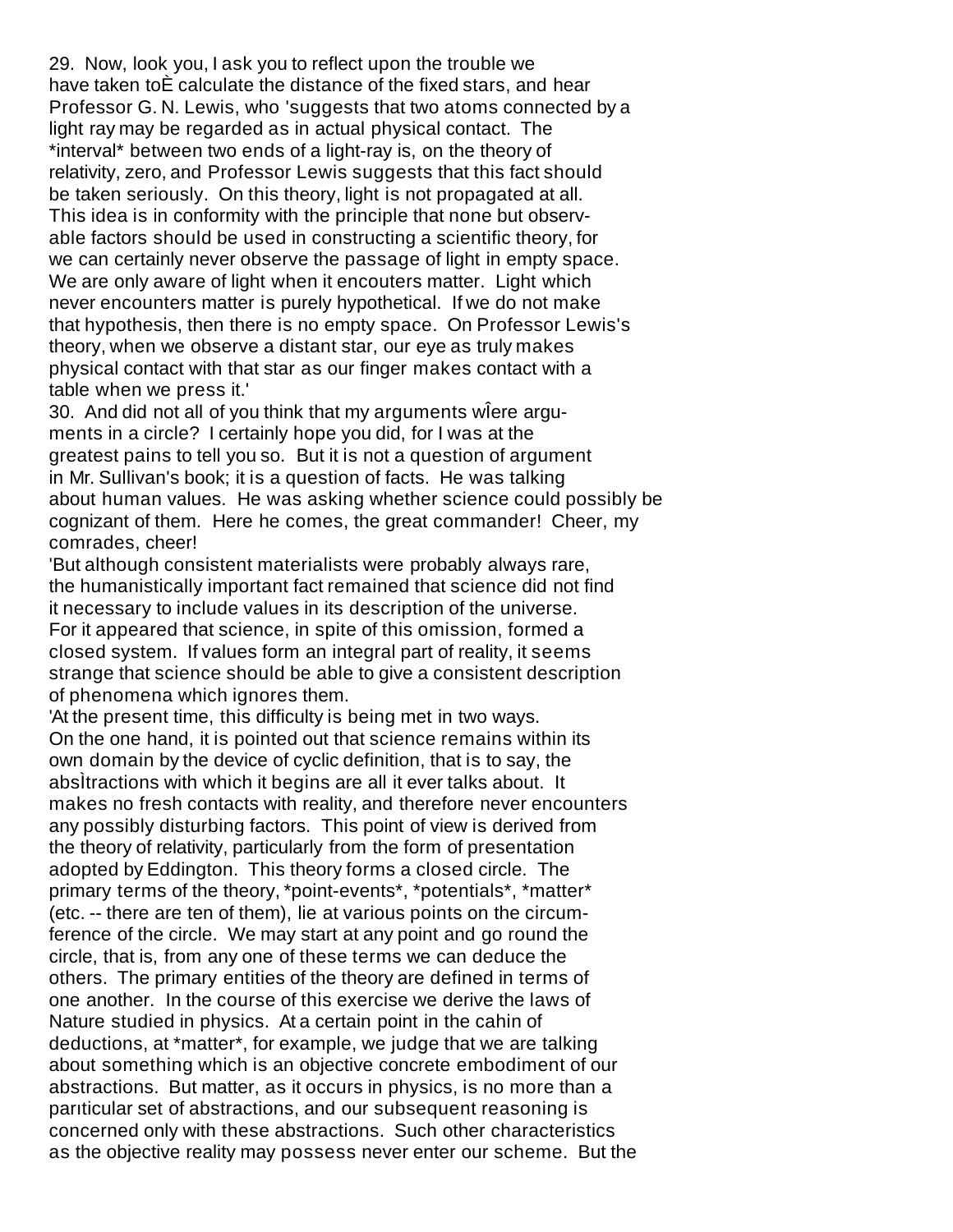29. Now, look you, I ask you to reflect upon the trouble we have taken toÈ calculate the distance of the fixed stars, and hear Professor G. N. Lewis, who 'suggests that two atoms connected by a light ray may be regarded as in actual physical contact. The *interval* between two ends of a light-ray is, on the theory of relativity, zero, and Professor Lewis suggests that this fact should be taken seriously. On this theory, light is not propagated at all. This idea is in conformity with the principle that none but observable factors should be used in constructing a scientific theory, for we can certainly never observe the passage of light in empty space. We are only aware of light when it encouters matter. Light which never encounters matter is purely hypothetical. If we do not make that hypothesis, then there is no empty space. On Professor Lewis's theory, when we observe a distant star, our eye as truly makes physical contact with that star as our finger makes contact with a table when we press it.'

30. And did not all of you think that my arguments wÎere arguments in a circle? I certainly hope you did, for I was at the greatest pains to tell you so. But it is not a question of argument in Mr. Sullivan's book; it is a question of facts. He was talking about human values. He was asking whether science could possibly be cognizant of them. Here he comes, the great commander! Cheer, my comrades, cheer!

'But although consistent materialists were probably always rare, the humanistically important fact remained that science did not find it necessary to include values in its description of the universe. For it appeared that science, in spite of this omission, formed a closed system. If values form an integral part of reality, it seems strange that science should be able to give a consistent description of phenomena which ignores them.

'At the present time, this difficulty is being met in two ways. On the one hand, it is pointed out that science remains within its own domain by the device of cyclic definition, that is to say, the absÌtractions with which it begins are all it ever talks about. It makes no fresh contacts with reality, and therefore never encounters any possibly disturbing factors. This point of view is derived from the theory of relativity, particularly from the form of presentation adopted by Eddington. This theory forms a closed circle. The primary terms of the theory, *point-events*, *potentials*, *matter* (etc. -- there are ten of them), lie at various points on the circumference of the circle. We may start at any point and go round the circle, that is, from any one of these terms we can deduce the others. The primary entities of the theory are defined in terms of one another. In the course of this exercise we derive the laws of Nature studied in physics. At a certain point in the cahin of deductions, at *matter*, for example, we judge that we are talking about something which is an objective concrete embodiment of our abstractions. But matter, as it occurs in physics, is no more than a parıticular set of abstractions, and our subsequent reasoning is concerned only with these abstractions. Such other characteristics as the objective reality may possess never enter our scheme. But the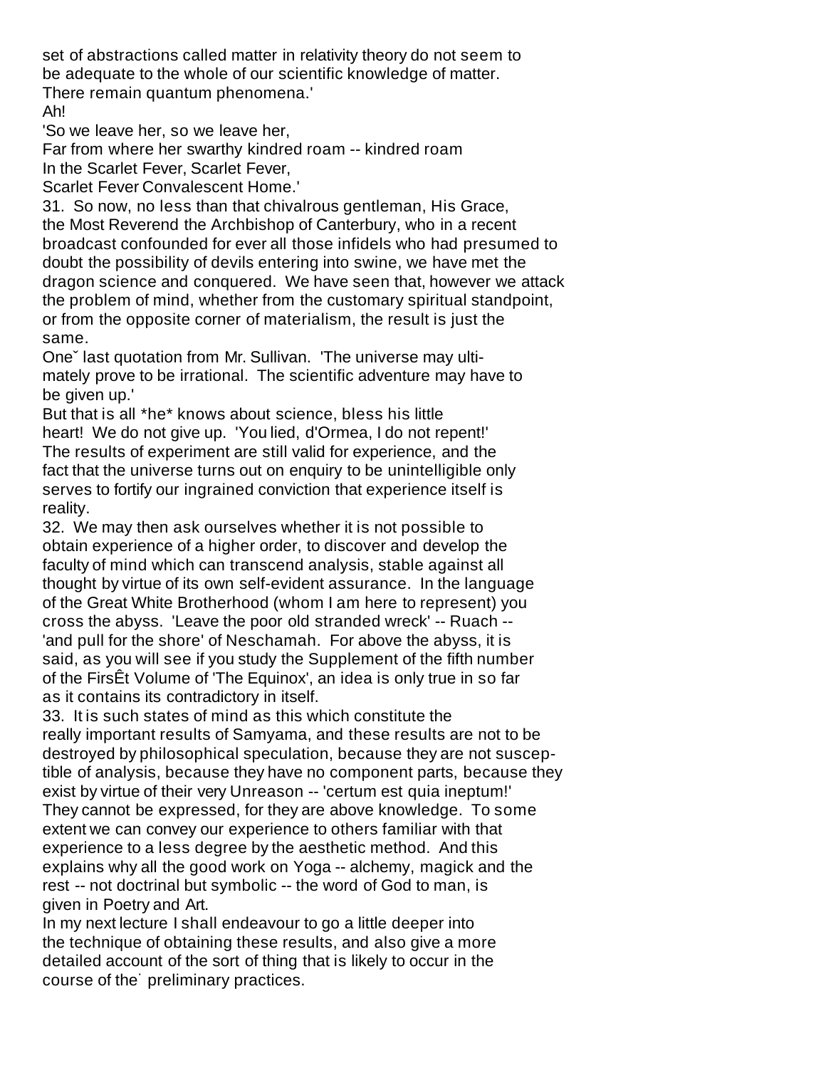set of abstractions called matter in relativity theory do not seem to be adequate to the whole of our scientific knowledge of matter. There remain quantum phenomena.'

Ah!

'So we leave her, so we leave her,
Far from where her swarthy kindred roam -- kindred roam
In the Scarlet Fever, Scarlet Fever,
Scarlet Fever Convalescent Home.'

31. So now, no less than that chivalrous gentleman, His Grace, the Most Reverend the Archbishop of Canterbury, who in a recent broadcast confounded for ever all those infidels who had presumed to doubt the possibility of devils entering into swine, we have met the dragon science and conquered. We have seen that, however we attack the problem of mind, whether from the customary spiritual standpoint, or from the opposite corner of materialism, the result is just the same.

Oneˇ last quotation from Mr. Sullivan. 'The universe may ultimately prove to be irrational. The scientific adventure may have to be given up.'

But that is all *he* knows about science, bless his little heart! We do not give up. 'You lied, d'Ormea, I do not repent!' The results of experiment are still valid for experience, and the fact that the universe turns out on enquiry to be unintelligible only serves to fortify our ingrained conviction that experience itself is reality.

32. We may then ask ourselves whether it is not possible to obtain experience of a higher order, to discover and develop the faculty of mind which can transcend analysis, stable against all thought by virtue of its own self-evident assurance. In the language of the Great White Brotherhood (whom I am here to represent) you cross the abyss. 'Leave the poor old stranded wreck' -- Ruach -- 'and pull for the shore' of Neschamah. For above the abyss, it is said, as you will see if you study the Supplement of the fifth number of the FirsÊt Volume of 'The Equinox', an idea is only true in so far as it contains its contradictory in itself.

33. It is such states of mind as this which constitute the really important results of Samyama, and these results are not to be destroyed by philosophical speculation, because they are not susceptible of analysis, because they have no component parts, because they exist by virtue of their very Unreason -- 'certum est quia ineptum!' They cannot be expressed, for they are above knowledge. To some extent we can convey our experience to others familiar with that experience to a less degree by the aesthetic method. And this explains why all the good work on Yoga -- alchemy, magick and the rest -- not doctrinal but symbolic -- the word of God to man, is given in Poetry and Art.

In my next lecture I shall endeavour to go a little deeper into the technique of obtaining these results, and also give a more detailed account of the sort of thing that is likely to occur in the course of the˙ preliminary practices.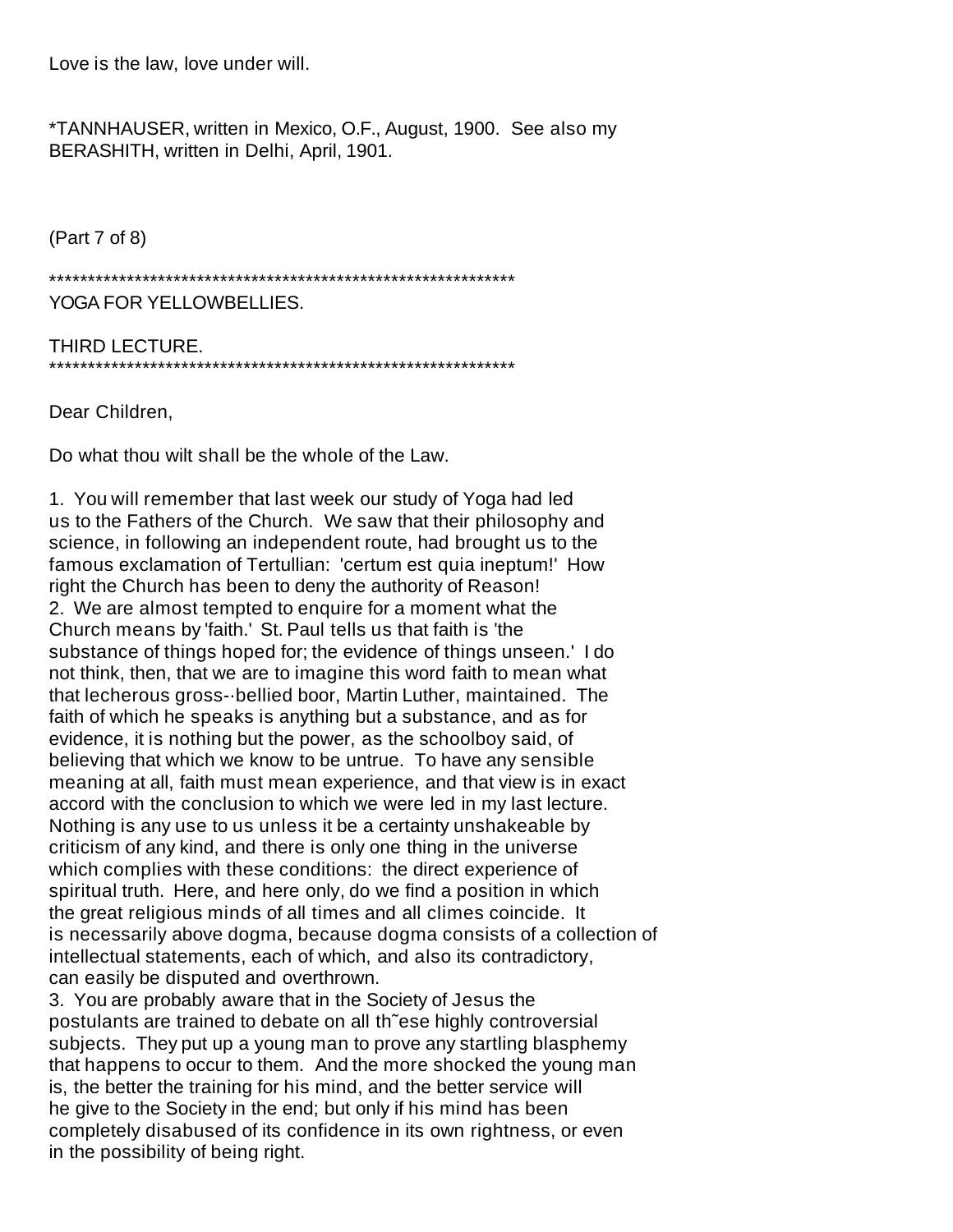Love is the law, love under will.

*TANNHAUSER, written in Mexico, O.F., August, 1900. See also my BERASHITH, written in Delhi, April, 1901.

(Part 7 of 8)

************************************************************
YOGA FOR YELLOWBELLIES.

THIRD LECTURE.
************************************************************

Dear Children,

Do what thou wilt shall be the whole of the Law.

1. You will remember that last week our study of Yoga had led us to the Fathers of the Church. We saw that their philosophy and science, in following an independent route, had brought us to the famous exclamation of Tertullian: 'certum est quia ineptum!' How right the Church has been to deny the authority of Reason!
2. We are almost tempted to enquire for a moment what the Church means by 'faith.' St. Paul tells us that faith is 'the substance of things hoped for; the evidence of things unseen.' I do not think, then, that we are to imagine this word faith to mean what that lecherous gross-·bellied boor, Martin Luther, maintained. The faith of which he speaks is anything but a substance, and as for evidence, it is nothing but the power, as the schoolboy said, of believing that which we know to be untrue. To have any sensible meaning at all, faith must mean experience, and that view is in exact accord with the conclusion to which we were led in my last lecture. Nothing is any use to us unless it be a certainty unshakeable by criticism of any kind, and there is only one thing in the universe which complies with these conditions: the direct experience of spiritual truth. Here, and here only, do we find a position in which the great religious minds of all times and all climes coincide. It is necessarily above dogma, because dogma consists of a collection of intellectual statements, each of which, and also its contradictory, can easily be disputed and overthrown.
3. You are probably aware that in the Society of Jesus the postulants are trained to debate on all th˜ese highly controversial subjects. They put up a young man to prove any startling blasphemy that happens to occur to them. And the more shocked the young man is, the better the training for his mind, and the better service will he give to the Society in the end; but only if his mind has been completely disabused of its confidence in its own rightness, or even in the possibility of being right.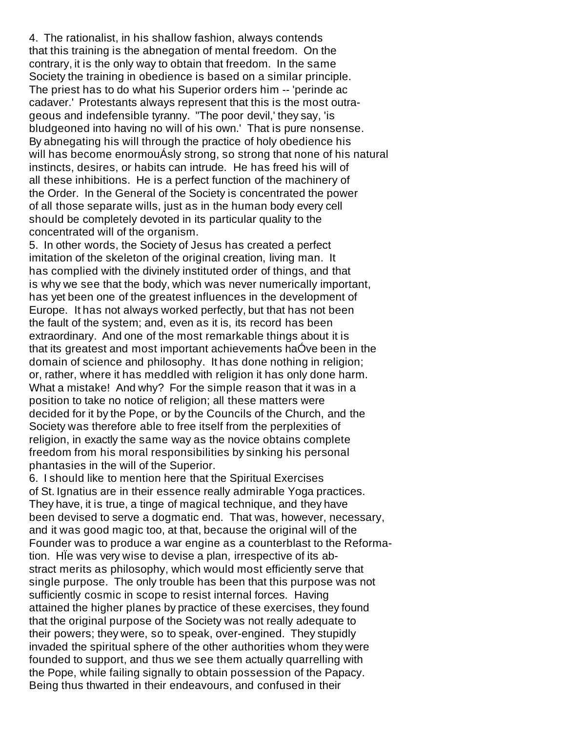4. The rationalist, in his shallow fashion, always contends that this training is the abnegation of mental freedom. On the contrary, it is the only way to obtain that freedom. In the same Society the training in obedience is based on a similar principle. The priest has to do what his Superior orders him -- 'perinde ac cadaver.' Protestants always represent that this is the most outrageous and indefensible tyranny. "The poor devil,' they say, 'is bludgeoned into having no will of his own.' That is pure nonsense. By abnegating his will through the practice of holy obedience his will has become enormouÁsly strong, so strong that none of his natural instincts, desires, or habits can intrude. He has freed his will of all these inhibitions. He is a perfect function of the machinery of the Order. In the General of the Society is concentrated the power of all those separate wills, just as in the human body every cell should be completely devoted in its particular quality to the concentrated will of the organism.

5. In other words, the Society of Jesus has created a perfect imitation of the skeleton of the original creation, living man. It has complied with the divinely instituted order of things, and that is why we see that the body, which was never numerically important, has yet been one of the greatest influences in the development of Europe. It has not always worked perfectly, but that has not been the fault of the system; and, even as it is, its record has been extraordinary. And one of the most remarkable things about it is that its greatest and most important achievements haÓve been in the domain of science and philosophy. It has done nothing in religion; or, rather, where it has meddled with religion it has only done harm. What a mistake! And why? For the simple reason that it was in a position to take no notice of religion; all these matters were decided for it by the Pope, or by the Councils of the Church, and the Society was therefore able to free itself from the perplexities of religion, in exactly the same way as the novice obtains complete freedom from his moral responsibilities by sinking his personal phantasies in the will of the Superior.

6. I should like to mention here that the Spiritual Exercises of St. Ignatius are in their essence really admirable Yoga practices. They have, it is true, a tinge of magical technique, and they have been devised to serve a dogmatic end. That was, however, necessary, and it was good magic too, at that, because the original will of the Founder was to produce a war engine as a counterblast to the Reformation. HÏe was very wise to devise a plan, irrespective of its abstract merits as philosophy, which would most efficiently serve that single purpose. The only trouble has been that this purpose was not sufficiently cosmic in scope to resist internal forces. Having attained the higher planes by practice of these exercises, they found that the original purpose of the Society was not really adequate to their powers; they were, so to speak, over-engined. They stupidly invaded the spiritual sphere of the other authorities whom they were founded to support, and thus we see them actually quarrelling with the Pope, while failing signally to obtain possession of the Papacy. Being thus thwarted in their endeavours, and confused in their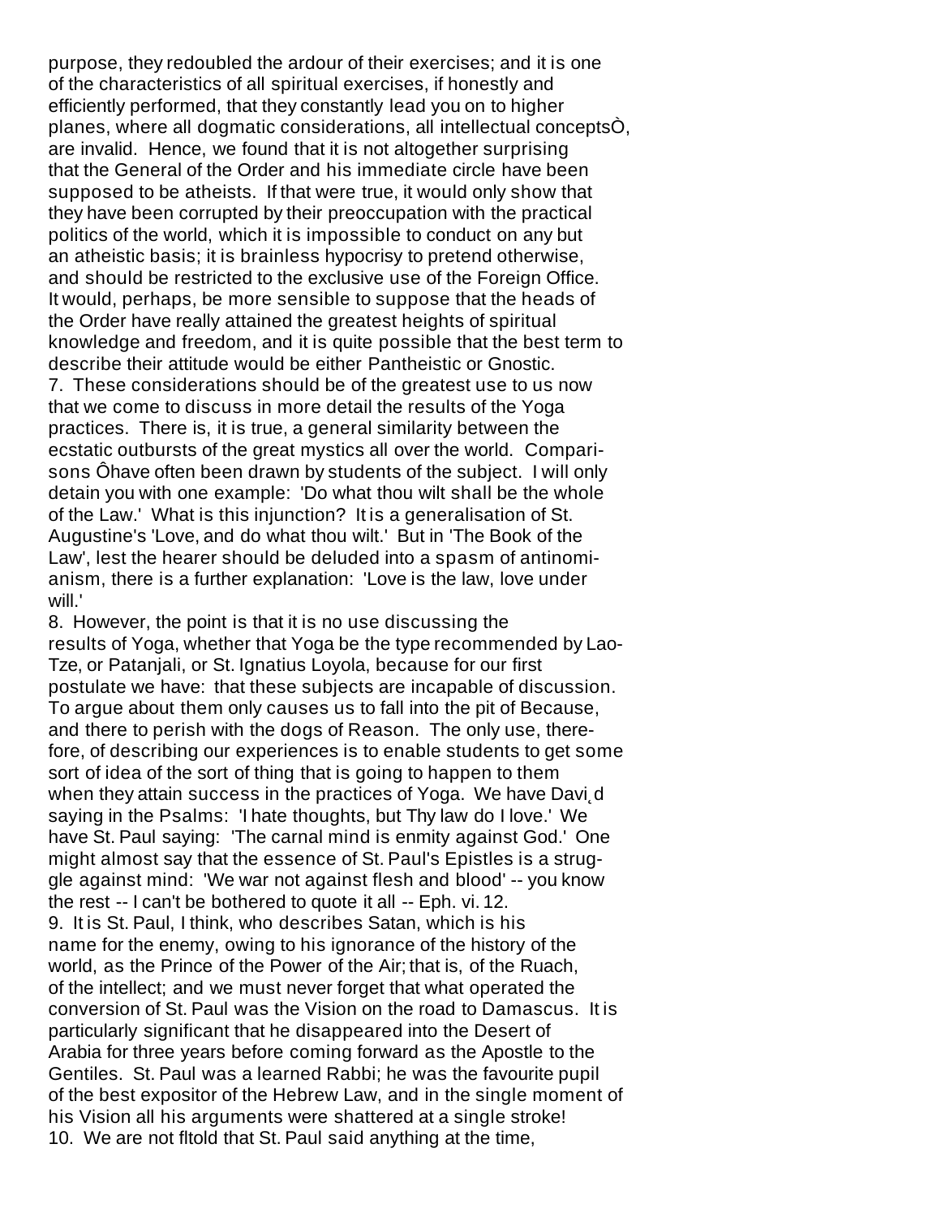purpose, they redoubled the ardour of their exercises; and it is one of the characteristics of all spiritual exercises, if honestly and efficiently performed, that they constantly lead you on to higher planes, where all dogmatic considerations, all intellectual conceptsÒ, are invalid. Hence, we found that it is not altogether surprising that the General of the Order and his immediate circle have been supposed to be atheists. If that were true, it would only show that they have been corrupted by their preoccupation with the practical politics of the world, which it is impossible to conduct on any but an atheistic basis; it is brainless hypocrisy to pretend otherwise, and should be restricted to the exclusive use of the Foreign Office. It would, perhaps, be more sensible to suppose that the heads of the Order have really attained the greatest heights of spiritual knowledge and freedom, and it is quite possible that the best term to describe their attitude would be either Pantheistic or Gnostic.

7. These considerations should be of the greatest use to us now that we come to discuss in more detail the results of the Yoga practices. There is, it is true, a general similarity between the ecstatic outbursts of the great mystics all over the world. Comparisons Ôhave often been drawn by students of the subject. I will only detain you with one example: 'Do what thou wilt shall be the whole of the Law.' What is this injunction? It is a generalisation of St. Augustine's 'Love, and do what thou wilt.' But in 'The Book of the Law', lest the hearer should be deluded into a spasm of antinomianism, there is a further explanation: 'Love is the law, love under will.'

8. However, the point is that it is no use discussing the results of Yoga, whether that Yoga be the type recommended by Lao-Tze, or Patanjali, or St. Ignatius Loyola, because for our first postulate we have: that these subjects are incapable of discussion. To argue about them only causes us to fall into the pit of Because, and there to perish with the dogs of Reason. The only use, therefore, of describing our experiences is to enable students to get some sort of idea of the sort of thing that is going to happen to them when they attain success in the practices of Yoga. We have Davi˛d saying in the Psalms: 'I hate thoughts, but Thy law do I love.' We have St. Paul saying: 'The carnal mind is enmity against God.' One might almost say that the essence of St. Paul's Epistles is a struggle against mind: 'We war not against flesh and blood' -- you know the rest -- I can't be bothered to quote it all -- Eph. vi. 12.

9. It is St. Paul, I think, who describes Satan, which is his name for the enemy, owing to his ignorance of the history of the world, as the Prince of the Power of the Air; that is, of the Ruach, of the intellect; and we must never forget that what operated the conversion of St. Paul was the Vision on the road to Damascus. It is particularly significant that he disappeared into the Desert of Arabia for three years before coming forward as the Apostle to the Gentiles. St. Paul was a learned Rabbi; he was the favourite pupil of the best expositor of the Hebrew Law, and in the single moment of his Vision all his arguments were shattered at a single stroke!

10. We are not fltold that St. Paul said anything at the time,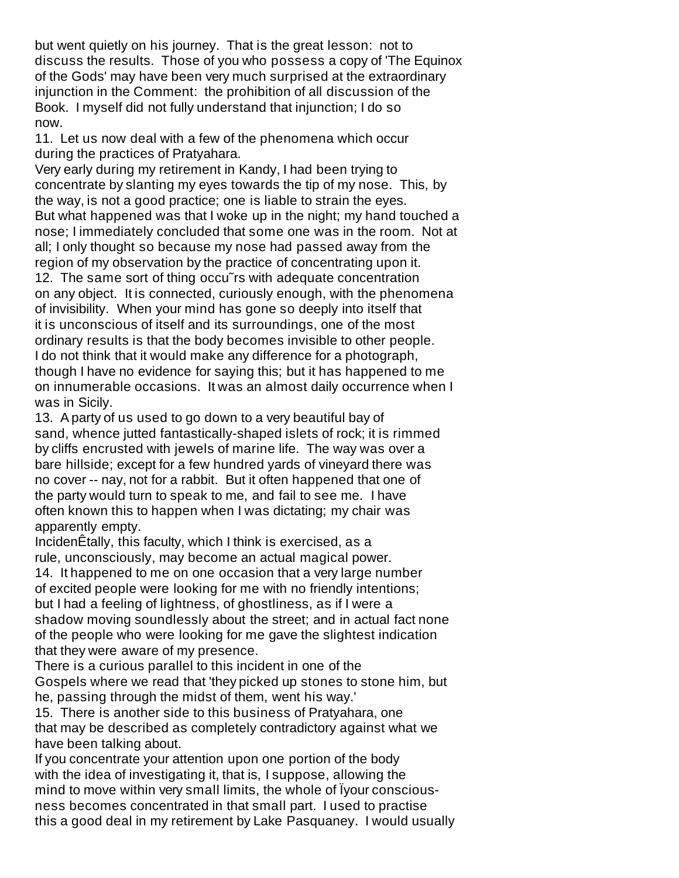but went quietly on his journey. That is the great lesson: not to discuss the results. Those of you who possess a copy of 'The Equinox of the Gods' may have been very much surprised at the extraordinary injunction in the Comment: the prohibition of all discussion of the Book. I myself did not fully understand that injunction; I do so now.

11. Let us now deal with a few of the phenomena which occur during the practices of Pratyahara.

Very early during my retirement in Kandy, I had been trying to concentrate by slanting my eyes towards the tip of my nose. This, by the way, is not a good practice; one is liable to strain the eyes. But what happened was that I woke up in the night; my hand touched a nose; I immediately concluded that some one was in the room. Not at all; I only thought so because my nose had passed away from the region of my observation by the practice of concentrating upon it.

12. The same sort of thing occu˜rs with adequate concentration on any object. It is connected, curiously enough, with the phenomena of invisibility. When your mind has gone so deeply into itself that it is unconscious of itself and its surroundings, one of the most ordinary results is that the body becomes invisible to other people. I do not think that it would make any difference for a photograph, though I have no evidence for saying this; but it has happened to me on innumerable occasions. It was an almost daily occurrence when I was in Sicily.

13. A party of us used to go down to a very beautiful bay of sand, whence jutted fantastically-shaped islets of rock; it is rimmed by cliffs encrusted with jewels of marine life. The way was over a bare hillside; except for a few hundred yards of vineyard there was no cover -- nay, not for a rabbit. But it often happened that one of the party would turn to speak to me, and fail to see me. I have often known this to happen when I was dictating; my chair was apparently empty.

IncidenÊtally, this faculty, which I think is exercised, as a rule, unconsciously, may become an actual magical power.

14. It happened to me on one occasion that a very large number of excited people were looking for me with no friendly intentions; but I had a feeling of lightness, of ghostliness, as if I were a shadow moving soundlessly about the street; and in actual fact none of the people who were looking for me gave the slightest indication that they were aware of my presence.

There is a curious parallel to this incident in one of the Gospels where we read that 'they picked up stones to stone him, but he, passing through the midst of them, went his way.'

15. There is another side to this business of Pratyahara, one that may be described as completely contradictory against what we have been talking about.

If you concentrate your attention upon one portion of the body with the idea of investigating it, that is, I suppose, allowing the mind to move within very small limits, the whole of Ïyour consciousness becomes concentrated in that small part. I used to practise this a good deal in my retirement by Lake Pasquaney. I would usually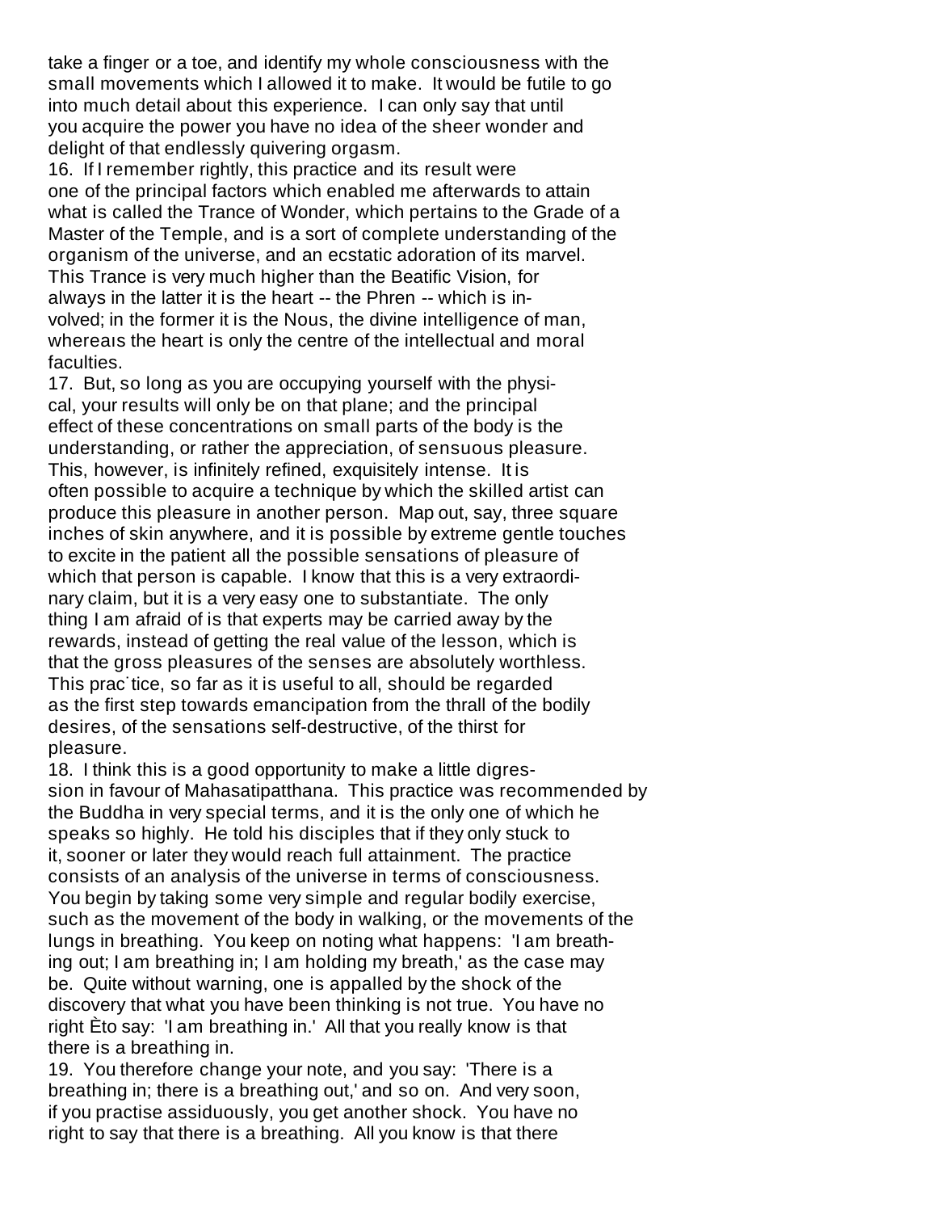take a finger or a toe, and identify my whole consciousness with the small movements which I allowed it to make. It would be futile to go into much detail about this experience. I can only say that until you acquire the power you have no idea of the sheer wonder and delight of that endlessly quivering orgasm.

16. If I remember rightly, this practice and its result were one of the principal factors which enabled me afterwards to attain what is called the Trance of Wonder, which pertains to the Grade of a Master of the Temple, and is a sort of complete understanding of the organism of the universe, and an ecstatic adoration of its marvel. This Trance is very much higher than the Beatific Vision, for always in the latter it is the heart -- the Phren -- which is involved; in the former it is the Nous, the divine intelligence of man, whereaıs the heart is only the centre of the intellectual and moral faculties.

17. But, so long as you are occupying yourself with the physical, your results will only be on that plane; and the principal effect of these concentrations on small parts of the body is the understanding, or rather the appreciation, of sensuous pleasure. This, however, is infinitely refined, exquisitely intense. It is often possible to acquire a technique by which the skilled artist can produce this pleasure in another person. Map out, say, three square inches of skin anywhere, and it is possible by extreme gentle touches to excite in the patient all the possible sensations of pleasure of which that person is capable. I know that this is a very extraordinary claim, but it is a very easy one to substantiate. The only thing I am afraid of is that experts may be carried away by the rewards, instead of getting the real value of the lesson, which is that the gross pleasures of the senses are absolutely worthless. This prac˙tice, so far as it is useful to all, should be regarded as the first step towards emancipation from the thrall of the bodily desires, of the sensations self-destructive, of the thirst for pleasure.

18. I think this is a good opportunity to make a little digression in favour of Mahasatipatthana. This practice was recommended by the Buddha in very special terms, and it is the only one of which he speaks so highly. He told his disciples that if they only stuck to it, sooner or later they would reach full attainment. The practice consists of an analysis of the universe in terms of consciousness. You begin by taking some very simple and regular bodily exercise, such as the movement of the body in walking, or the movements of the lungs in breathing. You keep on noting what happens: 'I am breathing out; I am breathing in; I am holding my breath,' as the case may be. Quite without warning, one is appalled by the shock of the discovery that what you have been thinking is not true. You have no right Èto say: 'I am breathing in.' All that you really know is that there is a breathing in.

19. You therefore change your note, and you say: 'There is a breathing in; there is a breathing out,' and so on. And very soon, if you practise assiduously, you get another shock. You have no right to say that there is a breathing. All you know is that there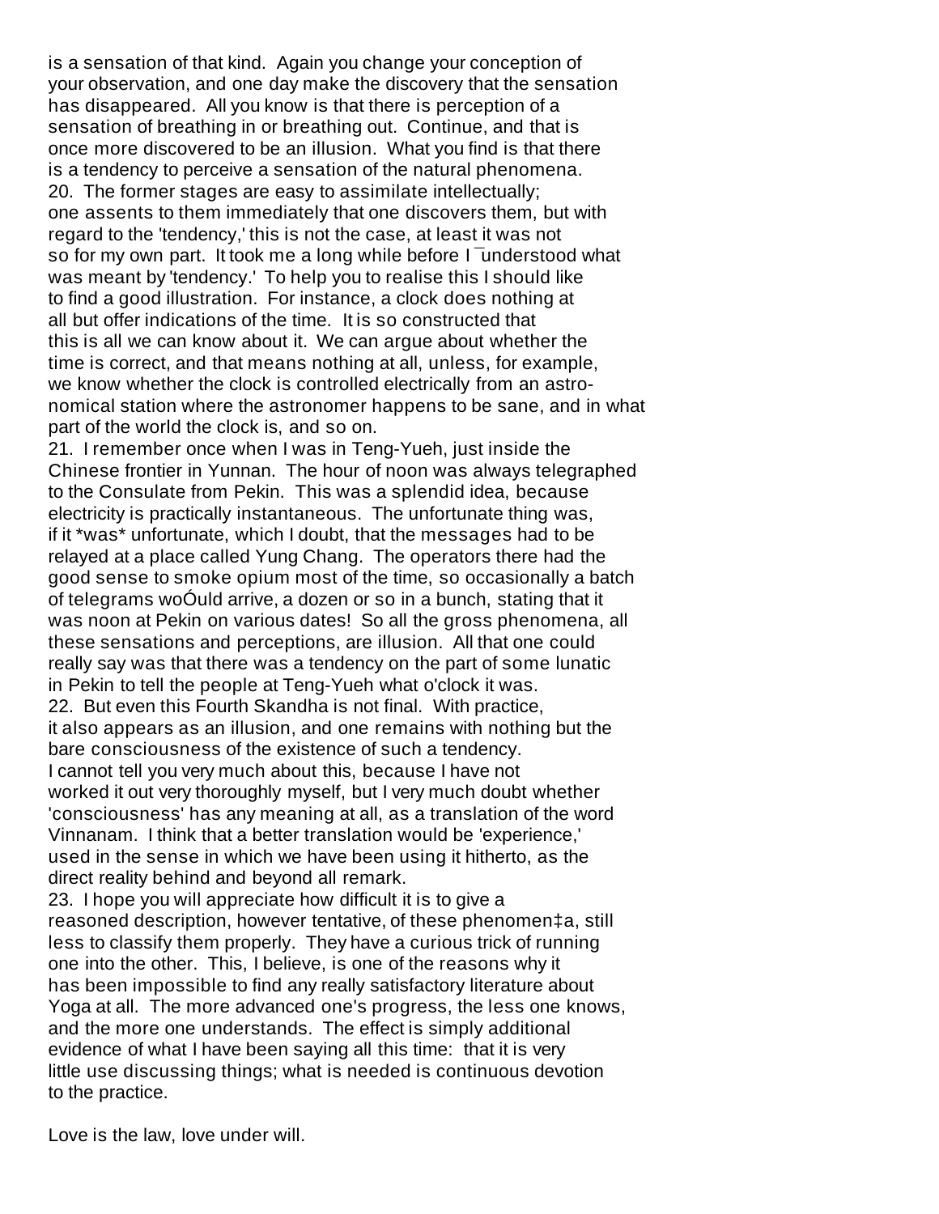is a sensation of that kind. Again you change your conception of your observation, and one day make the discovery that the sensation has disappeared. All you know is that there is perception of a sensation of breathing in or breathing out. Continue, and that is once more discovered to be an illusion. What you find is that there is a tendency to perceive a sensation of the natural phenomena.

20. The former stages are easy to assimilate intellectually; one assents to them immediately that one discovers them, but with regard to the 'tendency,' this is not the case, at least it was not so for my own part. It took me a long while before I ¯understood what was meant by 'tendency.' To help you to realise this I should like to find a good illustration. For instance, a clock does nothing at all but offer indications of the time. It is so constructed that this is all we can know about it. We can argue about whether the time is correct, and that means nothing at all, unless, for example, we know whether the clock is controlled electrically from an astronomical station where the astronomer happens to be sane, and in what part of the world the clock is, and so on.

21. I remember once when I was in Teng-Yueh, just inside the Chinese frontier in Yunnan. The hour of noon was always telegraphed to the Consulate from Pekin. This was a splendid idea, because electricity is practically instantaneous. The unfortunate thing was, if it *was* unfortunate, which I doubt, that the messages had to be relayed at a place called Yung Chang. The operators there had the good sense to smoke opium most of the time, so occasionally a batch of telegrams woÓuld arrive, a dozen or so in a bunch, stating that it was noon at Pekin on various dates! So all the gross phenomena, all these sensations and perceptions, are illusion. All that one could really say was that there was a tendency on the part of some lunatic in Pekin to tell the people at Teng-Yueh what o'clock it was.

22. But even this Fourth Skandha is not final. With practice, it also appears as an illusion, and one remains with nothing but the bare consciousness of the existence of such a tendency. I cannot tell you very much about this, because I have not worked it out very thoroughly myself, but I very much doubt whether 'consciousness' has any meaning at all, as a translation of the word Vinnanam. I think that a better translation would be 'experience,' used in the sense in which we have been using it hitherto, as the direct reality behind and beyond all remark.

23. I hope you will appreciate how difficult it is to give a reasoned description, however tentative, of these phenomen‡a, still less to classify them properly. They have a curious trick of running one into the other. This, I believe, is one of the reasons why it has been impossible to find any really satisfactory literature about Yoga at all. The more advanced one's progress, the less one knows, and the more one understands. The effect is simply additional evidence of what I have been saying all this time: that it is very little use discussing things; what is needed is continuous devotion to the practice.

Love is the law, love under will.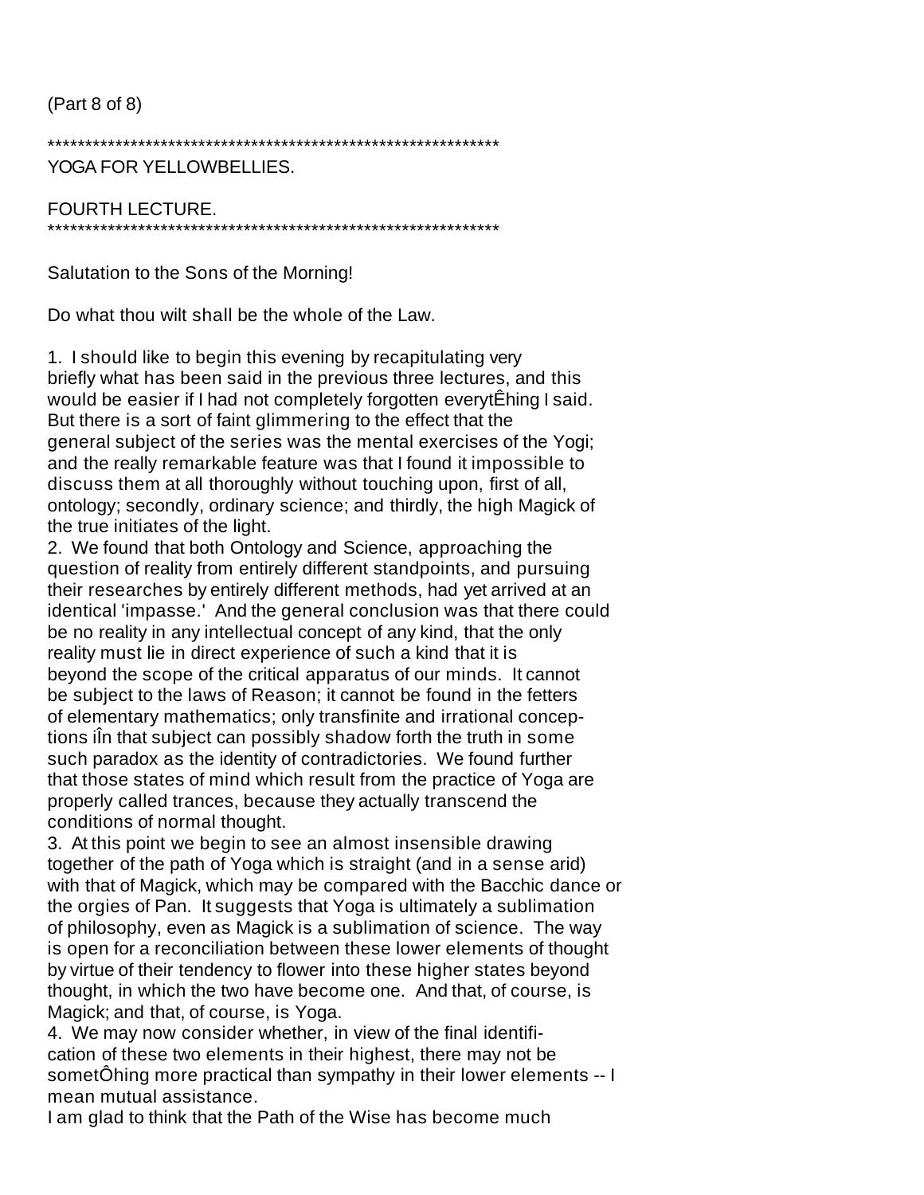(Part 8 of 8)

*************************************************************
YOGA FOR YELLOWBELLIES.

FOURTH LECTURE.
*************************************************************

Salutation to the Sons of the Morning!

Do what thou wilt shall be the whole of the Law.

1. I should like to begin this evening by recapitulating very briefly what has been said in the previous three lectures, and this would be easier if I had not completely forgotten everytÊhing I said. But there is a sort of faint glimmering to the effect that the general subject of the series was the mental exercises of the Yogi; and the really remarkable feature was that I found it impossible to discuss them at all thoroughly without touching upon, first of all, ontology; secondly, ordinary science; and thirdly, the high Magick of the true initiates of the light.

2. We found that both Ontology and Science, approaching the question of reality from entirely different standpoints, and pursuing their researches by entirely different methods, had yet arrived at an identical 'impasse.' And the general conclusion was that there could be no reality in any intellectual concept of any kind, that the only reality must lie in direct experience of such a kind that it is beyond the scope of the critical apparatus of our minds. It cannot be subject to the laws of Reason; it cannot be found in the fetters of elementary mathematics; only transfinite and irrational conceptions iÎn that subject can possibly shadow forth the truth in some such paradox as the identity of contradictories. We found further that those states of mind which result from the practice of Yoga are properly called trances, because they actually transcend the conditions of normal thought.

3. At this point we begin to see an almost insensible drawing together of the path of Yoga which is straight (and in a sense arid) with that of Magick, which may be compared with the Bacchic dance or the orgies of Pan. It suggests that Yoga is ultimately a sublimation of philosophy, even as Magick is a sublimation of science. The way is open for a reconciliation between these lower elements of thought by virtue of their tendency to flower into these higher states beyond thought, in which the two have become one. And that, of course, is Magick; and that, of course, is Yoga.

4. We may now consider whether, in view of the final identification of these two elements in their highest, there may not be sometÔhing more practical than sympathy in their lower elements -- I mean mutual assistance.

I am glad to think that the Path of the Wise has become much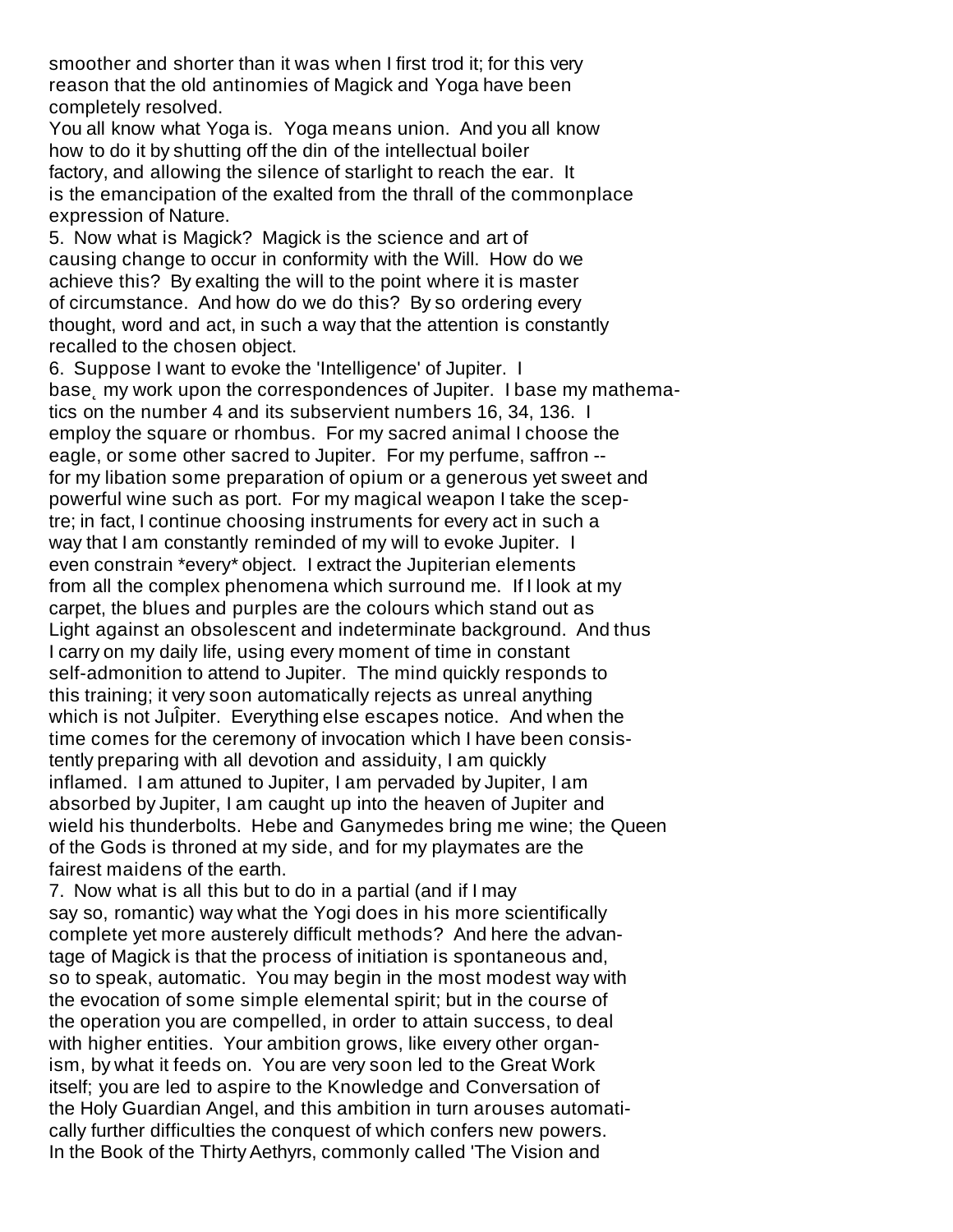smoother and shorter than it was when I first trod it; for this very reason that the old antinomies of Magick and Yoga have been completely resolved.

You all know what Yoga is. Yoga means union. And you all know how to do it by shutting off the din of the intellectual boiler factory, and allowing the silence of starlight to reach the ear. It is the emancipation of the exalted from the thrall of the commonplace expression of Nature.

5. Now what is Magick? Magick is the science and art of causing change to occur in conformity with the Will. How do we achieve this? By exalting the will to the point where it is master of circumstance. And how do we do this? By so ordering every thought, word and act, in such a way that the attention is constantly recalled to the chosen object.

6. Suppose I want to evoke the 'Intelligence' of Jupiter. I base˛ my work upon the correspondences of Jupiter. I base my mathematics on the number 4 and its subservient numbers 16, 34, 136. I employ the square or rhombus. For my sacred animal I choose the eagle, or some other sacred to Jupiter. For my perfume, saffron -- for my libation some preparation of opium or a generous yet sweet and powerful wine such as port. For my magical weapon I take the sceptre; in fact, I continue choosing instruments for every act in such a way that I am constantly reminded of my will to evoke Jupiter. I even constrain *every* object. I extract the Jupiterian elements from all the complex phenomena which surround me. If I look at my carpet, the blues and purples are the colours which stand out as Light against an obsolescent and indeterminate background. And thus I carry on my daily life, using every moment of time in constant self-admonition to attend to Jupiter. The mind quickly responds to this training; it very soon automatically rejects as unreal anything which is not JuÎpiter. Everything else escapes notice. And when the time comes for the ceremony of invocation which I have been consistently preparing with all devotion and assiduity, I am quickly inflamed. I am attuned to Jupiter, I am pervaded by Jupiter, I am absorbed by Jupiter, I am caught up into the heaven of Jupiter and wield his thunderbolts. Hebe and Ganymedes bring me wine; the Queen of the Gods is throned at my side, and for my playmates are the fairest maidens of the earth.

7. Now what is all this but to do in a partial (and if I may say so, romantic) way what the Yogi does in his more scientifically complete yet more austerely difficult methods? And here the advantage of Magick is that the process of initiation is spontaneous and, so to speak, automatic. You may begin in the most modest way with the evocation of some simple elemental spirit; but in the course of the operation you are compelled, in order to attain success, to deal with higher entities. Your ambition grows, like eıvery other organism, by what it feeds on. You are very soon led to the Great Work itself; you are led to aspire to the Knowledge and Conversation of the Holy Guardian Angel, and this ambition in turn arouses automatically further difficulties the conquest of which confers new powers. In the Book of the Thirty Aethyrs, commonly called 'The Vision and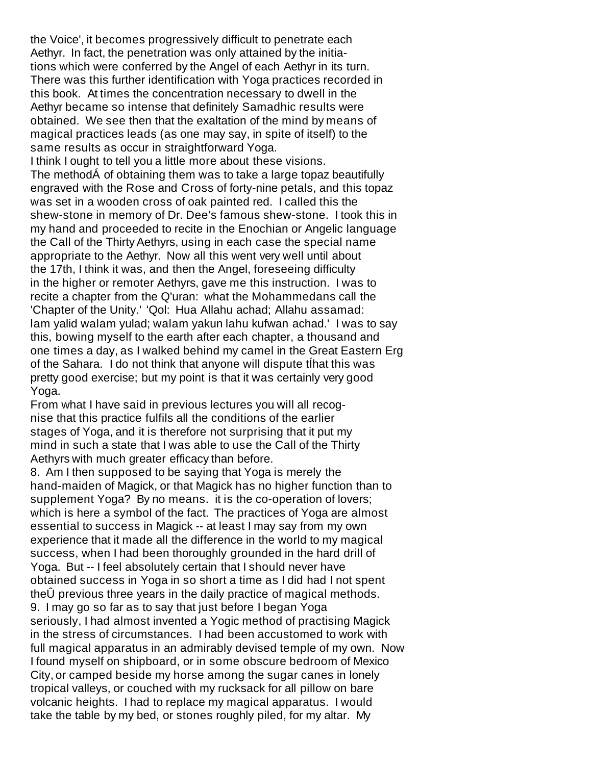the Voice', it becomes progressively difficult to penetrate each Aethyr. In fact, the penetration was only attained by the initiations which were conferred by the Angel of each Aethyr in its turn. There was this further identification with Yoga practices recorded in this book. At times the concentration necessary to dwell in the Aethyr became so intense that definitely Samadhic results were obtained. We see then that the exaltation of the mind by means of magical practices leads (as one may say, in spite of itself) to the same results as occur in straightforward Yoga.

I think I ought to tell you a little more about these visions. The methodÁ of obtaining them was to take a large topaz beautifully engraved with the Rose and Cross of forty-nine petals, and this topaz was set in a wooden cross of oak painted red. I called this the shew-stone in memory of Dr. Dee's famous shew-stone. I took this in my hand and proceeded to recite in the Enochian or Angelic language the Call of the Thirty Aethyrs, using in each case the special name appropriate to the Aethyr. Now all this went very well until about the 17th, I think it was, and then the Angel, foreseeing difficulty in the higher or remoter Aethyrs, gave me this instruction. I was to recite a chapter from the Q'uran: what the Mohammedans call the 'Chapter of the Unity.' 'Qol: Hua Allahu achad; Allahu assamad: lam yalid walam yulad; walam yakun lahu kufwan achad.' I was to say this, bowing myself to the earth after each chapter, a thousand and one times a day, as I walked behind my camel in the Great Eastern Erg of the Sahara. I do not think that anyone will dispute tÍhat this was pretty good exercise; but my point is that it was certainly very good Yoga.

From what I have said in previous lectures you will all recognise that this practice fulfils all the conditions of the earlier stages of Yoga, and it is therefore not surprising that it put my mind in such a state that I was able to use the Call of the Thirty Aethyrs with much greater efficacy than before.

8. Am I then supposed to be saying that Yoga is merely the hand-maiden of Magick, or that Magick has no higher function than to supplement Yoga? By no means. it is the co-operation of lovers; which is here a symbol of the fact. The practices of Yoga are almost essential to success in Magick -- at least I may say from my own experience that it made all the difference in the world to my magical success, when I had been thoroughly grounded in the hard drill of Yoga. But -- I feel absolutely certain that I should never have obtained success in Yoga in so short a time as I did had I not spent theÛ previous three years in the daily practice of magical methods.

9. I may go so far as to say that just before I began Yoga seriously, I had almost invented a Yogic method of practising Magick in the stress of circumstances. I had been accustomed to work with full magical apparatus in an admirably devised temple of my own. Now I found myself on shipboard, or in some obscure bedroom of Mexico City, or camped beside my horse among the sugar canes in lonely tropical valleys, or couched with my rucksack for all pillow on bare volcanic heights. I had to replace my magical apparatus. I would take the table by my bed, or stones roughly piled, for my altar. My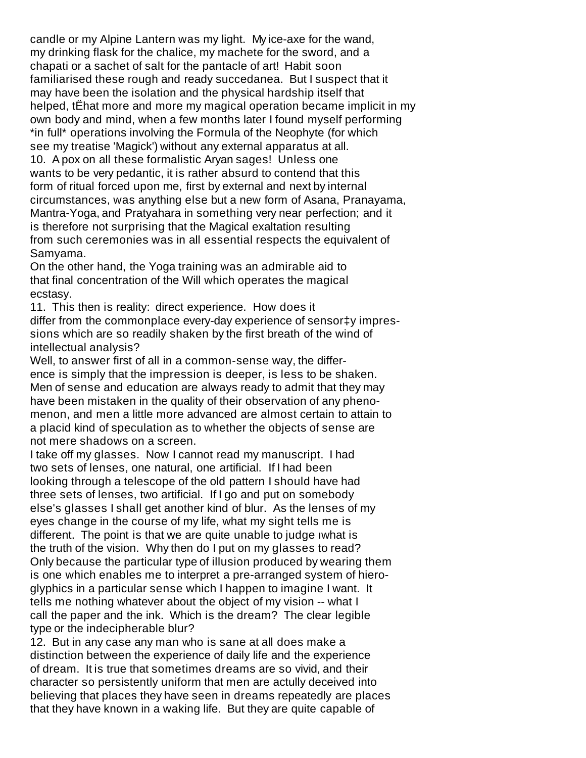candle or my Alpine Lantern was my light. My ice-axe for the wand, my drinking flask for the chalice, my machete for the sword, and a chapati or a sachet of salt for the pantacle of art! Habit soon familiarised these rough and ready succedanea. But I suspect that it may have been the isolation and the physical hardship itself that helped, tËhat more and more my magical operation became implicit in my own body and mind, when a few months later I found myself performing *in full* operations involving the Formula of the Neophyte (for which see my treatise 'Magick') without any external apparatus at all.

10. A pox on all these formalistic Aryan sages! Unless one wants to be very pedantic, it is rather absurd to contend that this form of ritual forced upon me, first by external and next by internal circumstances, was anything else but a new form of Asana, Pranayama, Mantra-Yoga, and Pratyahara in something very near perfection; and it is therefore not surprising that the Magical exaltation resulting from such ceremonies was in all essential respects the equivalent of Samyama.

On the other hand, the Yoga training was an admirable aid to that final concentration of the Will which operates the magical ecstasy.

11. This then is reality: direct experience. How does it differ from the commonplace every-day experience of sensor‡y impressions which are so readily shaken by the first breath of the wind of intellectual analysis?

Well, to answer first of all in a common-sense way, the difference is simply that the impression is deeper, is less to be shaken. Men of sense and education are always ready to admit that they may have been mistaken in the quality of their observation of any phenomenon, and men a little more advanced are almost certain to attain to a placid kind of speculation as to whether the objects of sense are not mere shadows on a screen.

I take off my glasses. Now I cannot read my manuscript. I had two sets of lenses, one natural, one artificial. If I had been looking through a telescope of the old pattern I should have had three sets of lenses, two artificial. If I go and put on somebody else's glasses I shall get another kind of blur. As the lenses of my eyes change in the course of my life, what my sight tells me is different. The point is that we are quite unable to judge ıwhat is the truth of the vision. Why then do I put on my glasses to read? Only because the particular type of illusion produced by wearing them is one which enables me to interpret a pre-arranged system of hieroglyphics in a particular sense which I happen to imagine I want. It tells me nothing whatever about the object of my vision -- what I call the paper and the ink. Which is the dream? The clear legible type or the indecipherable blur?

12. But in any case any man who is sane at all does make a distinction between the experience of daily life and the experience of dream. It is true that sometimes dreams are so vivid, and their character so persistently uniform that men are actully deceived into believing that places they have seen in dreams repeatedly are places that they have known in a waking life. But they are quite capable of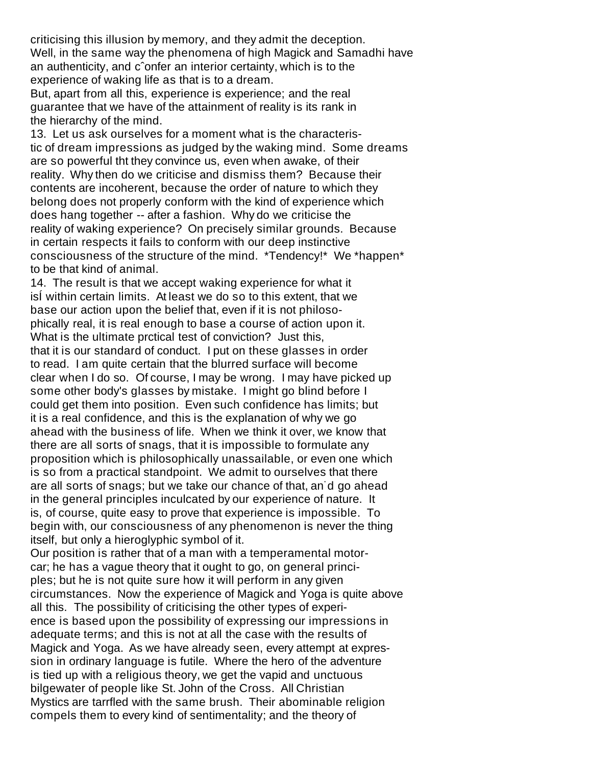criticising this illusion by memory, and they admit the deception. Well, in the same way the phenomena of high Magick and Samadhi have an authenticity, and cˆonfer an interior certainty, which is to the experience of waking life as that is to a dream.

But, apart from all this, experience is experience; and the real guarantee that we have of the attainment of reality is its rank in the hierarchy of the mind.

13. Let us ask ourselves for a moment what is the characteristic of dream impressions as judged by the waking mind. Some dreams are so powerful tht they convince us, even when awake, of their reality. Why then do we criticise and dismiss them? Because their contents are incoherent, because the order of nature to which they belong does not properly conform with the kind of experience which does hang together -- after a fashion. Why do we criticise the reality of waking experience? On precisely similar grounds. Because in certain respects it fails to conform with our deep instinctive consciousness of the structure of the mind. *Tendency!* We *happen* to be that kind of animal.

14. The result is that we accept waking experience for what it isÍ within certain limits. At least we do so to this extent, that we base our action upon the belief that, even if it is not philosophically real, it is real enough to base a course of action upon it. What is the ultimate prctical test of conviction? Just this, that it is our standard of conduct. I put on these glasses in order to read. I am quite certain that the blurred surface will become clear when I do so. Of course, I may be wrong. I may have picked up some other body's glasses by mistake. I might go blind before I could get them into position. Even such confidence has limits; but it is a real confidence, and this is the explanation of why we go ahead with the business of life. When we think it over, we know that there are all sorts of snags, that it is impossible to formulate any proposition which is philosophically unassailable, or even one which is so from a practical standpoint. We admit to ourselves that there are all sorts of snags; but we take our chance of that, an˙d go ahead in the general principles inculcated by our experience of nature. It is, of course, quite easy to prove that experience is impossible. To begin with, our consciousness of any phenomenon is never the thing itself, but only a hieroglyphic symbol of it.

Our position is rather that of a man with a temperamental motor-car; he has a vague theory that it ought to go, on general principles; but he is not quite sure how it will perform in any given circumstances. Now the experience of Magick and Yoga is quite above all this. The possibility of criticising the other types of experience is based upon the possibility of expressing our impressions in adequate terms; and this is not at all the case with the results of Magick and Yoga. As we have already seen, every attempt at expression in ordinary language is futile. Where the hero of the adventure is tied up with a religious theory, we get the vapid and unctuous bilgewater of people like St. John of the Cross. All Christian Mystics are tarrfled with the same brush. Their abominable religion compels them to every kind of sentimentality; and the theory of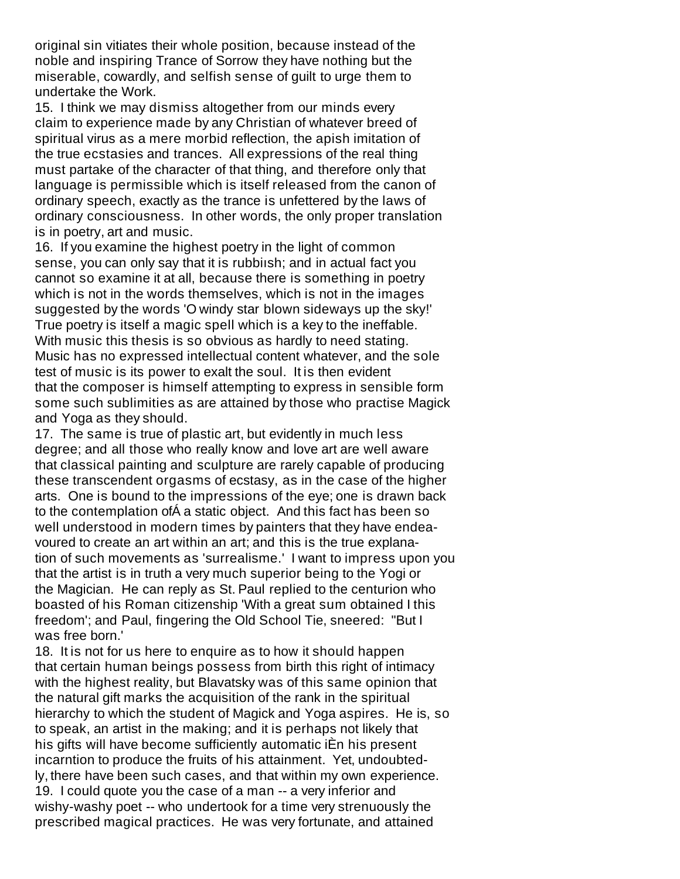original sin vitiates their whole position, because instead of the noble and inspiring Trance of Sorrow they have nothing but the miserable, cowardly, and selfish sense of guilt to urge them to undertake the Work.

15. I think we may dismiss altogether from our minds every claim to experience made by any Christian of whatever breed of spiritual virus as a mere morbid reflection, the apish imitation of the true ecstasies and trances. All expressions of the real thing must partake of the character of that thing, and therefore only that language is permissible which is itself released from the canon of ordinary speech, exactly as the trance is unfettered by the laws of ordinary consciousness. In other words, the only proper translation is in poetry, art and music.

16. If you examine the highest poetry in the light of common sense, you can only say that it is rubbiısh; and in actual fact you cannot so examine it at all, because there is something in poetry which is not in the words themselves, which is not in the images suggested by the words 'O windy star blown sideways up the sky!' True poetry is itself a magic spell which is a key to the ineffable. With music this thesis is so obvious as hardly to need stating. Music has no expressed intellectual content whatever, and the sole test of music is its power to exalt the soul. It is then evident that the composer is himself attempting to express in sensible form some such sublimities as are attained by those who practise Magick and Yoga as they should.

17. The same is true of plastic art, but evidently in much less degree; and all those who really know and love art are well aware that classical painting and sculpture are rarely capable of producing these transcendent orgasms of ecstasy, as in the case of the higher arts. One is bound to the impressions of the eye; one is drawn back to the contemplation ofÁ a static object. And this fact has been so well understood in modern times by painters that they have endeavoured to create an art within an art; and this is the true explanation of such movements as 'surrealisme.' I want to impress upon you that the artist is in truth a very much superior being to the Yogi or the Magician. He can reply as St. Paul replied to the centurion who boasted of his Roman citizenship 'With a great sum obtained I this freedom'; and Paul, fingering the Old School Tie, sneered: "But I was free born.'

18. It is not for us here to enquire as to how it should happen that certain human beings possess from birth this right of intimacy with the highest reality, but Blavatsky was of this same opinion that the natural gift marks the acquisition of the rank in the spiritual hierarchy to which the student of Magick and Yoga aspires. He is, so to speak, an artist in the making; and it is perhaps not likely that his gifts will have become sufficiently automatic iÈn his present incarntion to produce the fruits of his attainment. Yet, undoubtedly, there have been such cases, and that within my own experience.

19. I could quote you the case of a man -- a very inferior and wishy-washy poet -- who undertook for a time very strenuously the prescribed magical practices. He was very fortunate, and attained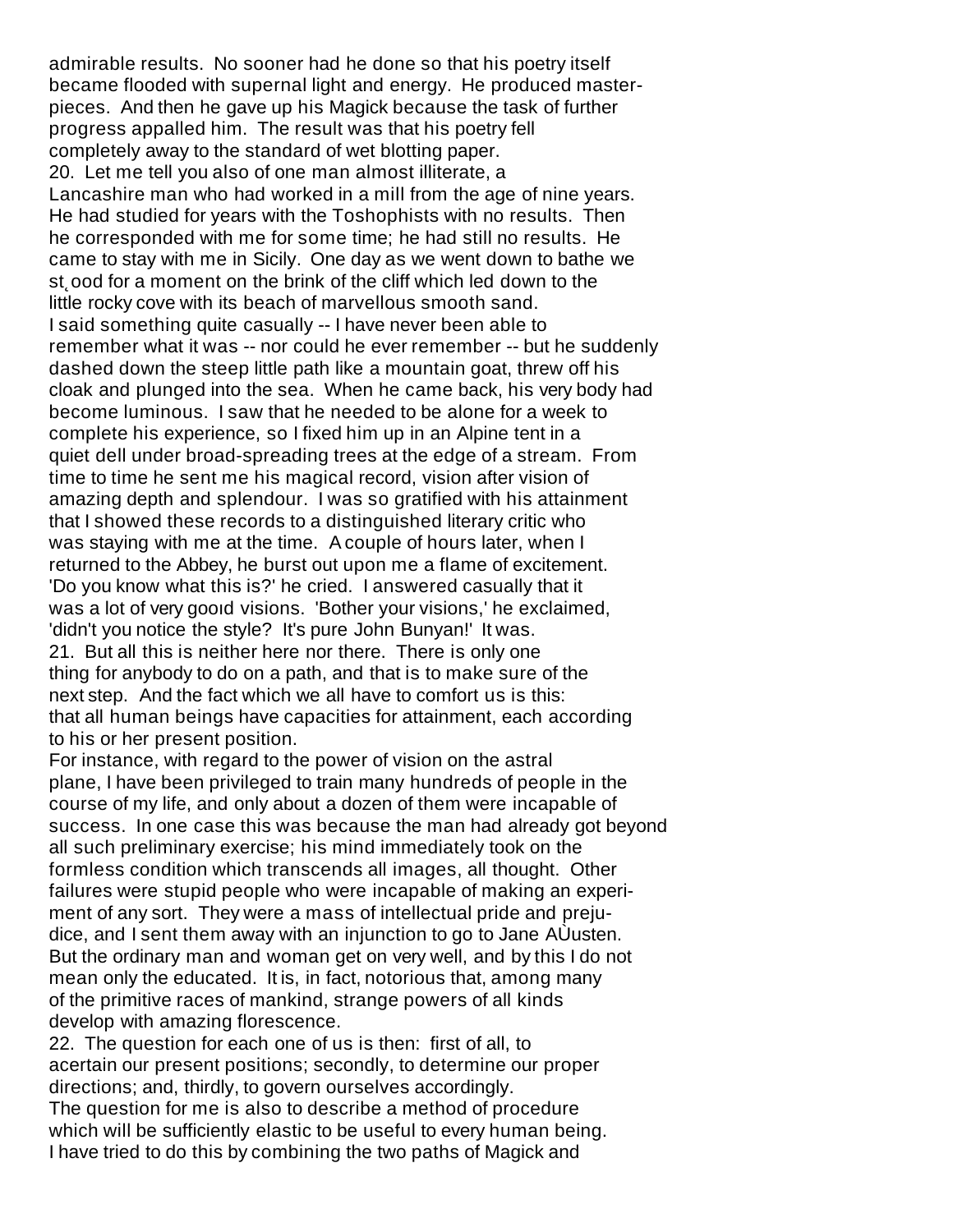admirable results. No sooner had he done so that his poetry itself became flooded with supernal light and energy. He produced master-pieces. And then he gave up his Magick because the task of further progress appalled him. The result was that his poetry fell completely away to the standard of wet blotting paper.

20. Let me tell you also of one man almost illiterate, a Lancashire man who had worked in a mill from the age of nine years. He had studied for years with the Toshophists with no results. Then he corresponded with me for some time; he had still no results. He came to stay with me in Sicily. One day as we went down to bathe we st˛ood for a moment on the brink of the cliff which led down to the little rocky cove with its beach of marvellous smooth sand. I said something quite casually -- I have never been able to remember what it was -- nor could he ever remember -- but he suddenly dashed down the steep little path like a mountain goat, threw off his cloak and plunged into the sea. When he came back, his very body had become luminous. I saw that he needed to be alone for a week to complete his experience, so I fixed him up in an Alpine tent in a quiet dell under broad-spreading trees at the edge of a stream. From time to time he sent me his magical record, vision after vision of amazing depth and splendour. I was so gratified with his attainment that I showed these records to a distinguished literary critic who was staying with me at the time. A couple of hours later, when I returned to the Abbey, he burst out upon me a flame of excitement. 'Do you know what this is?' he cried. I answered casually that it was a lot of very gooıd visions. 'Bother your visions,' he exclaimed, 'didn't you notice the style? It's pure John Bunyan!' It was.

21. But all this is neither here nor there. There is only one thing for anybody to do on a path, and that is to make sure of the next step. And the fact which we all have to comfort us is this: that all human beings have capacities for attainment, each according to his or her present position.

For instance, with regard to the power of vision on the astral plane, I have been privileged to train many hundreds of people in the course of my life, and only about a dozen of them were incapable of success. In one case this was because the man had already got beyond all such preliminary exercise; his mind immediately took on the formless condition which transcends all images, all thought. Other failures were stupid people who were incapable of making an experi-ment of any sort. They were a mass of intellectual pride and preju-dice, and I sent them away with an injunction to go to Jane AÙusten. But the ordinary man and woman get on very well, and by this I do not mean only the educated. It is, in fact, notorious that, among many of the primitive races of mankind, strange powers of all kinds develop with amazing florescence.

22. The question for each one of us is then: first of all, to acertain our present positions; secondly, to determine our proper directions; and, thirdly, to govern ourselves accordingly.

The question for me is also to describe a method of procedure which will be sufficiently elastic to be useful to every human being. I have tried to do this by combining the two paths of Magick and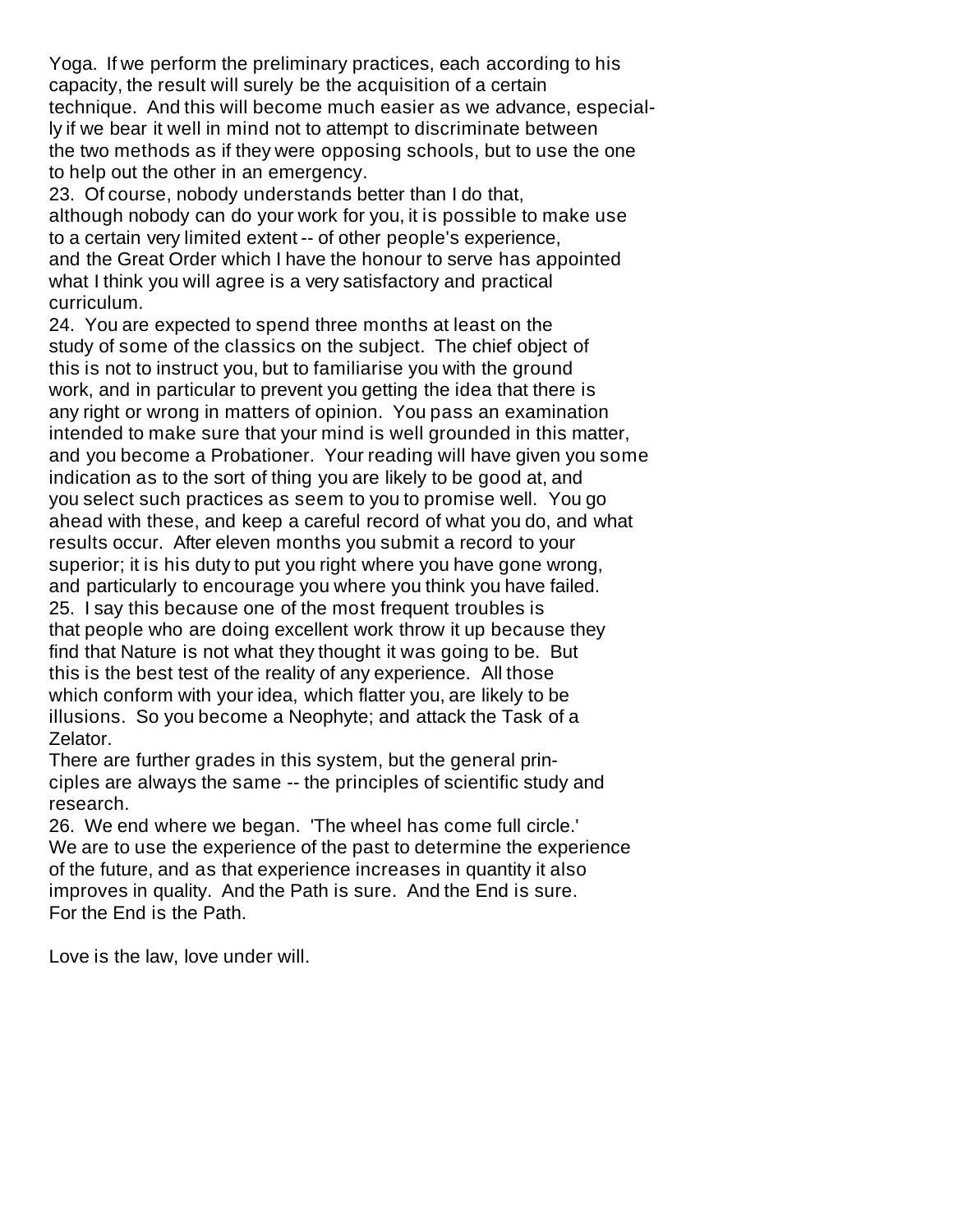Yoga. If we perform the preliminary practices, each according to his capacity, the result will surely be the acquisition of a certain technique. And this will become much easier as we advance, especially if we bear it well in mind not to attempt to discriminate between the two methods as if they were opposing schools, but to use the one to help out the other in an emergency.

23. Of course, nobody understands better than I do that, although nobody can do your work for you, it is possible to make use to a certain very limited extent -- of other people's experience, and the Great Order which I have the honour to serve has appointed what I think you will agree is a very satisfactory and practical curriculum.

24. You are expected to spend three months at least on the study of some of the classics on the subject. The chief object of this is not to instruct you, but to familiarise you with the ground work, and in particular to prevent you getting the idea that there is any right or wrong in matters of opinion. You pass an examination intended to make sure that your mind is well grounded in this matter, and you become a Probationer. Your reading will have given you some indication as to the sort of thing you are likely to be good at, and you select such practices as seem to you to promise well. You go ahead with these, and keep a careful record of what you do, and what results occur. After eleven months you submit a record to your superior; it is his duty to put you right where you have gone wrong, and particularly to encourage you where you think you have failed.

25. I say this because one of the most frequent troubles is that people who are doing excellent work throw it up because they find that Nature is not what they thought it was going to be. But this is the best test of the reality of any experience. All those which conform with your idea, which flatter you, are likely to be illusions. So you become a Neophyte; and attack the Task of a Zelator.

There are further grades in this system, but the general principles are always the same -- the principles of scientific study and research.

26. We end where we began. 'The wheel has come full circle.' We are to use the experience of the past to determine the experience of the future, and as that experience increases in quantity it also improves in quality. And the Path is sure. And the End is sure. For the End is the Path.

Love is the law, love under will.